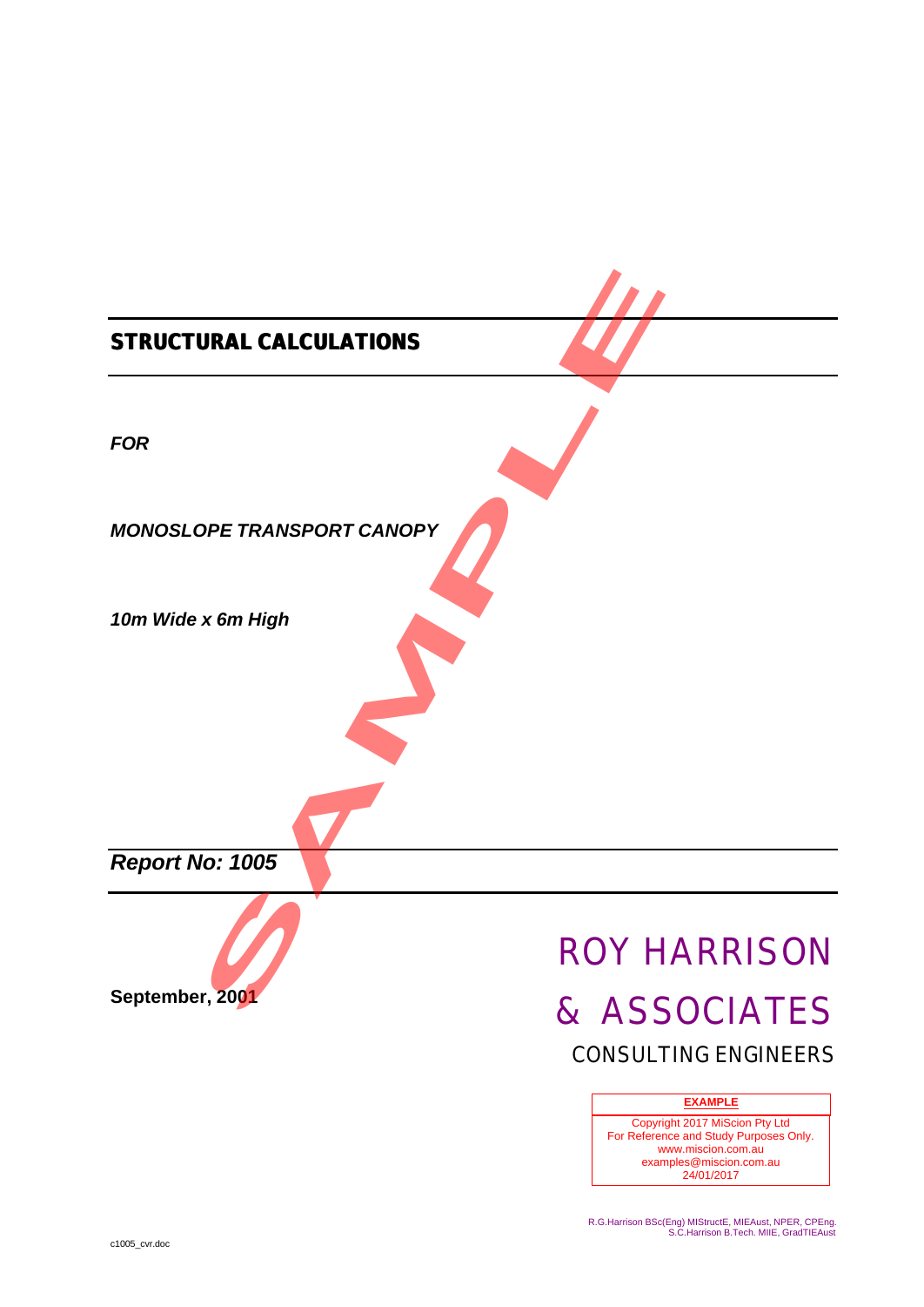# STRUCTURAL CALCULATIONS

***FOR***

***MONOSLOPE TRANSPORT CANOPY***

***10m Wide x 6m High***

***Report No: 1005***

**September, 2001**

ROY HARRISON

& ASSOCIATES

CONSULTING ENGINEERS

| EXAMPLE |
|---|
| Copyright 2017 MiScion Pty Ltd<br>For Reference and Study Purposes Only.<br>www.miscion.com.au<br>examples@miscion.com.au<br>24/01/2017 |

R.G.Harrison BSc(Eng) MIStructE, MIEAust, NPER, CPEng.
S.C.Harrison B.Tech. MIIE, GradTIEAust

c1005_cvr.doc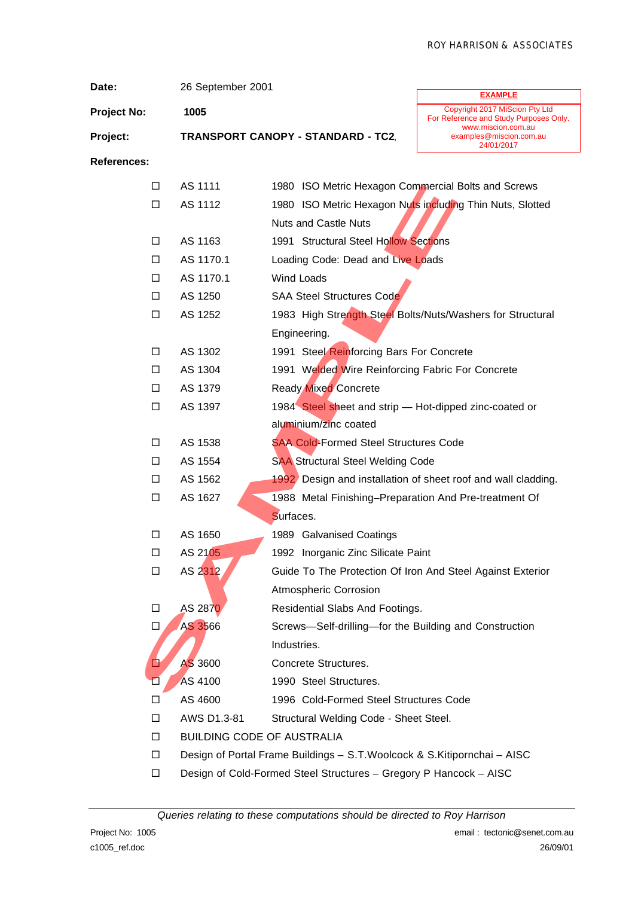| | |
|---|---|
| **Date:** | 26 September 2001 |
| **Project No:** | **1005** |
| **Project:** | **TRANSPORT CANOPY - STANDARD - TC2**, |

EXAMPLE

Copyright 2017 MiScion Pty Ltd
For Reference and Study Purposes Only.
www.miscion.com.au
examples@miscion.com.au
24/01/2017

**References:**

- ☐ AS 1111 — 1980 ISO Metric Hexagon Commercial Bolts and Screws
- ☐ AS 1112 — 1980 ISO Metric Hexagon Nuts including Thin Nuts, Slotted Nuts and Castle Nuts
- ☐ AS 1163 — 1991 Structural Steel Hollow Sections
- ☐ AS 1170.1 — Loading Code: Dead and Live Loads
- ☐ AS 1170.1 — Wind Loads
- ☐ AS 1250 — SAA Steel Structures Code
- ☐ AS 1252 — 1983 High Strength Steel Bolts/Nuts/Washers for Structural Engineering.
- ☐ AS 1302 — 1991 Steel Reinforcing Bars For Concrete
- ☐ AS 1304 — 1991 Welded Wire Reinforcing Fabric For Concrete
- ☐ AS 1379 — Ready Mixed Concrete
- ☐ AS 1397 — 1984 Steel sheet and strip — Hot-dipped zinc-coated or aluminium/zinc coated
- ☐ AS 1538 — SAA Cold-Formed Steel Structures Code
- ☐ AS 1554 — SAA Structural Steel Welding Code
- ☐ AS 1562 — 1992 Design and installation of sheet roof and wall cladding.
- ☐ AS 1627 — 1988 Metal Finishing–Preparation And Pre-treatment Of Surfaces.
- ☐ AS 1650 — 1989 Galvanised Coatings
- ☐ AS 2105 — 1992 Inorganic Zinc Silicate Paint
- ☐ AS 2312 — Guide To The Protection Of Iron And Steel Against Exterior Atmospheric Corrosion
- ☐ AS 2870 — Residential Slabs And Footings.
- ☐ AS 3566 — Screws—Self-drilling—for the Building and Construction Industries.
- ☐ AS 3600 — Concrete Structures.
- ☐ AS 4100 — 1990 Steel Structures.
- ☐ AS 4600 — 1996 Cold-Formed Steel Structures Code
- ☐ AWS D1.3-81 — Structural Welding Code - Sheet Steel.
- ☐ BUILDING CODE OF AUSTRALIA
- ☐ Design of Portal Frame Buildings – S.T.Woolcock & S.Kitipornchai – AISC
- ☐ Design of Cold-Formed Steel Structures – Gregory P Hancock – AISC

SAMPLE

*Queries relating to these computations should be directed to Roy Harrison*

email : tectonic@senet.com.au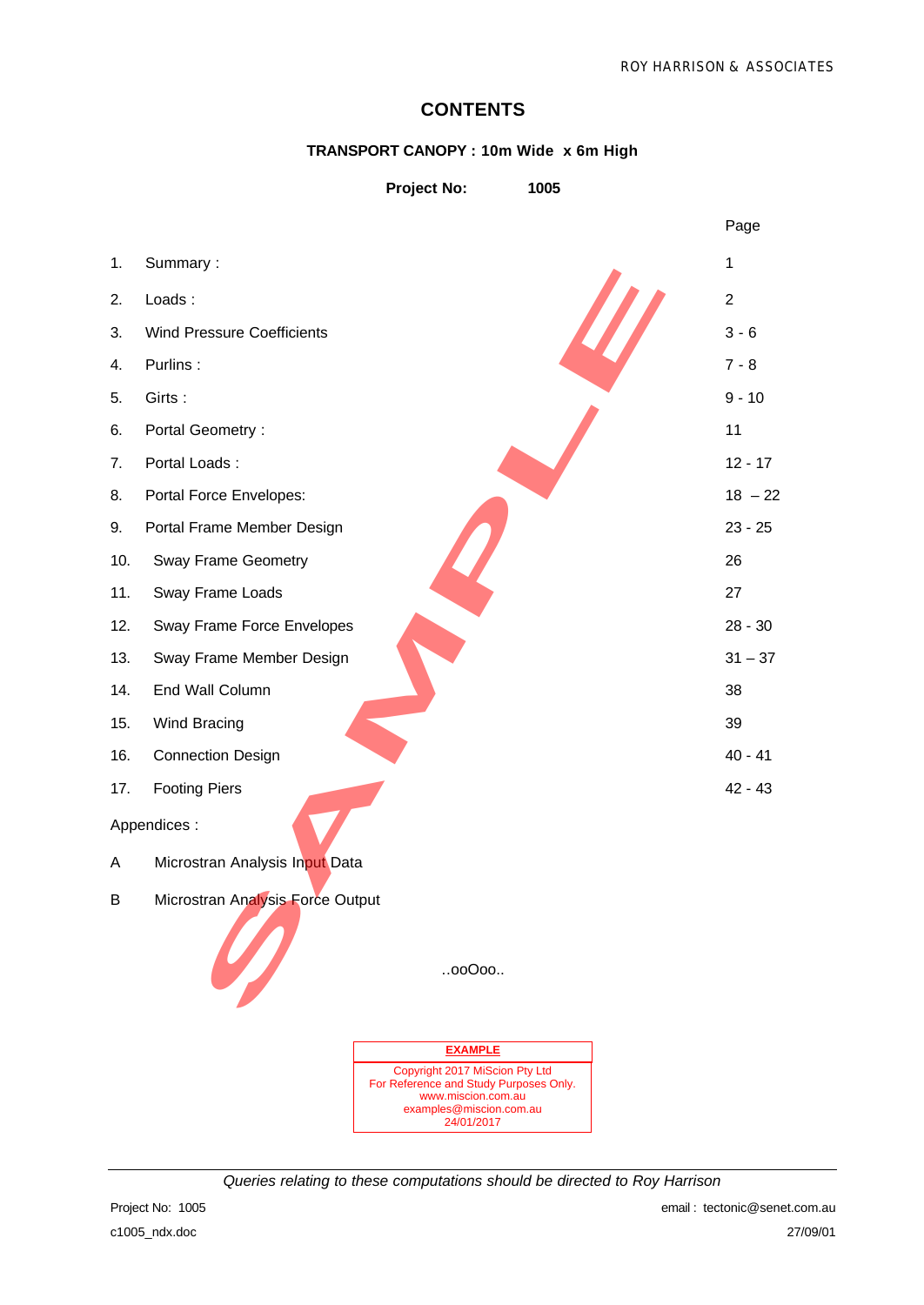# CONTENTS

**TRANSPORT CANOPY : 10m Wide x 6m High**

**Project No: 1005**

| | | Page |
|---|---|---|
| 1. | Summary : | 1 |
| 2. | Loads : | 2 |
| 3. | Wind Pressure Coefficients | 3 - 6 |
| 4. | Purlins : | 7 - 8 |
| 5. | Girts : | 9 - 10 |
| 6. | Portal Geometry : | 11 |
| 7. | Portal Loads : | 12 - 17 |
| 8. | Portal Force Envelopes: | 18 – 22 |
| 9. | Portal Frame Member Design | 23 - 25 |
| 10. | Sway Frame Geometry | 26 |
| 11. | Sway Frame Loads | 27 |
| 12. | Sway Frame Force Envelopes | 28 - 30 |
| 13. | Sway Frame Member Design | 31 – 37 |
| 14. | End Wall Column | 38 |
| 15. | Wind Bracing | 39 |
| 16. | Connection Design | 40 - 41 |
| 17. | Footing Piers | 42 - 43 |

Appendices :

A Microstran Analysis Input Data

B Microstran Analysis Force Output

..ooOoo..

**EXAMPLE**

Copyright 2017 MiScion Pty Ltd
For Reference and Study Purposes Only.
www.miscion.com.au
examples@miscion.com.au
24/01/2017

*Queries relating to these computations should be directed to Roy Harrison*

Project No: 1005 — email : tectonic@senet.com.au

c1005_ndx.doc — 27/09/01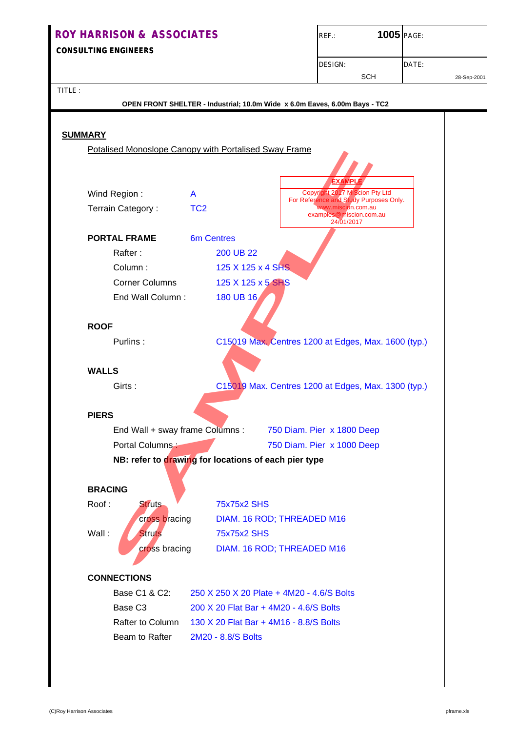**ROY HARRISON & ASSOCIATES**
**CONSULTING ENGINEERS**

| REF.: | 1005 | PAGE: |
|---|---|---|
| DESIGN: | SCH | DATE: 28-Sep-2001 |

TITLE :

**OPEN FRONT SHELTER - Industrial; 10.0m Wide x 6.0m Eaves, 6.00m Bays - TC2**

## SUMMARY

Potalised Monoslope Canopy with Portalised Sway Frame

**EXAMPLE**
Copyright 2017 MiScion Pty Ltd
For Reference and Study Purposes Only.
www.miscion.com.au
examples@miscion.com.au
24/01/2017

Wind Region : A

Terrain Category : TC2

**PORTAL FRAME** 6m Centres

- Rafter : 200 UB 22
- Column : 125 X 125 x 4 SHS
- Corner Columns 125 X 125 x 5 SHS
- End Wall Column : 180 UB 16

**ROOF**

- Purlins : C15019 Max. Centres 1200 at Edges, Max. 1600 (typ.)

**WALLS**

- Girts : C15019 Max. Centres 1200 at Edges, Max. 1300 (typ.)

**PIERS**

- End Wall + sway frame Columns : 750 Diam. Pier x 1800 Deep
- Portal Columns : 750 Diam. Pier x 1000 Deep

**NB: refer to drawing for locations of each pier type**

**BRACING**

| | | |
|---|---|---|
| Roof : | Struts | 75x75x2 SHS |
| | cross bracing | DIAM. 16 ROD; THREADED M16 |
| Wall : | Struts | 75x75x2 SHS |
| | cross bracing | DIAM. 16 ROD; THREADED M16 |

**CONNECTIONS**

- Base C1 & C2: 250 X 250 X 20 Plate + 4M20 - 4.6/S Bolts
- Base C3 200 X 20 Flat Bar + 4M20 - 4.6/S Bolts
- Rafter to Column 130 X 20 Flat Bar + 4M16 - 8.8/S Bolts
- Beam to Rafter 2M20 - 8.8/S Bolts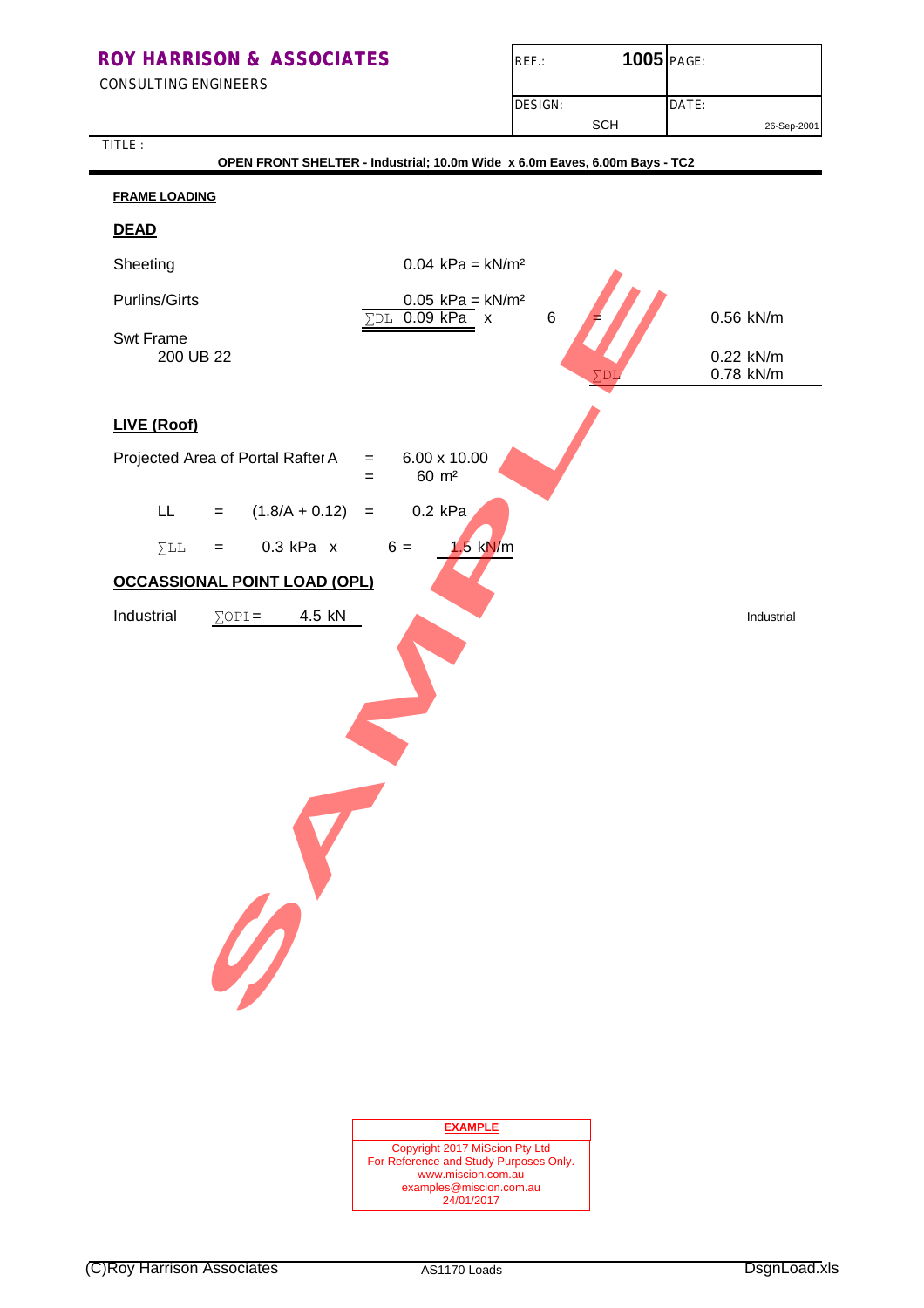**ROY HARRISON & ASSOCIATES**
CONSULTING ENGINEERS

| REF.: | 1005 | PAGE: |
|---|---|---|
| DESIGN: | SCH | DATE: 26-Sep-2001 |

TITLE :

**OPEN FRONT SHELTER - Industrial; 10.0m Wide x 6.0m Eaves, 6.00m Bays - TC2**

**FRAME LOADING**

**DEAD**

| | | | |
|---|---|---|---|
| Sheeting | 0.04 kPa = kN/m² | | |
| Purlins/Girts | 0.05 kPa = kN/m² | | |
| | ∑DL 0.09 kPa x 6 = | | 0.56 kN/m |
| Swt Frame 200 UB 22 | | | 0.22 kN/m |
| | | ∑DL | 0.78 kN/m |

**LIVE (Roof)**

Projected Area of Portal Rafter A = 6.00 x 10.00
= 60 m²

LL = (1.8/A + 0.12) = 0.2 kPa

∑LL = 0.3 kPa x 6 = 1.5 kN/m

**OCCASSIONAL POINT LOAD (OPL)**

Industrial ∑OPI = 4.5 kN

Industrial

SAMPLE

**EXAMPLE**
Copyright 2017 MiScion Pty Ltd
For Reference and Study Purposes Only.
www.miscion.com.au
examples@miscion.com.au
24/01/2017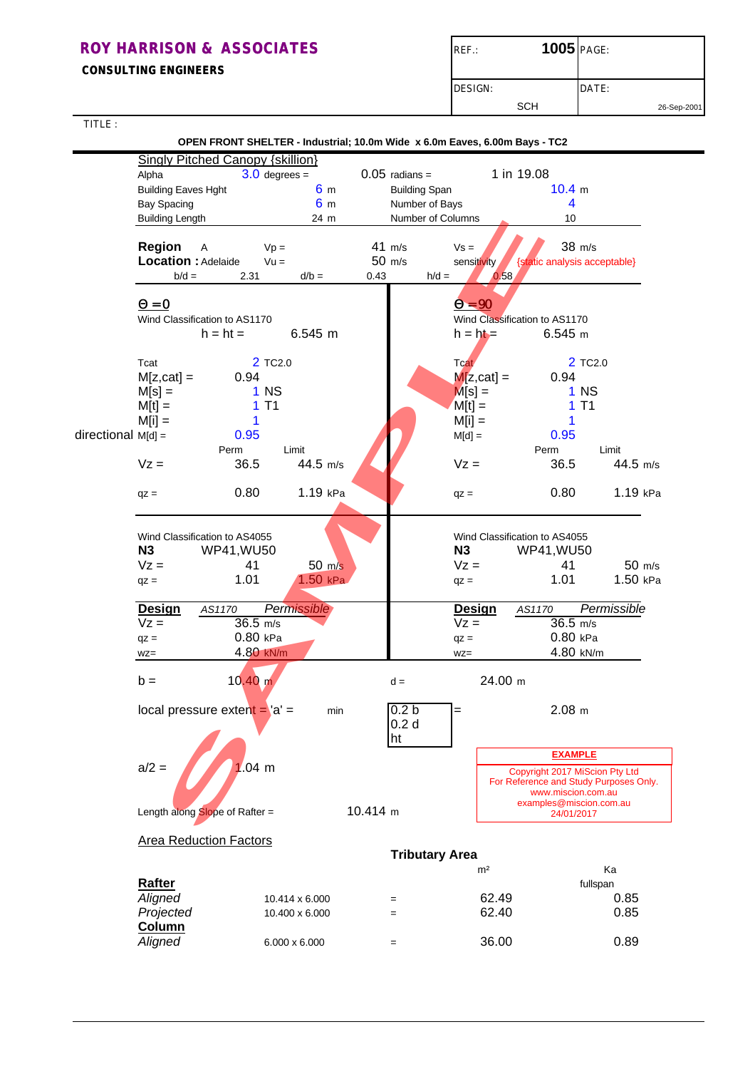**ROY HARRISON & ASSOCIATES**
**CONSULTING ENGINEERS**

| REF.: | 1005 | PAGE: |
|---|---|---|
| DESIGN: | SCH | DATE: 26-Sep-2001 |

TITLE :

**OPEN FRONT SHELTER - Industrial; 10.0m Wide x 6.0m Eaves, 6.00m Bays - TC2**

Singly Pitched Canopy {skillion}

| | | | | | |
|---|---|---|---|---|---|
| Alpha | 3.0 degrees = | 0.05 radians = | | 1 in 19.08 | |
| Building Eaves Hght | 6 m | Building Span | | 10.4 m | |
| Bay Spacing | 6 m | Number of Bays | | 4 | |
| Building Length | 24 m | Number of Columns | | 10 | |

**Region** A　　Vp = 41 m/s　　Vs = 38 m/s
**Location :** Adelaide　　Vu = 50 m/s　　sensitivity　{static analysis acceptable}
b/d = 2.31　　d/b = 0.43　　h/d = 0.58

| $\Theta = 0$ | | | $\Theta = 90$ | | |
|---|---|---|---|---|---|
| Wind Classification to AS1170 | | | Wind Classification to AS1170 | | |
| h = ht = | 6.545 m | | h = ht = | 6.545 m | |
| Tcat | 2 TC2.0 | | Tcat | 2 TC2.0 | |
| M[z,cat] = | 0.94 | | M[z,cat] = | 0.94 | |
| M[s] = | 1 NS | | M[s] = | 1 NS | |
| M[t] = | 1 T1 | | M[t] = | 1 T1 | |
| M[i] = | 1 | | M[i] = | 1 | |
| directional M[d] = | 0.95 | | M[d] = | 0.95 | |
| | Perm | Limit | | Perm | Limit |
| Vz = | 36.5 | 44.5 m/s | Vz = | 36.5 | 44.5 m/s |
| qz = | 0.80 | 1.19 kPa | qz = | 0.80 | 1.19 kPa |
| Wind Classification to AS4055 | | | Wind Classification to AS4055 | | |
| N3 | WP41,WU50 | | N3 | WP41,WU50 | |
| Vz = | 41 | 50 m/s | Vz = | 41 | 50 m/s |
| qz = | 1.01 | 1.50 kPa | qz = | 1.01 | 1.50 kPa |
| **Design** | AS1170 | Permissible | **Design** | AS1170 | Permissible |
| Vz = | 36.5 m/s | | Vz = | 36.5 m/s | |
| qz = | 0.80 kPa | | qz = | 0.80 kPa | |
| wz= | 4.80 kN/m | | wz= | 4.80 kN/m | |

b = 10.40 m　　d = 24.00 m

local pressure extent = 'a' = min (0.2 b, 0.2 d, ht) = 2.08 m

a/2 = 1.04 m

Length along Slope of Rafter = 10.414 m

**EXAMPLE**
Copyright 2017 MiScion Pty Ltd
For Reference and Study Purposes Only.
www.miscion.com.au
examples@miscion.com.au
24/01/2017

Area Reduction Factors

**Tributary Area**

| | | | m² | Ka fullspan |
|---|---|---|---|---|
| **Rafter** | | | | |
| *Aligned* | 10.414 x 6.000 | = | 62.49 | 0.85 |
| *Projected* | 10.400 x 6.000 | = | 62.40 | 0.85 |
| **Column** | | | | |
| *Aligned* | 6.000 x 6.000 | = | 36.00 | 0.89 |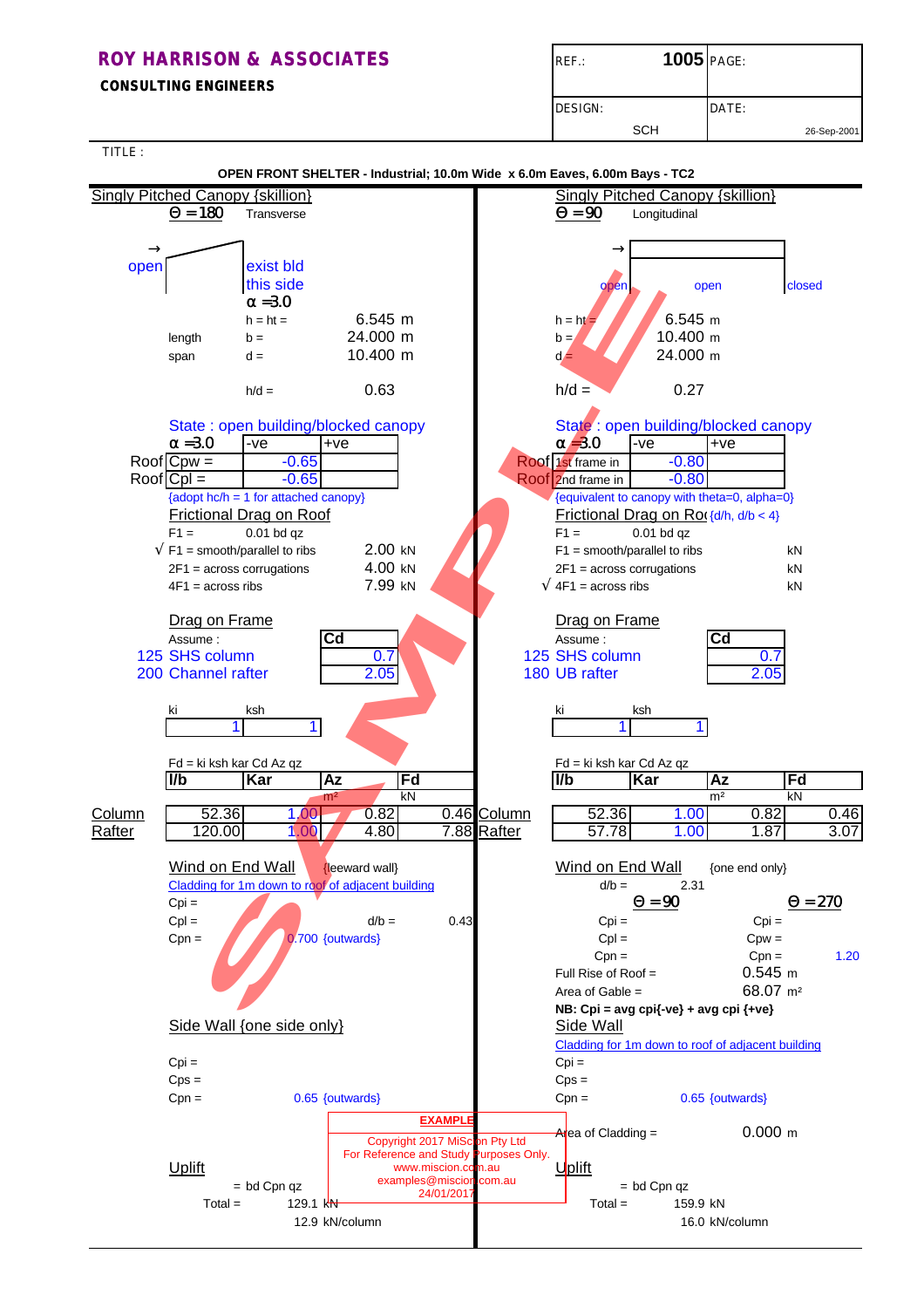**ROY HARRISON & ASSOCIATES**
**CONSULTING ENGINEERS**

| REF.: | 1005 | PAGE: |
|---|---|---|
| DESIGN: | SCH | DATE: 26-Sep-2001 |

TITLE :

**OPEN FRONT SHELTER - Industrial; 10.0m Wide x 6.0m Eaves, 6.00m Bays - TC2**

## Singly Pitched Canopy {skillion} — $\Theta = 180$ Transverse

open | exist bld this side

$\alpha = 3.0$

h = ht = 6.545 m
length b = 24.000 m
span d = 10.400 m

h/d = 0.63

State : open building/blocked canopy

| $\alpha = 3.0$ | -ve | +ve |
|---|---|---|
| Roof Cpw = | -0.65 | |
| Roof Cpl = | -0.65 | |

{adopt hc/h = 1 for attached canopy}

**Frictional Drag on Roof**

F1 = 0.01 bd qz
√ F1 = smooth/parallel to ribs 2.00 kN
2F1 = across corrugations 4.00 kN
4F1 = across ribs 7.99 kN

**Drag on Frame**

| Assume : | Cd |
|---|---|
| 125 SHS column | 0.7 |
| 200 Channel rafter | 2.05 |

| ki | ksh |
|---|---|
| 1 | 1 |

Fd = ki ksh kar Cd Az qz

| | l/b | Kar | Az (m²) | Fd (kN) |
|---|---|---|---|---|
| Column | 52.36 | 1.00 | 0.82 | 0.46 |
| Rafter | 120.00 | 1.00 | 4.80 | 7.88 |

**Wind on End Wall** {leeward wall}

Cladding for 1m down to roof of adjacent building

Cpi =
Cpl = d/b = 0.43
Cpn = 0.700 {outwards}

**Side Wall {one side only}**

Cpi =
Cps =
Cpn = 0.65 {outwards}

**Uplift**

= bd Cpn qz
Total = 129.1 kN
12.9 kN/column

## Singly Pitched Canopy {skillion} — $\Theta = 90$ Longitudinal

open | open | closed

h = ht = 6.545 m
b = 10.400 m
d = 24.000 m

h/d = 0.27

State : open building/blocked canopy

| $\alpha = 3.0$ | -ve | +ve |
|---|---|---|
| Roof 1st frame in | -0.80 | |
| Roof 2nd frame in | -0.80 | |

{equivalent to canopy with theta=0, alpha=0}

**Frictional Drag on Roof** {d/h, d/b < 4}

F1 = 0.01 bd qz
F1 = smooth/parallel to ribs kN
2F1 = across corrugations kN
√ 4F1 = across ribs kN

**Drag on Frame**

| Assume : | Cd |
|---|---|
| 125 SHS column | 0.7 |
| 180 UB rafter | 2.05 |

| ki | ksh |
|---|---|
| 1 | 1 |

Fd = ki ksh kar Cd Az qz

| | l/b | Kar | Az (m²) | Fd (kN) |
|---|---|---|---|---|
| Column | 52.36 | 1.00 | 0.82 | 0.46 |
| Rafter | 57.78 | 1.00 | 1.87 | 3.07 |

**Wind on End Wall** {one end only}

d/b = 2.31

| $\Theta = 90$ | $\Theta = 270$ |
|---|---|
| Cpi = | Cpi = |
| Cpl = | Cpw = |
| Cpn = | Cpn = 1.20 |

Full Rise of Roof = 0.545 m
Area of Gable = 68.07 m²

**NB: Cpi = avg cpi{-ve} + avg cpi {+ve}**

**Side Wall**

Cladding for 1m down to roof of adjacent building

Cpi =
Cps =
Cpn = 0.65 {outwards}

Area of Cladding = 0.000 m

**Uplift**

= bd Cpn qz
Total = 159.9 kN
16.0 kN/column

EXAMPLE
Copyright 2017 MiScion Pty Ltd
For Reference and Study Purposes Only.
www.miscion.com.au
examples@miscion.com.au
24/01/2017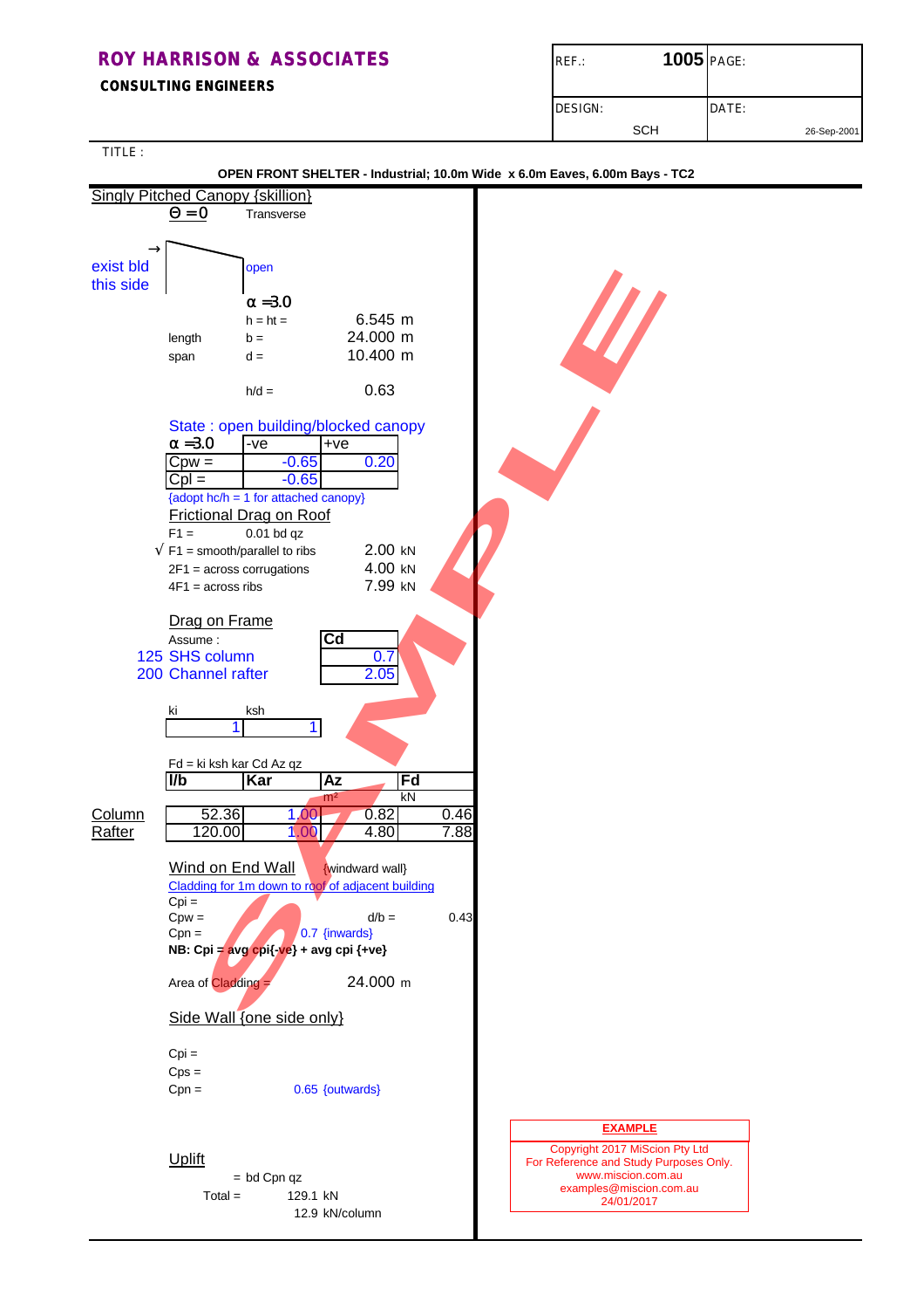**ROY HARRISON & ASSOCIATES**
**CONSULTING ENGINEERS**

| REF.: | 1005 | PAGE: |
|---|---|---|
| DESIGN: | SCH | DATE: 26-Sep-2001 |

TITLE :

**OPEN FRONT SHELTER - Industrial; 10.0m Wide x 6.0m Eaves, 6.00m Bays - TC2**

## Singly Pitched Canopy {skillion}

$\Theta = 0$ Transverse

→

exist bld this side | open

$\alpha = 3.0$

h = ht = 6.545 m

length b = 24.000 m

span d = 10.400 m

h/d = 0.63

State : open building/blocked canopy

| $\alpha = 3.0$ | -ve | +ve |
|---|---|---|
| Cpw = | -0.65 | 0.20 |
| Cpl = | -0.65 | |

{adopt hc/h = 1 for attached canopy}

### Frictional Drag on Roof

F1 = 0.01 bd qz

√ F1 = smooth/parallel to ribs 2.00 kN

2F1 = across corrugations 4.00 kN

4F1 = across ribs 7.99 kN

### Drag on Frame

| Assume : | Cd |
|---|---|
| 125 SHS column | 0.7 |
| 200 Channel rafter | 2.05 |

| ki | ksh |
|---|---|
| 1 | 1 |

Fd = ki ksh kar Cd Az qz

| | l/b | Kar | Az | Fd |
|---|---|---|---|---|
| | | | m² | kN |
| Column | 52.36 | 1.00 | 0.82 | 0.46 |
| Rafter | 120.00 | 1.00 | 4.80 | 7.88 |

### Wind on End Wall

{windward wall}

Cladding for 1m down to roof of adjacent building

Cpi =

Cpw = d/b = 0.43

Cpn = 0.7 {inwards}

**NB: Cpi = avg cpi{-ve} + avg cpi {+ve}**

Area of Cladding = 24.000 m

### Side Wall {one side only}

Cpi =

Cps =

Cpn = 0.65 {outwards}

### Uplift

= bd Cpn qz

Total = 129.1 kN

12.9 kN/column

**EXAMPLE**
Copyright 2017 MiScion Pty Ltd
For Reference and Study Purposes Only.
www.miscion.com.au
examples@miscion.com.au
24/01/2017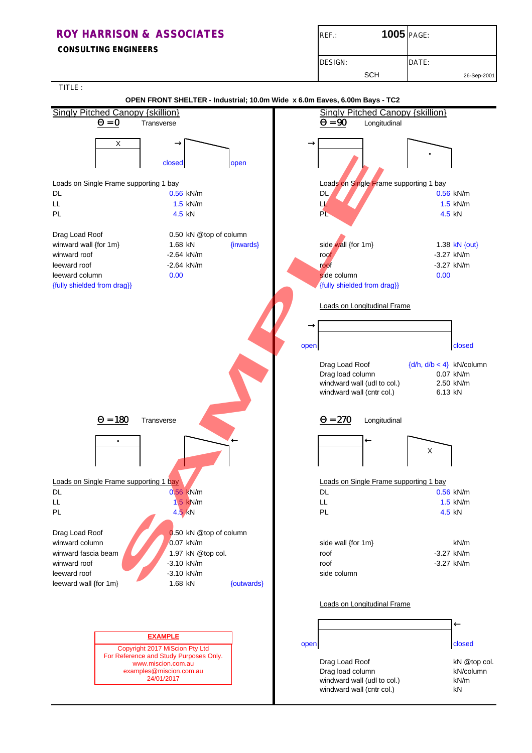**ROY HARRISON & ASSOCIATES**
**CONSULTING ENGINEERS**

| REF.: | 1005 | PAGE: |
|---|---|---|
| DESIGN: | SCH | DATE: 26-Sep-2001 |

TITLE :

**OPEN FRONT SHELTER - Industrial; 10.0m Wide x 6.0m Eaves, 6.00m Bays - TC2**

## Singly Pitched Canopy {skillion}

### $\Theta = 0$ Transverse

X → closed open

Loads on Single Frame supporting 1 bay

| | | |
|---|---|---|
| DL | 0.56 | kN/m |
| LL | 1.5 | kN/m |
| PL | 4.5 | kN |

| | | |
|---|---|---|
| Drag Load Roof | 0.50 kN @top of column | |
| winward wall {for 1m} | 1.68 kN | {inwards} |
| winward roof | -2.64 kN/m | |
| leeward roof | -2.64 kN/m | |
| leeward column | 0.00 | |
| {fully shielded from drag}} | | |

### $\Theta = 180$ Transverse

• ←

Loads on Single Frame supporting 1 bay

| | | |
|---|---|---|
| DL | 0.56 | kN/m |
| LL | 1.5 | kN/m |
| PL | 4.5 | kN |

| | | |
|---|---|---|
| Drag Load Roof | 0.50 kN @top of column | |
| winward column | 0.07 kN/m | |
| winward fascia beam | 1.97 kN @top col. | |
| winward roof | -3.10 kN/m | |
| leeward roof | -3.10 kN/m | |
| leeward wall {for 1m} | 1.68 kN | {outwards} |

**EXAMPLE**
Copyright 2017 MiScion Pty Ltd
For Reference and Study Purposes Only.
www.miscion.com.au
examples@miscion.com.au
24/01/2017

## Singly Pitched Canopy {skillion}

### $\Theta = 90$ Longitudinal

→ •

Loads on Single Frame supporting 1 bay

| | | |
|---|---|---|
| DL | 0.56 | kN/m |
| LL | 1.5 | kN/m |
| PL | 4.5 | kN |

| | | |
|---|---|---|
| side wall {for 1m} | 1.38 | kN {out} |
| roof | -3.27 | kN/m |
| roof | -3.27 | kN/m |
| side column | 0.00 | |
| {fully shielded from drag}} | | |

Loads on Longitudinal Frame

→ open closed

| | | |
|---|---|---|
| Drag Load Roof | {d/h, d/b < 4} | kN/column |
| Drag load column | 0.07 | kN/m |
| windward wall (udl to col.) | 2.50 | kN/m |
| windward wall (cntr col.) | 6.13 | kN |

### $\Theta = 270$ Longitudinal

← X

Loads on Single Frame supporting 1 bay

| | | |
|---|---|---|
| DL | 0.56 | kN/m |
| LL | 1.5 | kN/m |
| PL | 4.5 | kN |

| | | |
|---|---|---|
| side wall {for 1m} | | kN/m |
| roof | -3.27 | kN/m |
| roof | -3.27 | kN/m |
| side column | | |

Loads on Longitudinal Frame

← open closed

| | |
|---|---|
| Drag Load Roof | kN @top col. |
| Drag load column | kN/column |
| windward wall (udl to col.) | kN/m |
| windward wall (cntr col.) | kN |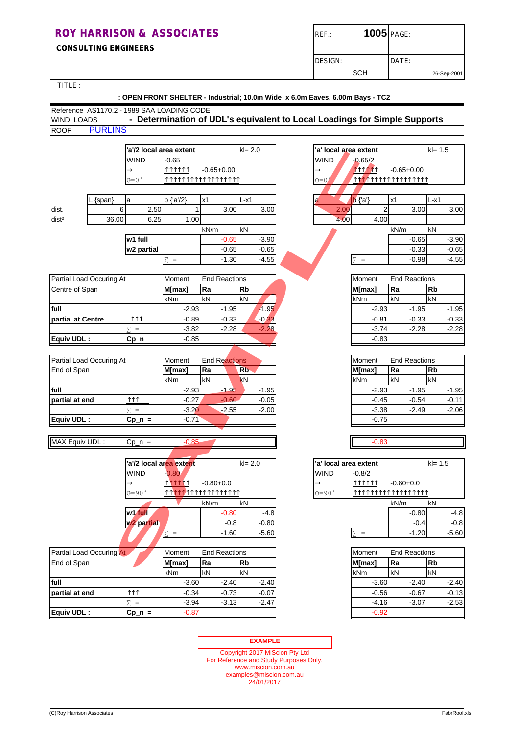# ROY HARRISON & ASSOCIATES

**CONSULTING ENGINEERS**

| REF.: | 1005 | PAGE: |
|---|---|---|
| DESIGN: | SCH | DATE: 26-Sep-2001 |

TITLE :

**: OPEN FRONT SHELTER - Industrial; 10.0m Wide x 6.0m Eaves, 6.00m Bays - TC2**

Reference AS1170.2 - 1989 SAA LOADING CODE

WIND LOADS **- Determination of UDL's equivalent to Local Loadings for Simple Supports**

ROOF PURLINS

## θ=0°

| | 'a'/2 local area extent | | kl= 2.0 | 'a' local area extent | | kl= 1.5 |
|---|---|---|---|---|---|---|
| WIND | -0.65 | | | -0.65/2 | | |
| → | ↑↑↑↑↑↑ | -0.65+0.00 | | ↑↑↑↑↑↑ | -0.65+0.00 | |

| | L {span} | a | b {'a'/2} | x1 | L-x1 | a | b {'a'} | x1 | L-x1 |
|---|---|---|---|---|---|---|---|---|---|
| dist. | 6 | 2.50 | 1 | 3.00 | 3.00 | 2.00 | 2 | 3.00 | 3.00 |
| dist² | 36.00 | 6.25 | 1.00 | | | 4.00 | 4.00 | | |

| | kN/m | kN | kN/m | kN |
|---|---|---|---|---|
| w1 full | -0.65 | -3.90 | -0.65 | -3.90 |
| w2 partial | -0.65 | -0.65 | -0.33 | -0.65 |
| ∑ = | -1.30 | -4.55 | -0.98 | -4.55 |

**Partial Load Occuring At Centre of Span**

| | Moment M[max] (kNm) | Ra (kN) | Rb (kN) | Moment M[max] (kNm) | Ra (kN) | Rb (kN) |
|---|---|---|---|---|---|---|
| full | -2.93 | -1.95 | -1.95 | -2.93 | -1.95 | -1.95 |
| partial at Centre ↑↑↑ | -0.89 | -0.33 | -0.33 | -0.81 | -0.33 | -0.33 |
| ∑ = | -3.82 | -2.28 | -2.28 | -3.74 | -2.28 | -2.28 |
| **Equiv UDL : Cp_n** | -0.85 | | | -0.83 | | |

**Partial Load Occuring At End of Span**

| | Moment M[max] (kNm) | Ra (kN) | Rb (kN) | Moment M[max] (kNm) | Ra (kN) | Rb (kN) |
|---|---|---|---|---|---|---|
| full | -2.93 | -1.95 | -1.95 | -2.93 | -1.95 | -1.95 |
| partial at end ↑↑↑ | -0.27 | -0.60 | -0.05 | -0.45 | -0.54 | -0.11 |
| ∑ = | -3.20 | -2.55 | -2.00 | -3.38 | -2.49 | -2.06 |
| **Equiv UDL : Cp_n =** | -0.71 | | | -0.75 | | |

| MAX Equiv UDL : Cp_n = | -0.85 | -0.83 |
|---|---|---|

## θ=90°

| | 'a'/2 local area extent | | kl= 2.0 | 'a' local area extent | | kl= 1.5 |
|---|---|---|---|---|---|---|
| WIND | -0.80 | | | -0.8/2 | | |
| → | ↑↑↑↑↑↑ | -0.80+0.0 | | ↑↑↑↑↑↑ | -0.80+0.0 | |

| | kN/m | kN | kN/m | kN |
|---|---|---|---|---|
| w1 full | -0.80 | -4.8 | -0.80 | -4.8 |
| w2 partial | -0.8 | -0.80 | -0.4 | -0.8 |
| ∑ = | -1.60 | -5.60 | -1.20 | -5.60 |

**Partial Load Occuring At End of Span**

| | Moment M[max] (kNm) | Ra (kN) | Rb (kN) | Moment M[max] (kNm) | Ra (kN) | Rb (kN) |
|---|---|---|---|---|---|---|
| full | -3.60 | -2.40 | -2.40 | -3.60 | -2.40 | -2.40 |
| partial at end ↑↑↑ | -0.34 | -0.73 | -0.07 | -0.56 | -0.67 | -0.13 |
| ∑ = | -3.94 | -3.13 | -2.47 | -4.16 | -3.07 | -2.53 |
| **Equiv UDL : Cp_n =** | -0.87 | | | -0.92 | | |

**EXAMPLE**

Copyright 2017 MiScion Pty Ltd
For Reference and Study Purposes Only.
www.miscion.com.au
examples@miscion.com.au
24/01/2017

(C)Roy Harrison Associates FabrRoof.xls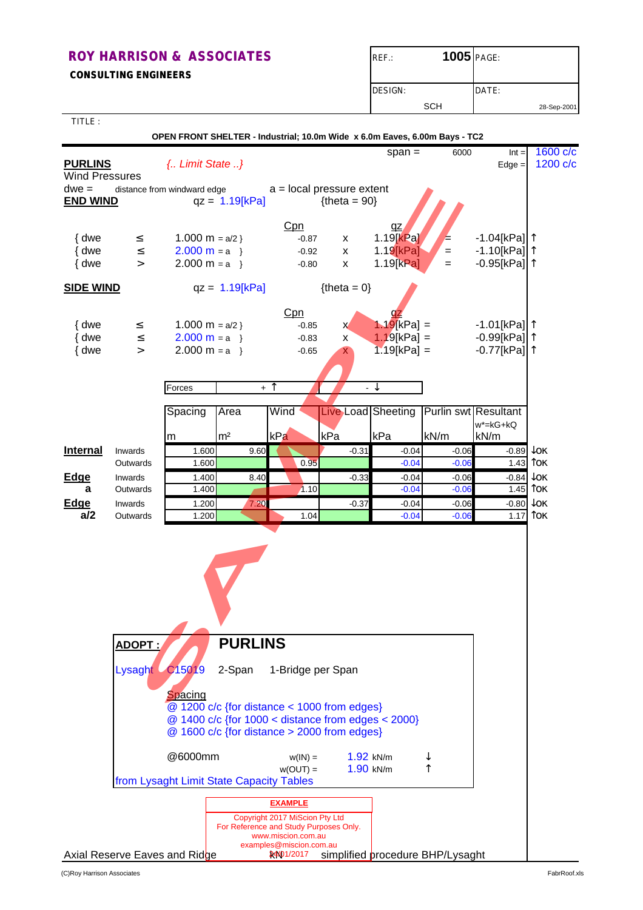**ROY HARRISON & ASSOCIATES**
**CONSULTING ENGINEERS**

| REF.: | 1005 | PAGE: |
|---|---|---|
| DESIGN: | SCH | DATE: 28-Sep-2001 |

TITLE :

**OPEN FRONT SHELTER - Industrial; 10.0m Wide x 6.0m Eaves, 6.00m Bays - TC2**

span = 6000 Int = 1600 c/c
Edge = 1200 c/c

**PURLINS** *{.. Limit State ..}*

Wind Pressures

dwe = distance from windward edge    a = local pressure extent

**END WIND**    qz = 1.19[kPa]    {theta = 90}

| | | | Cpn | | qz | | |
|---|---|---|---|---|---|---|---|
| { dwe | ≤ | 1.000 m = a/2 } | -0.87 | x | 1.19[kPa] | = | -1.04[kPa] ↑ |
| { dwe | ≤ | 2.000 m = a } | -0.92 | x | 1.19[kPa] | = | -1.10[kPa] ↑ |
| { dwe | > | 2.000 m = a } | -0.80 | x | 1.19[kPa] | = | -0.95[kPa] ↑ |

**SIDE WIND**    qz = 1.19[kPa]    {theta = 0}

| | | | Cpn | | qz | | |
|---|---|---|---|---|---|---|---|
| { dwe | ≤ | 1.000 m = a/2 } | -0.85 | x | 1.19[kPa] | = | -1.01[kPa] ↑ |
| { dwe | ≤ | 2.000 m = a } | -0.83 | x | 1.19[kPa] | = | -0.99[kPa] ↑ |
| { dwe | > | 2.000 m = a } | -0.65 | x | 1.19[kPa] | = | -0.77[kPa] ↑ |

Forces: + ↑ / - ↓

| | | Spacing m | Area m² | Wind kPa | Live Load kPa | Sheeting kPa | Purlin swt kN/m | Resultant w*=kG+kQ kN/m | |
|---|---|---|---|---|---|---|---|---|---|
| **Internal** | Inwards | 1.600 | 9.60 | | -0.31 | -0.04 | -0.06 | -0.89 | ↓OK |
| | Outwards | 1.600 | | 0.95 | | -0.04 | -0.06 | 1.43 | ↑OK |
| **Edge** | Inwards | 1.400 | 8.40 | | -0.33 | -0.04 | -0.06 | -0.84 | ↓OK |
| a | Outwards | 1.400 | | 1.10 | | -0.04 | -0.06 | 1.45 | ↑OK |
| **Edge** | Inwards | 1.200 | 7.20 | | -0.37 | -0.04 | -0.06 | -0.80 | ↓OK |
| a/2 | Outwards | 1.200 | | 1.04 | | -0.04 | -0.06 | 1.17 | ↑OK |

**ADOPT :** **PURLINS**

Lysaght C15019 2-Span 1-Bridge per Span

Spacing
@ 1200 c/c {for distance < 1000 from edges}
@ 1400 c/c {for 1000 < distance from edges < 2000}
@ 1600 c/c {for distance > 2000 from edges}

@6000mm    w(IN) = 1.92 kN/m ↓
w(OUT) = 1.90 kN/m ↑

from Lysaght Limit State Capacity Tables

**EXAMPLE**
Copyright 2017 MiScion Pty Ltd
For Reference and Study Purposes Only.
www.miscion.com.au
examples@miscion.com.au
1/01/2017

Axial Reserve Eaves and Ridge    kN    simplified procedure BHP/Lysaght

(C)Roy Harrison Associates    FabrRoof.xls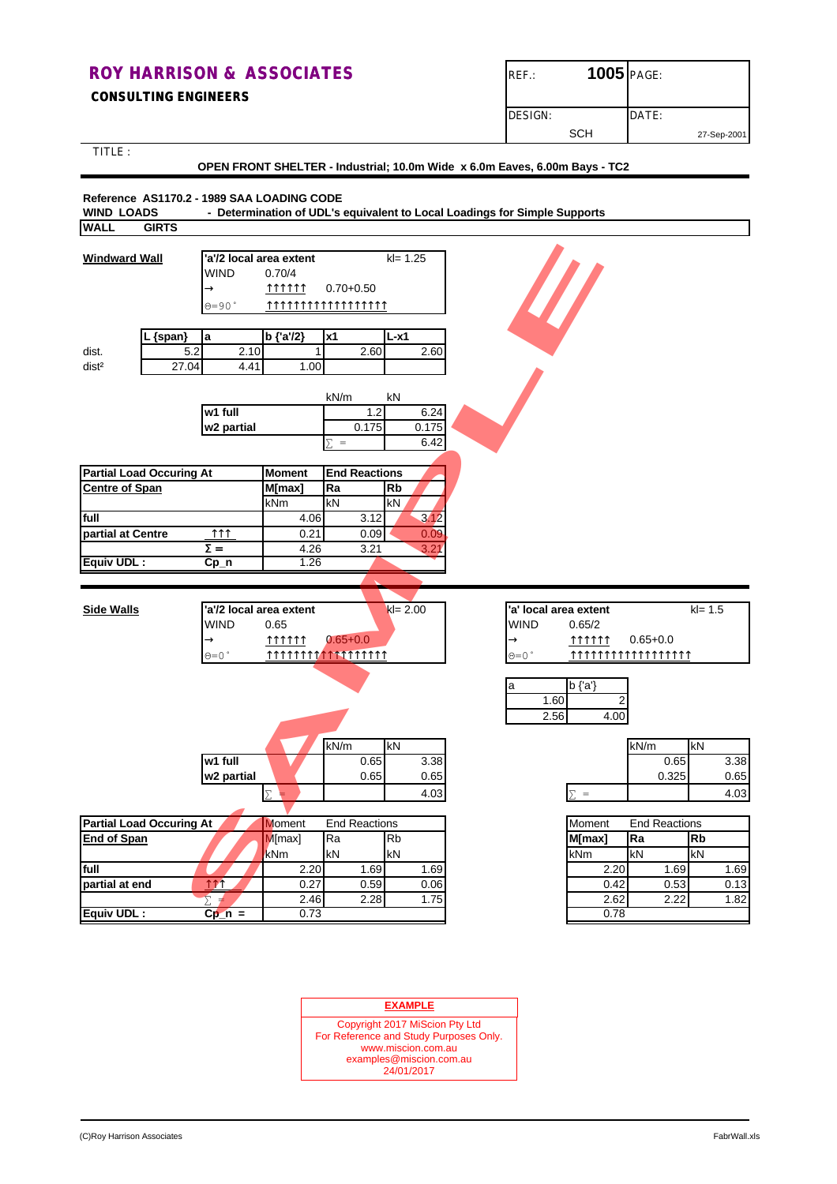**ROY HARRISON & ASSOCIATES**
**CONSULTING ENGINEERS**

| REF.: | 1005 | PAGE: |
|---|---|---|
| DESIGN: | SCH | DATE: 27-Sep-2001 |

TITLE :

**OPEN FRONT SHELTER - Industrial; 10.0m Wide x 6.0m Eaves, 6.00m Bays - TC2**

**Reference AS1170.2 - 1989 SAA LOADING CODE**
**WIND LOADS** - Determination of UDL's equivalent to Local Loadings for Simple Supports

**WALL GIRTS**

**Windward Wall**

| 'a'/2 local area extent | | kl= 1.25 |
|---|---|---|
| WIND | 0.70/4 | |
| → | ↑↑↑↑↑↑ | 0.70+0.50 |
| ⊖=90° | ↑↑↑↑↑↑↑↑↑↑↑↑↑↑↑↑↑↑ | |

| | L {span} | a | b {'a'/2} | x1 | L-x1 |
|---|---|---|---|---|---|
| dist. | 5.2 | 2.10 | 1 | 2.60 | 2.60 |
| dist² | 27.04 | 4.41 | 1.00 | | |

| | kN/m | kN |
|---|---|---|
| w1 full | 1.2 | 6.24 |
| w2 partial | 0.175 | 0.175 |
| | ∑ = | 6.42 |

| Partial Load Occuring At | | Moment | End Reactions | |
|---|---|---|---|---|
| Centre of Span | | M[max] | Ra | Rb |
| | | kNm | kN | kN |
| full | | 4.06 | 3.12 | 3.12 |
| partial at Centre | ↑↑↑ | 0.21 | 0.09 | 0.09 |
| | Σ = | 4.26 | 3.21 | 3.21 |
| Equiv UDL : | Cp_n | 1.26 | | |

**Side Walls**

| 'a'/2 local area extent | | kl= 2.00 |
|---|---|---|
| WIND | 0.65 | |
| → | ↑↑↑↑↑↑ | 0.65+0.0 |
| ⊖=0° | ↑↑↑↑↑↑↑↑↑↑↑↑↑↑↑↑↑↑ | |

| | kN/m | kN |
|---|---|---|
| w1 full | 0.65 | 3.38 |
| w2 partial | 0.65 | 0.65 |
| ∑ = | | 4.03 |

| Partial Load Occuring At | | Moment | End Reactions | |
|---|---|---|---|---|
| End of Span | | M[max] | Ra | Rb |
| | | kNm | kN | kN |
| full | | 2.20 | 1.69 | 1.69 |
| partial at end | ↑↑↑ | 0.27 | 0.59 | 0.06 |
| | ∑ = | 2.46 | 2.28 | 1.75 |
| Equiv UDL : | Cp_n = | 0.73 | | |

| 'a' local area extent | | kl= 1.5 |
|---|---|---|
| WIND | 0.65/2 | |
| → | ↑↑↑↑↑↑ | 0.65+0.0 |
| ⊖=0° | ↑↑↑↑↑↑↑↑↑↑↑↑↑↑↑↑↑↑ | |

| a | b {'a'} |
|---|---|
| 1.60 | 2 |
| 2.56 | 4.00 |

| | kN/m | kN |
|---|---|---|
| | 0.65 | 3.38 |
| | 0.325 | 0.65 |
| ∑ = | | 4.03 |

| Moment | End Reactions | |
|---|---|---|
| M[max] | Ra | Rb |
| kNm | kN | kN |
| 2.20 | 1.69 | 1.69 |
| 0.42 | 0.53 | 0.13 |
| 2.62 | 2.22 | 1.82 |
| 0.78 | | |

**EXAMPLE**

Copyright 2017 MiScion Pty Ltd
For Reference and Study Purposes Only.
www.miscion.com.au
examples@miscion.com.au
24/01/2017

(C)Roy Harrison Associates FabrWall.xls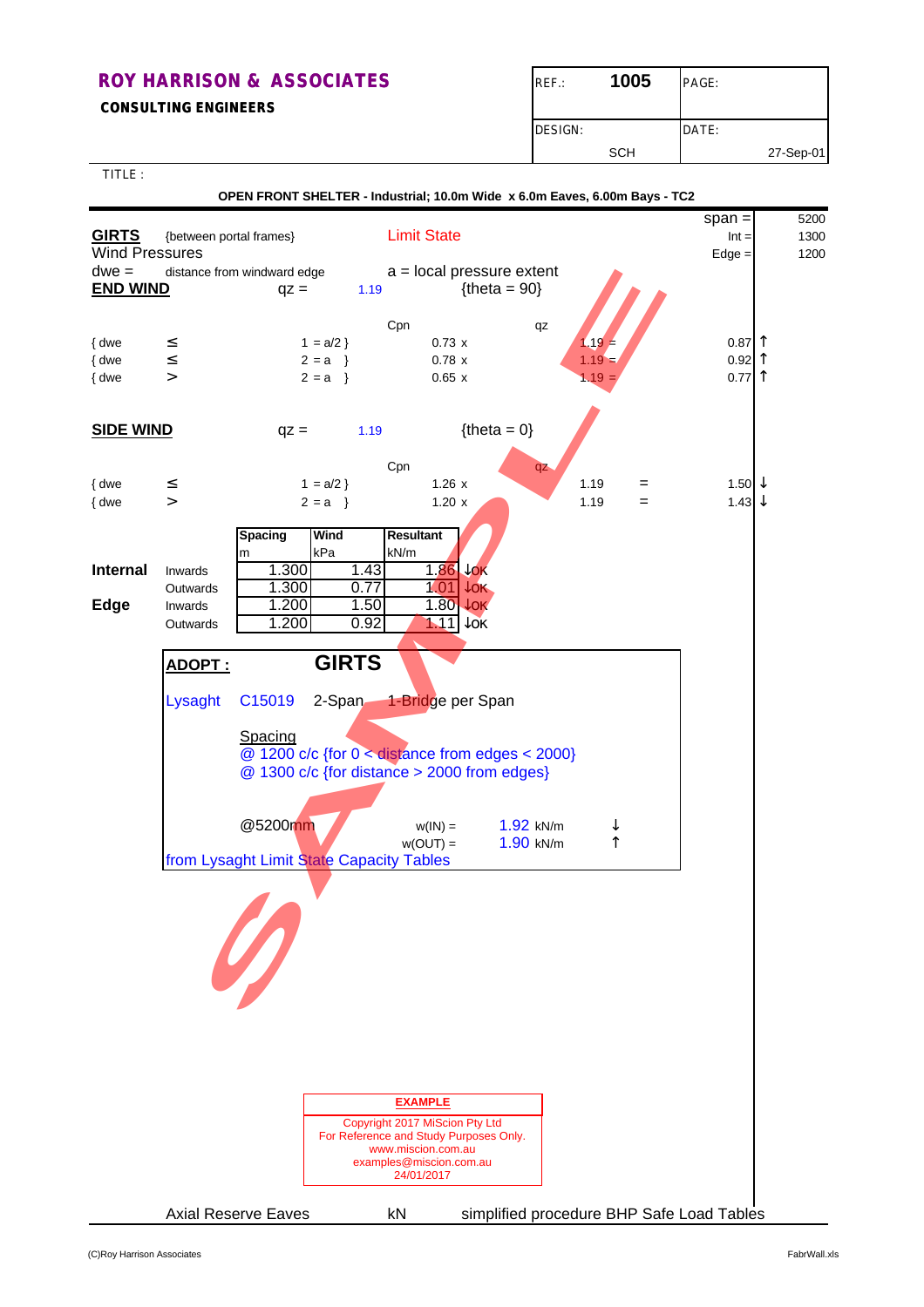**ROY HARRISON & ASSOCIATES**
**CONSULTING ENGINEERS**

| REF.: | 1005 | PAGE: |
|---|---|---|
| DESIGN: | SCH | DATE: 27-Sep-01 |

TITLE :

**OPEN FRONT SHELTER - Industrial; 10.0m Wide x 6.0m Eaves, 6.00m Bays - TC2**

**GIRTS** {between portal frames} Limit State

span = 5200
Int = 1300
Edge = 1200

Wind Pressures

dwe = distance from windward edge    a = local pressure extent

**END WIND** qz = 1.19 {theta = 90}

| | | | Cpn | | qz | | |
|---|---|---|---|---|---|---|---|
| { dwe | ≤ | 1 = a/2 } | 0.73 | x | 1.19 | = | 0.87 ↑ |
| { dwe | ≤ | 2 = a } | 0.78 | x | 1.19 | = | 0.92 ↑ |
| { dwe | > | 2 = a } | 0.65 | x | 1.19 | = | 0.77 ↑ |

**SIDE WIND** qz = 1.19 {theta = 0}

| | | | Cpn | | qz | | |
|---|---|---|---|---|---|---|---|
| { dwe | ≤ | 1 = a/2 } | 1.26 | x | 1.19 | = | 1.50 ↓ |
| { dwe | > | 2 = a } | 1.20 | x | 1.19 | = | 1.43 ↓ |

| | | Spacing m | Wind kPa | Resultant kN/m | |
|---|---|---|---|---|---|
| **Internal** | Inwards | 1.300 | 1.43 | 1.86 | ↓OK |
| | Outwards | 1.300 | 0.77 | 1.01 | ↓OK |
| **Edge** | Inwards | 1.200 | 1.50 | 1.80 | ↓OK |
| | Outwards | 1.200 | 0.92 | 1.11 | ↓OK |

**ADOPT :** **GIRTS**

Lysaght C15019 2-Span 1-Bridge per Span

Spacing
@ 1200 c/c {for 0 < distance from edges < 2000}
@ 1300 c/c {for distance > 2000 from edges}

@5200mm w(IN) = 1.92 kN/m ↓
w(OUT) = 1.90 kN/m ↑

from Lysaght Limit State Capacity Tables

**EXAMPLE**
Copyright 2017 MiScion Pty Ltd
For Reference and Study Purposes Only.
www.miscion.com.au
examples@miscion.com.au
24/01/2017

Axial Reserve Eaves kN simplified procedure BHP Safe Load Tables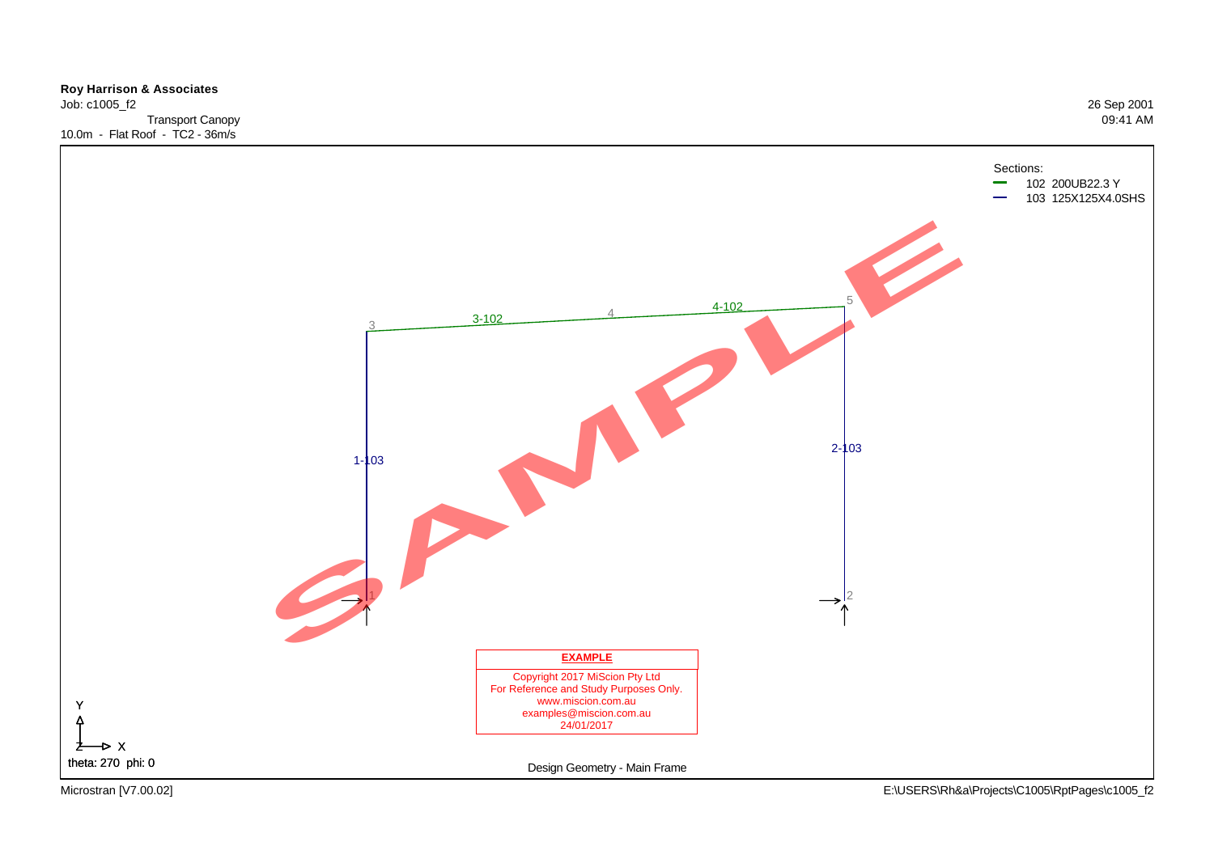**Roy Harrison & Associates**
Job: c1005_f2
Transport Canopy
10.0m - Flat Roof - TC2 - 36m/s

26 Sep 2001
09:41 AM

Sections:
- 102 200UB22.3 Y
- 103 125X125X4.0SHS

3 — 3-102 — 4 — 4-102 — 5

1-103 &nbsp;&nbsp;&nbsp;&nbsp; 2-103

1 &nbsp;&nbsp;&nbsp;&nbsp; 2

SAMPLE

**EXAMPLE**
Copyright 2017 MiScion Pty Ltd
For Reference and Study Purposes Only.
www.miscion.com.au
examples@miscion.com.au
24/01/2017

Y
Z X
theta: 270 phi: 0

Design Geometry - Main Frame

Microstran [V7.00.02]

E:\USERS\Rh&a\Projects\C1005\RptPages\c1005_f2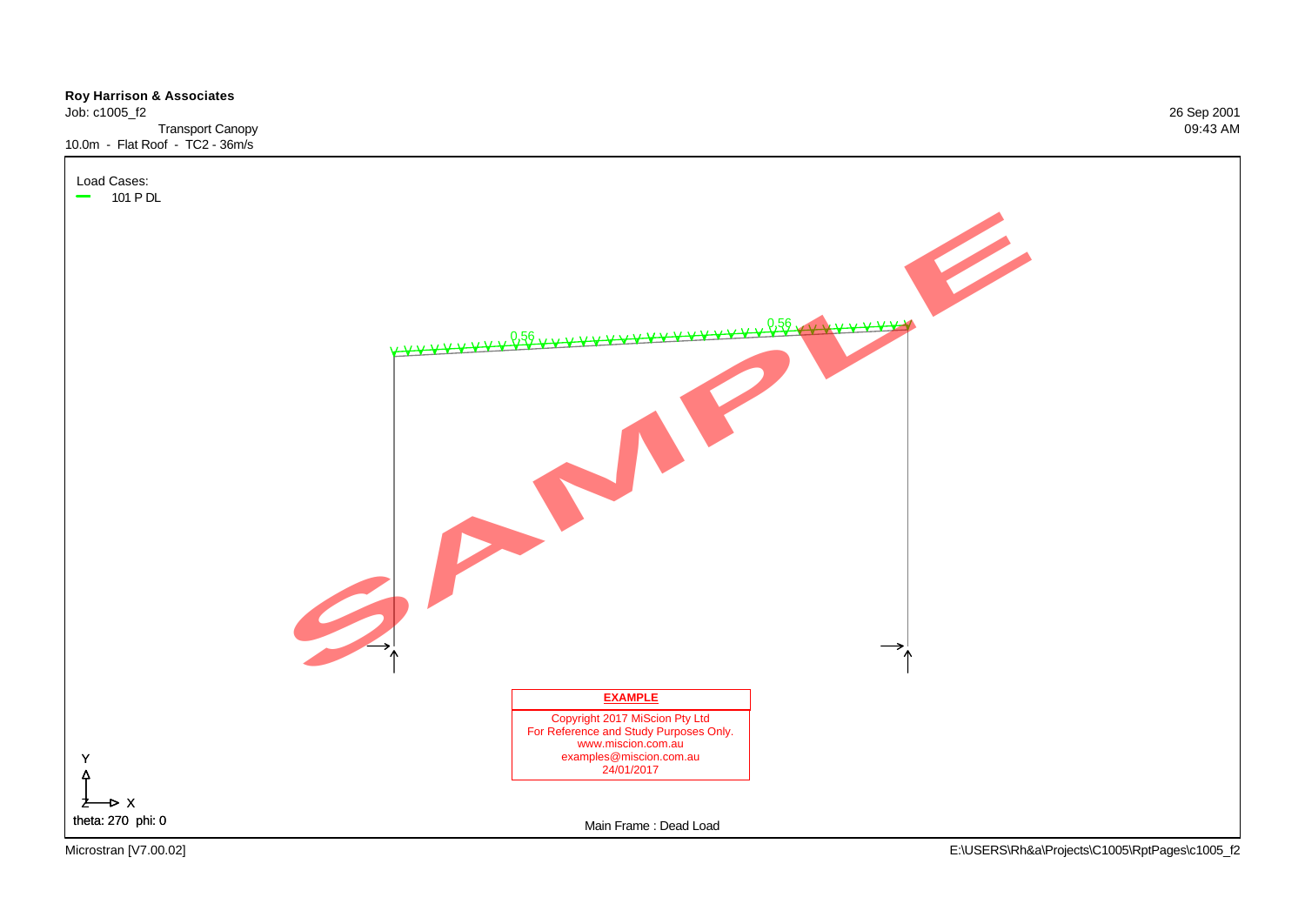**Roy Harrison & Associates**
Job: c1005_f2
Transport Canopy
10.0m - Flat Roof - TC2 - 36m/s

26 Sep 2001
09:43 AM

Load Cases:
101 P DL

0.56
0.56

SAMPLE

**EXAMPLE**

Copyright 2017 MiScion Pty Ltd
For Reference and Study Purposes Only.
www.miscion.com.au
examples@miscion.com.au
24/01/2017

Y
Z X
theta: 270 phi: 0

Main Frame : Dead Load

Microstran [V7.00.02]

E:\USERS\Rh&a\Projects\C1005\RptPages\c1005_f2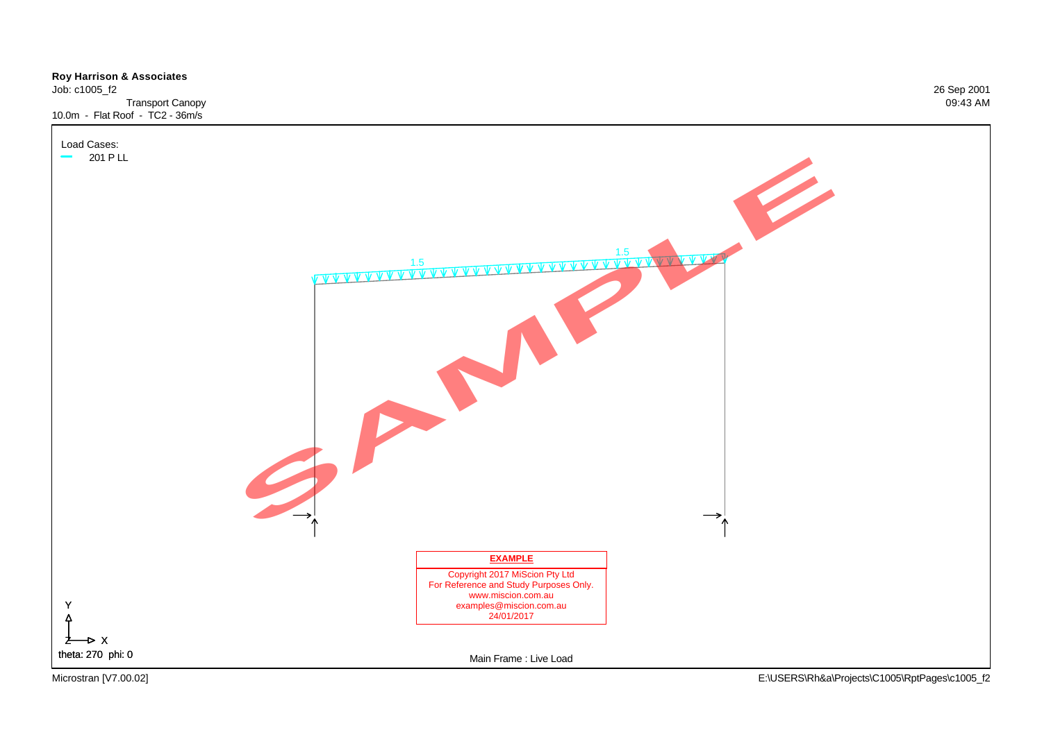**Roy Harrison & Associates**
Job: c1005_f2
Transport Canopy
10.0m - Flat Roof - TC2 - 36m/s

26 Sep 2001
09:43 AM

Load Cases:
201 P LL

1.5

1.5

SAMPLE

**EXAMPLE**
Copyright 2017 MiScion Pty Ltd
For Reference and Study Purposes Only.
www.miscion.com.au
examples@miscion.com.au
24/01/2017

Y
Z X
theta: 270 phi: 0

Main Frame : Live Load

Microstran [V7.00.02]

E:\USERS\Rh&a\Projects\C1005\RptPages\c1005_f2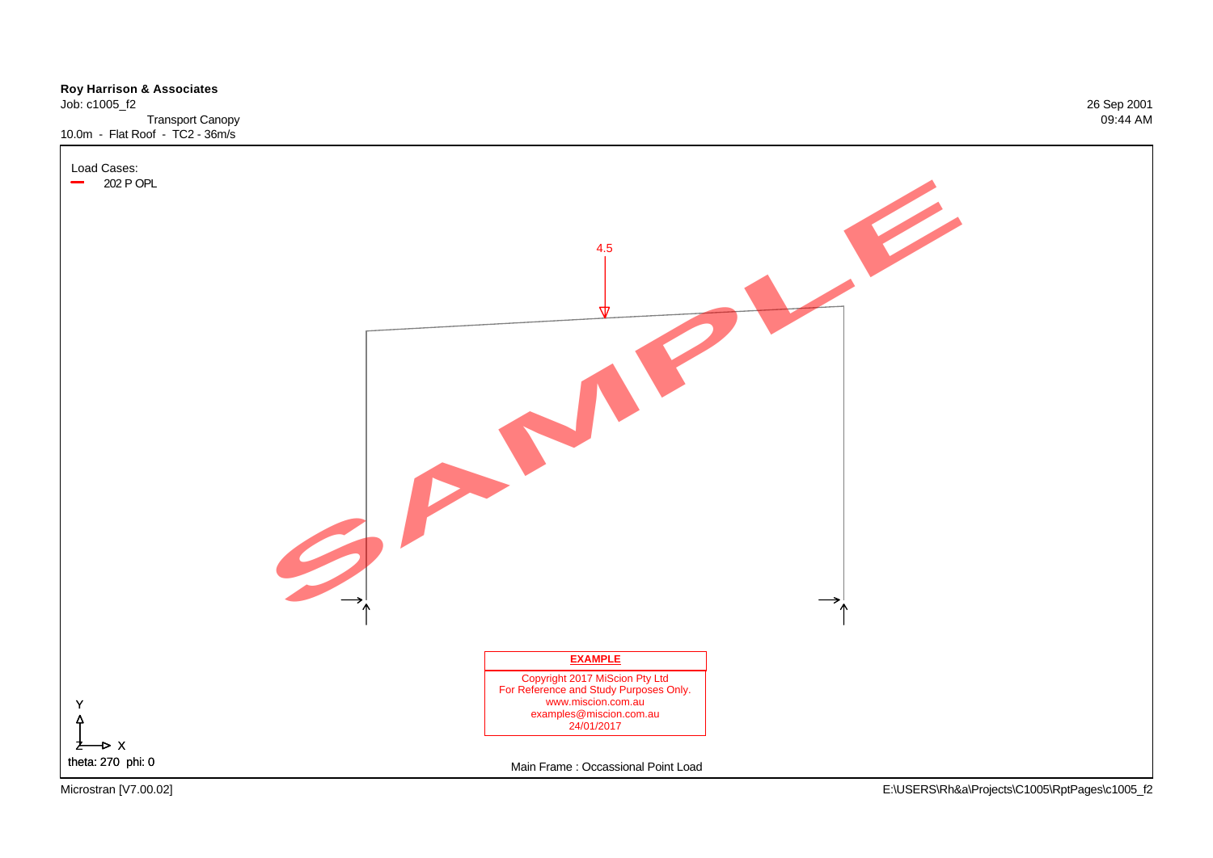**Roy Harrison & Associates**
Job: c1005_f2
Transport Canopy
10.0m - Flat Roof - TC2 - 36m/s

26 Sep 2001
09:44 AM

Load Cases:
202 P OPL

4.5

SAMPLE

**EXAMPLE**
Copyright 2017 MiScion Pty Ltd
For Reference and Study Purposes Only.
www.miscion.com.au
examples@miscion.com.au
24/01/2017

Y
Z X
theta: 270 phi: 0

Main Frame : Occassional Point Load

Microstran [V7.00.02]

E:\USERS\Rh&a\Projects\C1005\RptPages\c1005_f2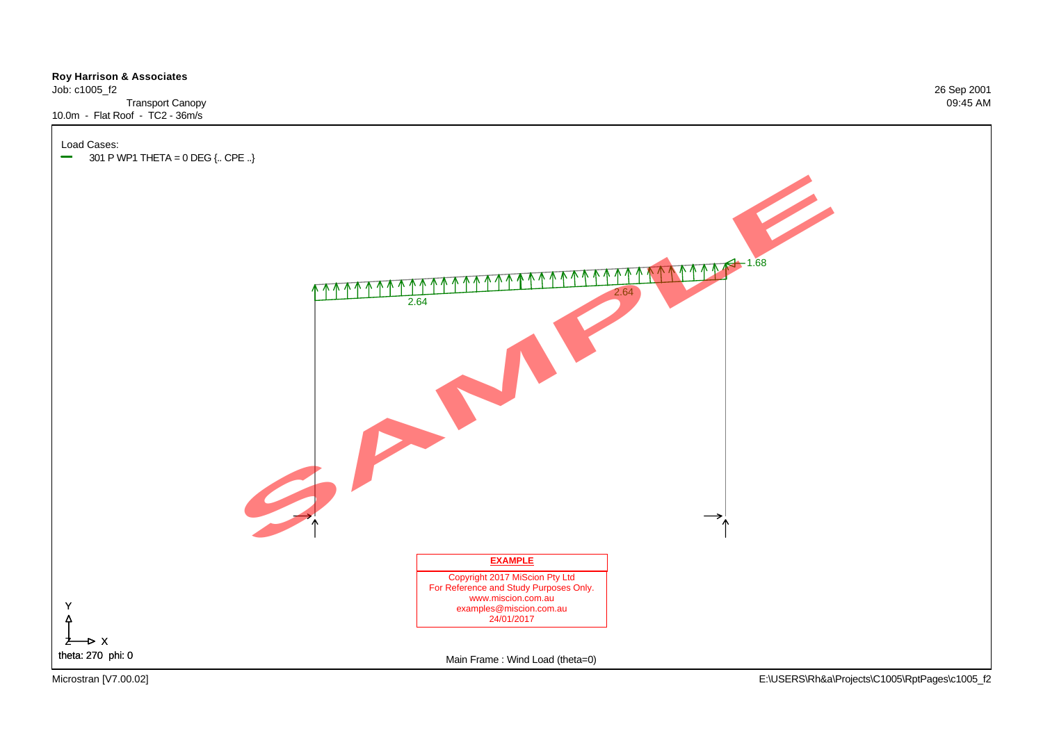**Roy Harrison & Associates**
Job: c1005_f2
Transport Canopy
10.0m - Flat Roof - TC2 - 36m/s

26 Sep 2001
09:45 AM

Load Cases:
301 P WP1 THETA = 0 DEG {.. CPE ..}

2.64

2.64

1.68

SAMPLE

**EXAMPLE**

Copyright 2017 MiScion Pty Ltd
For Reference and Study Purposes Only.
www.miscion.com.au
examples@miscion.com.au
24/01/2017

Y
Z X
theta: 270 phi: 0

Main Frame : Wind Load (theta=0)

Microstran [V7.00.02]

E:\USERS\Rh&a\Projects\C1005\RptPages\c1005_f2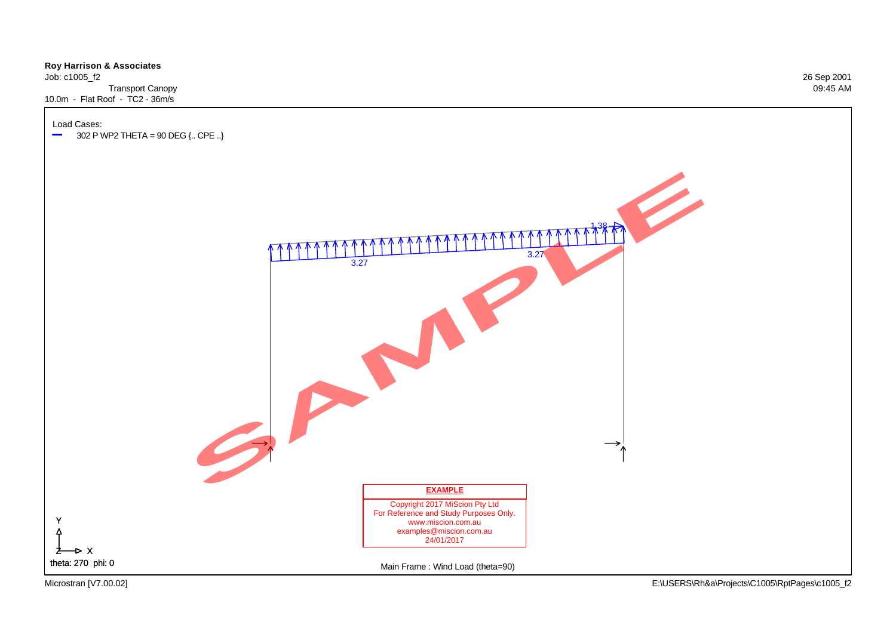**Roy Harrison & Associates**
Job: c1005_f2
Transport Canopy
10.0m - Flat Roof - TC2 - 36m/s

26 Sep 2001
09:45 AM

Load Cases:
302 P WP2 THETA = 90 DEG {.. CPE ..}

1.38

3.27

3.27

SAMPLE

Y
Z X
theta: 270 phi: 0

**EXAMPLE**
Copyright 2017 MiScion Pty Ltd
For Reference and Study Purposes Only.
www.miscion.com.au
examples@miscion.com.au
24/01/2017

Main Frame : Wind Load (theta=90)

Microstran [V7.00.02]

E:\USERS\Rh&a\Projects\C1005\RptPages\c1005_f2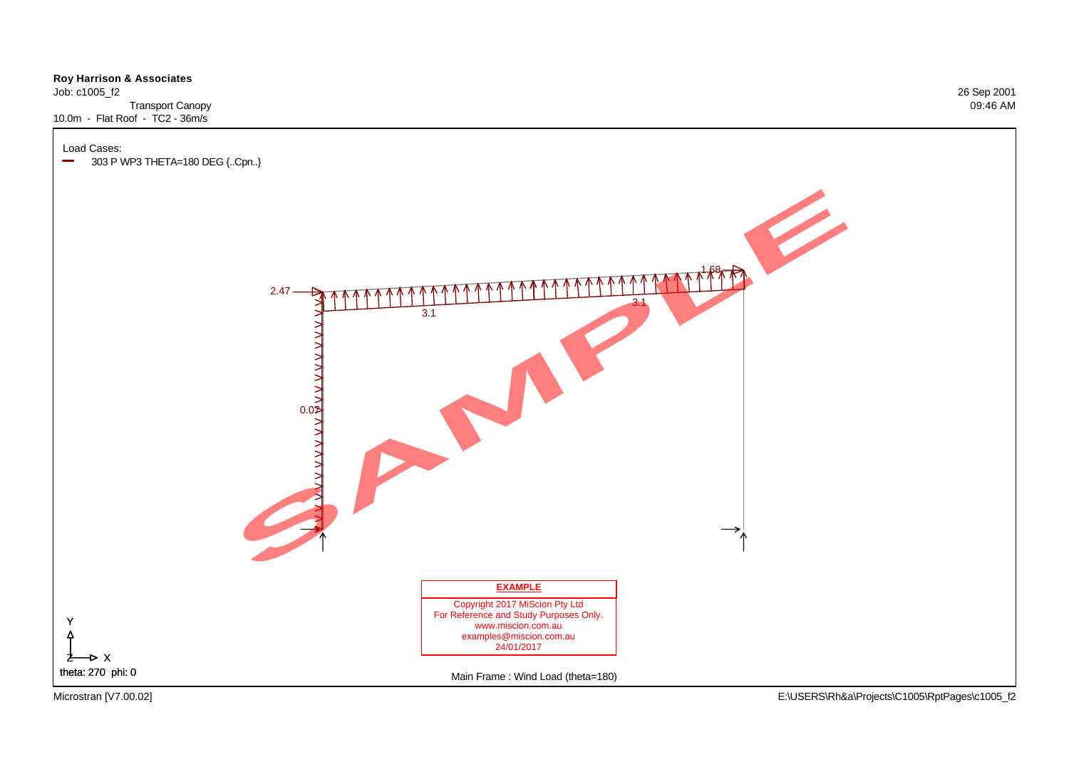**Roy Harrison & Associates**
Job: c1005_f2
Transport Canopy
10.0m - Flat Roof - TC2 - 36m/s

26 Sep 2001
09:46 AM

Load Cases:
303 P WP3 THETA=180 DEG {..Cpn..}

2.47

3.1

3.1

1.68

0.07

Y

Z X

theta: 270 phi: 0

**EXAMPLE**
Copyright 2017 MiScion Pty Ltd
For Reference and Study Purposes Only.
www.miscion.com.au
examples@miscion.com.au
24/01/2017

Main Frame : Wind Load (theta=180)

Microstran [V7.00.02]

E:\USERS\Rh&a\Projects\C1005\RptPages\c1005_f2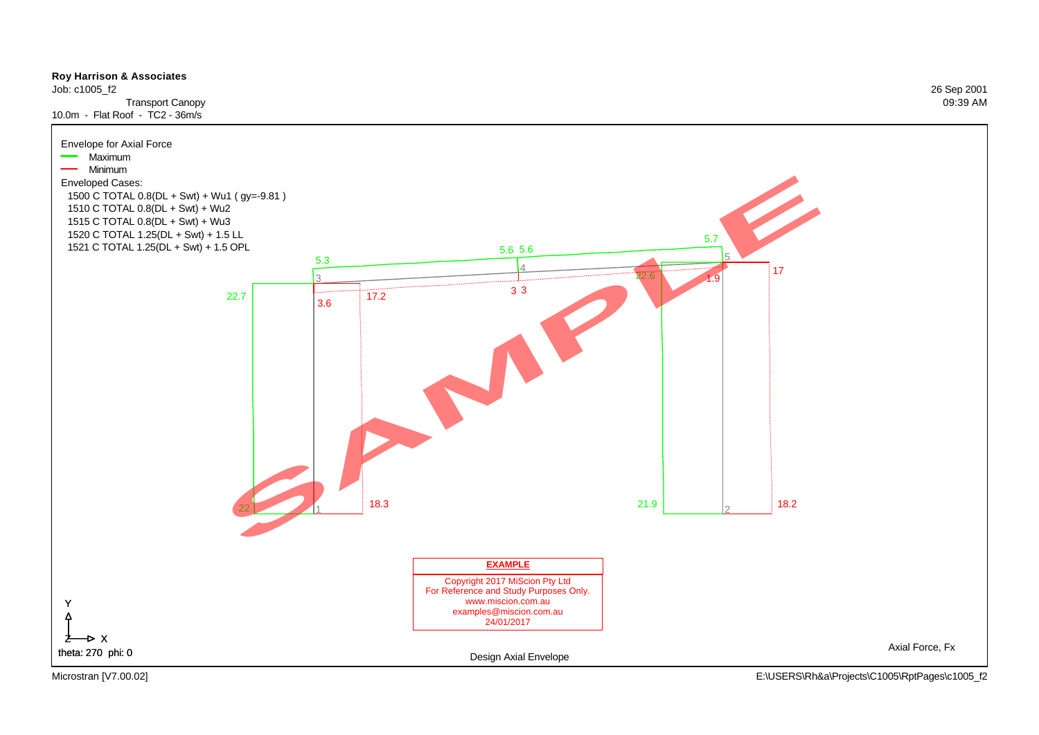**Roy Harrison & Associates**

Job: c1005_f2

Transport Canopy

10.0m - Flat Roof - TC2 - 36m/s

26 Sep 2001

09:39 AM

Envelope for Axial Force

- Maximum
- Minimum

Enveloped Cases:

- 1500 C TOTAL 0.8(DL + Swt) + Wu1 ( gy=-9.81 )
- 1510 C TOTAL 0.8(DL + Swt) + Wu2
- 1515 C TOTAL 0.8(DL + Swt) + Wu3
- 1520 C TOTAL 1.25(DL + Swt) + 1.5 LL
- 1521 C TOTAL 1.25(DL + Swt) + 1.5 OPL

5.3 5.6 5.6 5.7

3 4 5

22.7 22.6 1.9 17

3.6 17.2 3 3

22 1 18.3 21.9 2 18.2

SAMPLE

**EXAMPLE**

Copyright 2017 MiScion Pty Ltd
For Reference and Study Purposes Only.
www.miscion.com.au
examples@miscion.com.au
24/01/2017

Y

Z X

theta: 270 phi: 0

Design Axial Envelope

Axial Force, Fx

Microstran [V7.00.02]

E:\USERS\Rh&a\Projects\C1005\RptPages\c1005_f2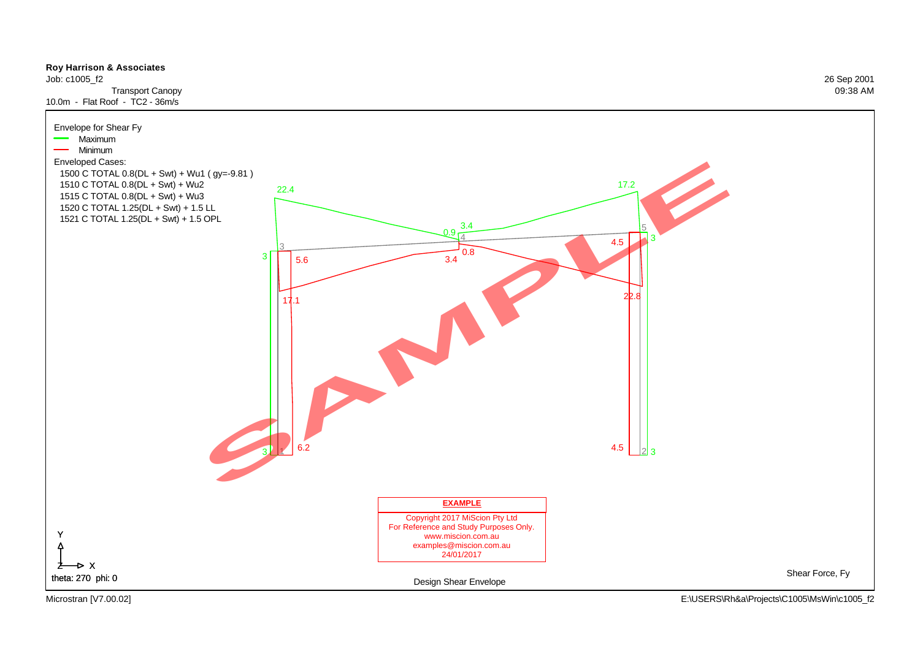**Roy Harrison & Associates**
Job: c1005_f2
Transport Canopy
10.0m - Flat Roof - TC2 - 36m/s

26 Sep 2001
09:38 AM

Envelope for Shear Fy
- Maximum
- Minimum

Enveloped Cases:
1500 C TOTAL 0.8(DL + Swt) + Wu1 ( gy=-9.81 )
1510 C TOTAL 0.8(DL + Swt) + Wu2
1515 C TOTAL 0.8(DL + Swt) + Wu3
1520 C TOTAL 1.25(DL + Swt) + 1.5 LL
1521 C TOTAL 1.25(DL + Swt) + 1.5 OPL

22.4 17.2 3.4 0.9 4 5 3 4.5 3 3 5.6 0.8 3.4 17.1 22.8 3 1 6.2 4.5 2 3

**EXAMPLE**
Copyright 2017 MiScion Pty Ltd
For Reference and Study Purposes Only.
www.miscion.com.au
examples@miscion.com.au
24/01/2017

theta: 270 phi: 0

Design Shear Envelope

Shear Force, Fy

Microstran [V7.00.02]

E:\USERS\Rh&a\Projects\C1005\MsWin\c1005_f2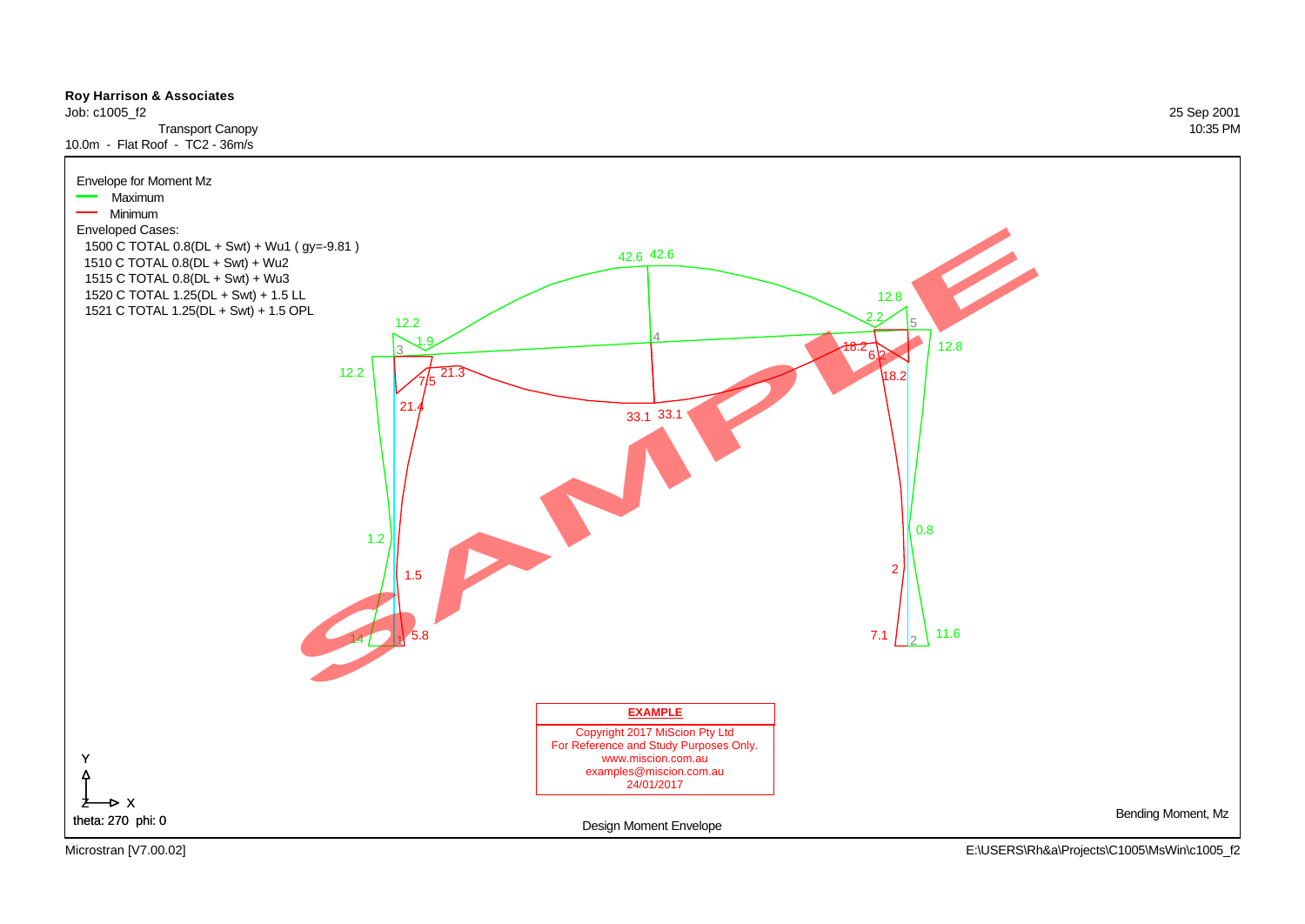**Roy Harrison & Associates**

Job: c1005_f2

Transport Canopy

10.0m - Flat Roof - TC2 - 36m/s

25 Sep 2001

10:35 PM

Envelope for Moment Mz

- Maximum
- Minimum

Enveloped Cases:

1500 C TOTAL 0.8(DL + Swt) + Wu1 ( gy=-9.81 )
1510 C TOTAL 0.8(DL + Swt) + Wu2
1515 C TOTAL 0.8(DL + Swt) + Wu3
1520 C TOTAL 1.25(DL + Swt) + 1.5 LL
1521 C TOTAL 1.25(DL + Swt) + 1.5 OPL

42.6 42.6
12.8
12.2
1.9
2.2
3
4
5
12.8
12.2
18.2
6.2
7.5
21.3
18.2
21.4
33.1 33.1
1.2
0.8
1.5
2
14
1
5.8
7.1
2
11.6

SAMPLE

**EXAMPLE**

Copyright 2017 MiScion Pty Ltd
For Reference and Study Purposes Only.
www.miscion.com.au
examples@miscion.com.au
24/01/2017

Y
Z X
theta: 270 phi: 0

Design Moment Envelope

Bending Moment, Mz

Microstran [V7.00.02]

E:\USERS\Rh&a\Projects\C1005\MsWin\c1005_f2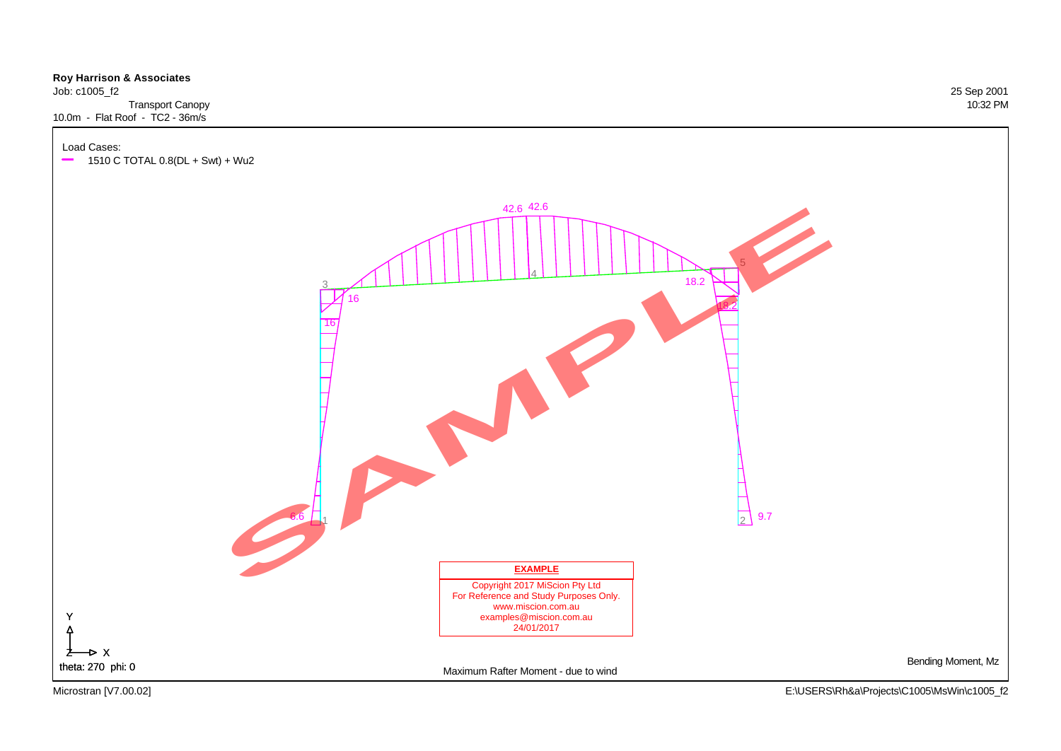**Roy Harrison & Associates**
Job: c1005_f2
Transport Canopy
10.0m - Flat Roof - TC2 - 36m/s

25 Sep 2001
10:32 PM

Load Cases:
1510 C TOTAL 0.8(DL + Swt) + Wu2

42.6 42.6

3 4 5

16 16 18.2 18.2

6.6 1 2 9.7

SAMPLE

**EXAMPLE**
Copyright 2017 MiScion Pty Ltd
For Reference and Study Purposes Only.
www.miscion.com.au
examples@miscion.com.au
24/01/2017

Y
Z X
theta: 270 phi: 0

Maximum Rafter Moment - due to wind

Bending Moment, Mz

Microstran [V7.00.02]

E:\USERS\Rh&a\Projects\C1005\MsWin\c1005_f2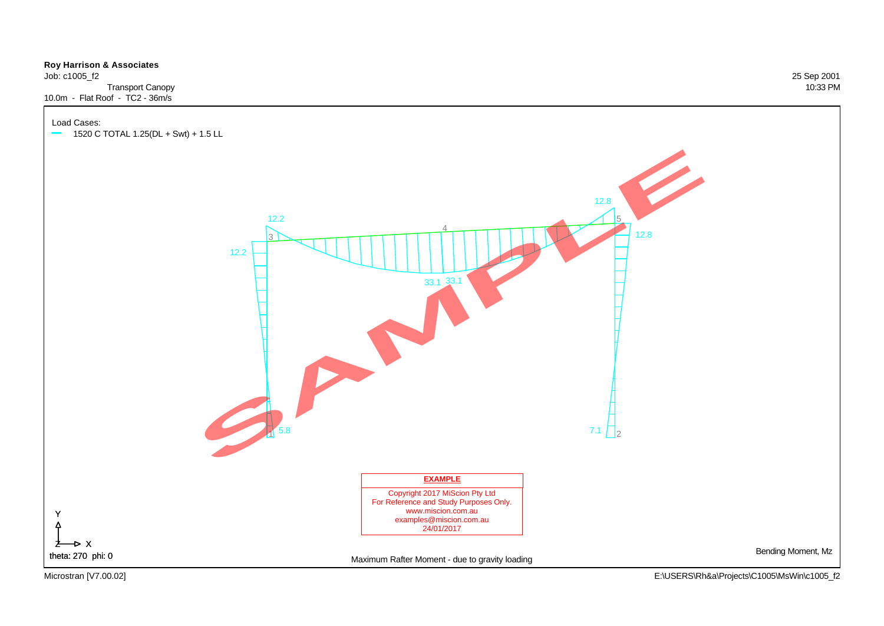**Roy Harrison & Associates**
Job: c1005_f2
Transport Canopy
10.0m - Flat Roof - TC2 - 36m/s

25 Sep 2001
10:33 PM

Load Cases:
1520 C TOTAL 1.25(DL + Swt) + 1.5 LL

12.2 12.2 12.8 12.8 33.1 33.1 5.8 7.1

3 4 5 1 2

SAMPLE

**EXAMPLE**
Copyright 2017 MiScion Pty Ltd
For Reference and Study Purposes Only.
www.miscion.com.au
examples@miscion.com.au
24/01/2017

Y
Z X
theta: 270 phi: 0

Maximum Rafter Moment - due to gravity loading

Bending Moment, Mz

Microstran [V7.00.02]

E:\USERS\Rh&a\Projects\C1005\MsWin\c1005_f2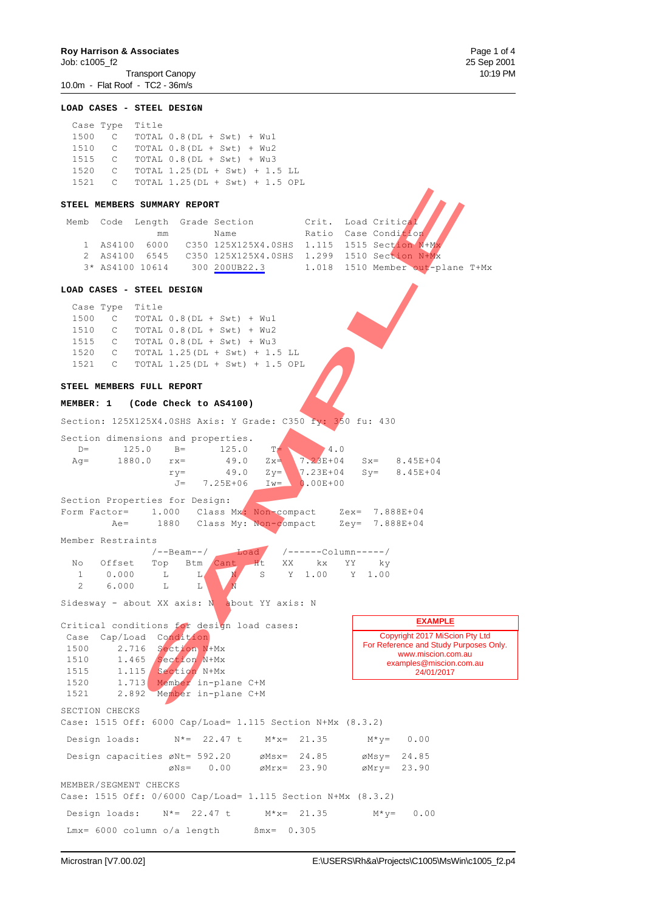Roy Harrison & Associates
Job: c1005_f2
Transport Canopy
10.0m - Flat Roof - TC2 - 36m/s

25 Sep 2001
10:19 PM

**LOAD CASES - STEEL DESIGN**

| Case | Type | Title |
|---|---|---|
| 1500 | C | TOTAL 0.8(DL + Swt) + Wu1 |
| 1510 | C | TOTAL 0.8(DL + Swt) + Wu2 |
| 1515 | C | TOTAL 0.8(DL + Swt) + Wu3 |
| 1520 | C | TOTAL 1.25(DL + Swt) + 1.5 LL |
| 1521 | C | TOTAL 1.25(DL + Swt) + 1.5 OPL |

**STEEL MEMBERS SUMMARY REPORT**

| Memb | Code | Length mm | Grade | Section Name | Crit. Ratio | Load Case | Critical Condition |
|---|---|---|---|---|---|---|---|
| 1 | AS4100 | 6000 | C350 | 125X125X4.0SHS | 1.115 | 1515 | Section N+Mx |
| 2 | AS4100 | 6545 | C350 | 125X125X4.0SHS | 1.299 | 1510 | Section N+Mx |
| 3* | AS4100 | 10614 | 300 | 200UB22.3 | 1.018 | 1510 | Member out-plane T+Mx |

**LOAD CASES - STEEL DESIGN**

| Case | Type | Title |
|---|---|---|
| 1500 | C | TOTAL 0.8(DL + Swt) + Wu1 |
| 1510 | C | TOTAL 0.8(DL + Swt) + Wu2 |
| 1515 | C | TOTAL 0.8(DL + Swt) + Wu3 |
| 1520 | C | TOTAL 1.25(DL + Swt) + 1.5 LL |
| 1521 | C | TOTAL 1.25(DL + Swt) + 1.5 OPL |

**STEEL MEMBERS FULL REPORT**

**MEMBER: 1 (Code Check to AS4100)**

```
Section: 125X125X4.0SHS Axis: Y Grade: C350 fy: 350 fu: 430

Section dimensions and properties.
   D=      125.0     B=      125.0     T=        4.0
  Ag=     1880.0    rx=       49.0    Zx=   7.23E+04    Sx=   8.45E+04
                    ry=       49.0    Zy=   7.23E+04    Sy=   8.45E+04
                     J=   7.25E+06    Iw=   0.00E+00

Section Properties for Design:
Form Factor=    1.000   Class Mx: Non-compact    Zex=  7.888E+04
        Ae=     1880    Class My: Non-compact    Zey=  7.888E+04

Member Restraints
                 /--Beam--/     Load   /------Column-----/
  No   Offset   Top   Btm  Cant   Ht    XX    kx    YY    ky
   1    0.000    L     L     N     S     Y   1.00    Y   1.00
   2    6.000    L     L     N

Sidesway - about XX axis: N  about YY axis: N

Critical conditions for design load cases:
 Case   Cap/Load  Condition
 1500     2.716   Section N+Mx
 1510     1.465   Section N+Mx
 1515     1.115   Section N+Mx
 1520     1.713   Member in-plane C+M
 1521     2.892   Member in-plane C+M

SECTION CHECKS
Case: 1515 Off: 6000 Cap/Load= 1.115 Section N+Mx (8.3.2)

 Design loads:       N*=  22.47 t     M*x=  21.35       M*y=   0.00

 Design capacities øNt= 592.20       øMsx=  24.85       øMsy=  24.85
                   øNs=   0.00       øMrx=  23.90       øMry=  23.90

MEMBER/SEGMENT CHECKS
Case: 1515 Off: 0/6000 Cap/Load= 1.115 Section N+Mx (8.3.2)

 Design loads:     N*=  22.47 t      M*x=  21.35        M*y=   0.00

 Lmx= 6000 column o/a length      ßmx=  0.305
```

**EXAMPLE**
Copyright 2017 MiScion Pty Ltd
For Reference and Study Purposes Only.
www.miscion.com.au
examples@miscion.com.au
24/01/2017

Microstran [V7.00.02]    E:\USERS\Rh&a\Projects\C1005\MsWin\c1005_f2.p4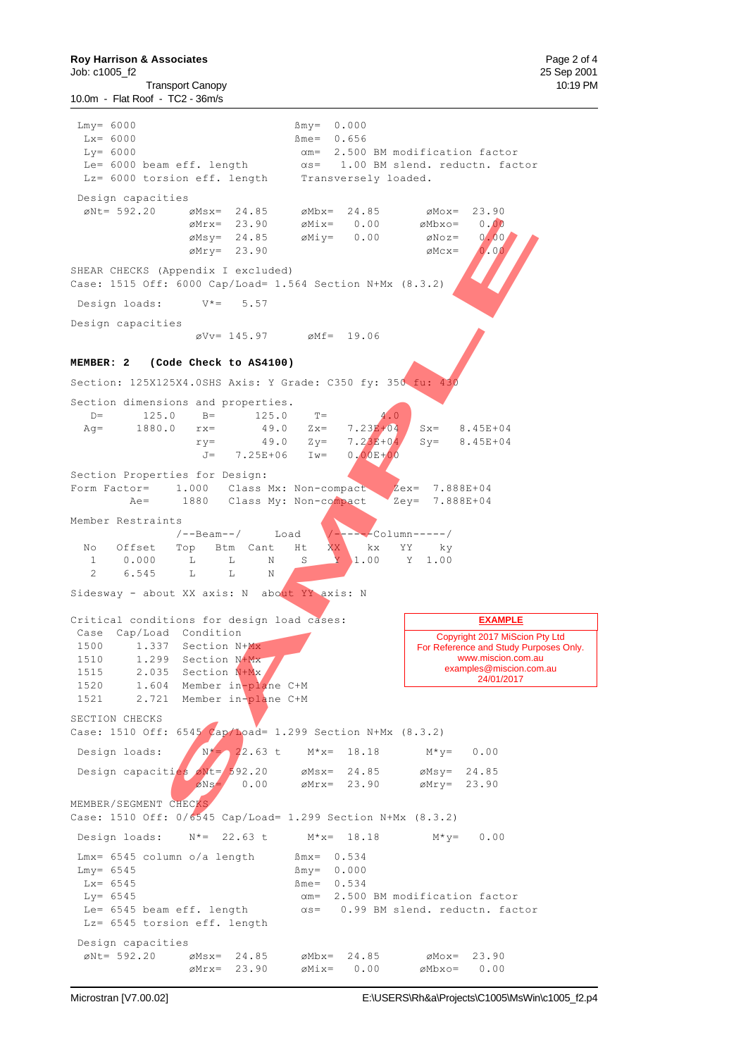```
 Lmy= 6000                          ßmy=  0.000
  Lx= 6000                          ßme=  0.656
  Ly= 6000                          αm=  2.500 BM modification factor
  Le= 6000 beam eff. length          αs=   1.00 BM slend. reductn. factor
  Lz= 6000 torsion eff. length       Transversely loaded.

 Design capacities
  øNt= 592.20     øMsx=  24.85     øMbx=  24.85       øMox=  23.90
                  øMrx=  23.90     øMix=   0.00      øMbxo=   0.00
                  øMsy=  24.85     øMiy=   0.00       øNoz=   0.00
                  øMry=  23.90                        øMcx=   0.00

SHEAR CHECKS (Appendix I excluded)
Case: 1515 Off: 6000 Cap/Load= 1.564 Section N+Mx (8.3.2)

 Design loads:       V*=   5.57

Design capacities
                  øVv= 145.97      øMf=  19.06
```

**MEMBER: 2    (Code Check to AS4100)**

```
Section: 125X125X4.0SHS Axis: Y Grade: C350 fy: 350 fu: 430

Section dimensions and properties.
   D=      125.0     B=      125.0     T=        4.0
  Ag=     1880.0    rx=       49.0    Zx=   7.23E+04    Sx=   8.45E+04
                    ry=       49.0    Zy=   7.23E+04    Sy=   8.45E+04
                     J=   7.25E+06    Iw=   0.00E+00

Section Properties for Design:
Form Factor=     1.000   Class Mx: Non-compact    Zex=  7.888E+04
        Ae=     1880   Class My: Non-compact    Zey=  7.888E+04

Member Restraints
                /--Beam--/     Load     /-----Column-----/
  No   Offset   Top   Btm  Cant   Ht     XX     kx    YY    ky
   1    0.000     L     L     N     S     Y   1.00     Y  1.00
   2    6.545     L     L     N

Sidesway - about XX axis: N  about YY axis: N

Critical conditions for design load cases:
 Case  Cap/Load  Condition
 1500     1.337  Section N+Mx
 1510     1.299  Section N+Mx
 1515     2.035  Section N+Mx
 1520     1.604  Member in-plane C+M
 1521     2.721  Member in-plane C+M

SECTION CHECKS
Case: 1510 Off: 6545 Cap/Load= 1.299 Section N+Mx (8.3.2)

 Design loads:        N*=  22.63 t     M*x=  18.18       M*y=   0.00

 Design capacities øNt= 592.20     øMsx=  24.85      øMsy=  24.85
                   øNs=   0.00     øMrx=  23.90      øMry=  23.90

MEMBER/SEGMENT CHECKS
Case: 1510 Off: 0/6545 Cap/Load= 1.299 Section N+Mx (8.3.2)

 Design loads:    N*=  22.63 t      M*x=  18.18        M*y=   0.00

 Lmx= 6545 column o/a length        ßmx=  0.534
 Lmy= 6545                          ßmy=  0.000
  Lx= 6545                          ßme=  0.534
  Ly= 6545                          αm=  2.500 BM modification factor
  Le= 6545 beam eff. length          αs=   0.99 BM slend. reductn. factor
  Lz= 6545 torsion eff. length

 Design capacities
  øNt= 592.20     øMsx=  24.85     øMbx=  24.85       øMox=  23.90
                  øMrx=  23.90     øMix=   0.00      øMbxo=   0.00
```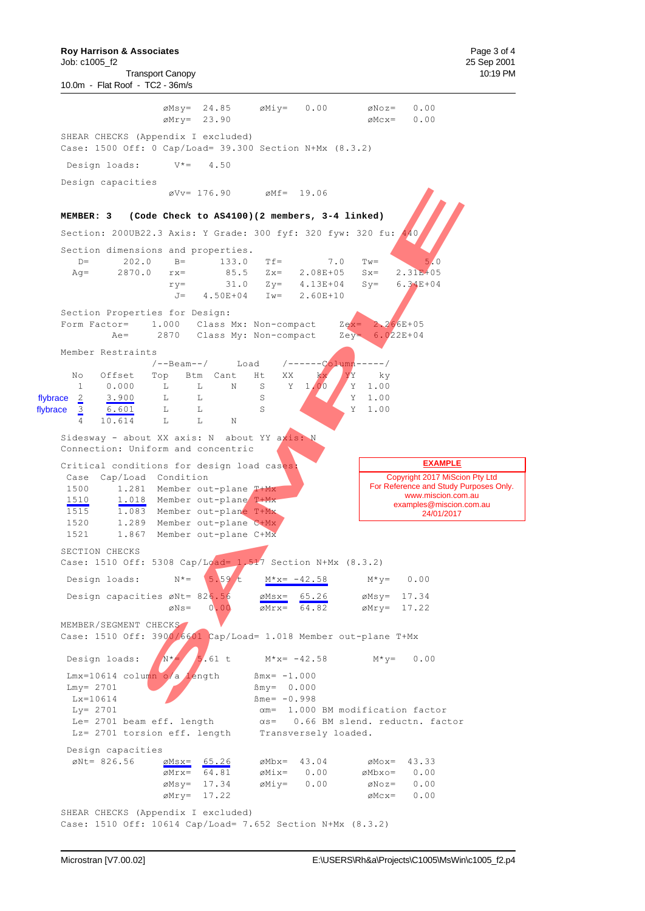```
                  øMsy=  24.85     øMiy=   0.00       øNoz=   0.00
                  øMry=  23.90                        øMcx=   0.00

SHEAR CHECKS (Appendix I excluded)
Case: 1500 Off: 0 Cap/Load= 39.300 Section N+Mx (8.3.2)

 Design loads:       V*=   4.50

Design capacities
                   øVv= 176.90     øMf=  19.06
```

**MEMBER: 3   (Code Check to AS4100)(2 members, 3-4 linked)**

```
Section: 200UB22.3 Axis: Y Grade: 300 fyf: 320 fyw: 320 fu: 440

Section dimensions and properties.
   D=      202.0    B=       133.0    Tf=        7.0    Tw=        5.0
  Ag=     2870.0    rx=       85.5    Zx=    2.08E+05   Sx=    2.31E+05
                    ry=       31.0    Zy=    4.13E+04   Sy=    6.34E+04
                     J=   4.50E+04    Iw=    2.60E+10

Section Properties for Design:
Form Factor=    1.000   Class Mx: Non-compact    Zex=  2.266E+05
        Ae=     2870   Class My: Non-compact    Zey=  6.022E+04

Member Restraints
                   /--Beam--/     Load    /------Column-----/
   No   Offset   Top   Btm  Cant   Ht    XX     kx   YY    ky
    1    0.000    L     L    N      S     Y   1.00   Y   1.00
flybrace 2    3.900    L     L           S                Y   1.00
flybrace 3    6.601    L     L           S                Y   1.00
    4   10.614    L     L    N

Sidesway - about XX axis: N  about YY axis: N
Connection: Uniform and concentric

Critical conditions for design load cases:
 Case  Cap/Load  Condition
 1500     1.281  Member out-plane T+Mx
 1510     1.018  Member out-plane T+Mx
 1515     1.083  Member out-plane T+Mx
 1520     1.289  Member out-plane C+Mx
 1521     1.867  Member out-plane C+Mx

SECTION CHECKS
Case: 1510 Off: 5308 Cap/Load= 1.517 Section N+Mx (8.3.2)

 Design loads:       N*=    5.59 t     M*x= -42.58       M*y=   0.00

 Design capacities øNt= 826.56     øMsx=  65.26       øMsy=  17.34
                   øNs=    0.00    øMrx=  64.82       øMry=  17.22

MEMBER/SEGMENT CHECKS
Case: 1510 Off: 3900/6601 Cap/Load= 1.018 Member out-plane T+Mx

 Design loads:      N*=    5.61 t      M*x= -42.58        M*y=   0.00

 Lmx=10614 column o/a length          ßmx= -1.000
 Lmy= 2701                            ßmy=  0.000
  Lx=10614                            ßme= -0.998
  Ly= 2701                            αm=  1.000 BM modification factor
  Le= 2701 beam eff. length           αs=   0.66 BM slend. reductn. factor
  Lz= 2701 torsion eff. length        Transversely loaded.

 Design capacities
  øNt= 826.56    øMsx=  65.26      øMbx=  43.04      øMox=  43.33
                 øMrx=  64.81      øMix=   0.00      øMbxo=   0.00
                 øMsy=  17.34      øMiy=   0.00      øNoz=   0.00
                 øMry=  17.22                        øMcx=   0.00

SHEAR CHECKS (Appendix I excluded)
Case: 1510 Off: 10614 Cap/Load= 7.652 Section N+Mx (8.3.2)
```

**EXAMPLE**

Copyright 2017 MiScion Pty Ltd
For Reference and Study Purposes Only.
www.miscion.com.au
examples@miscion.com.au
24/01/2017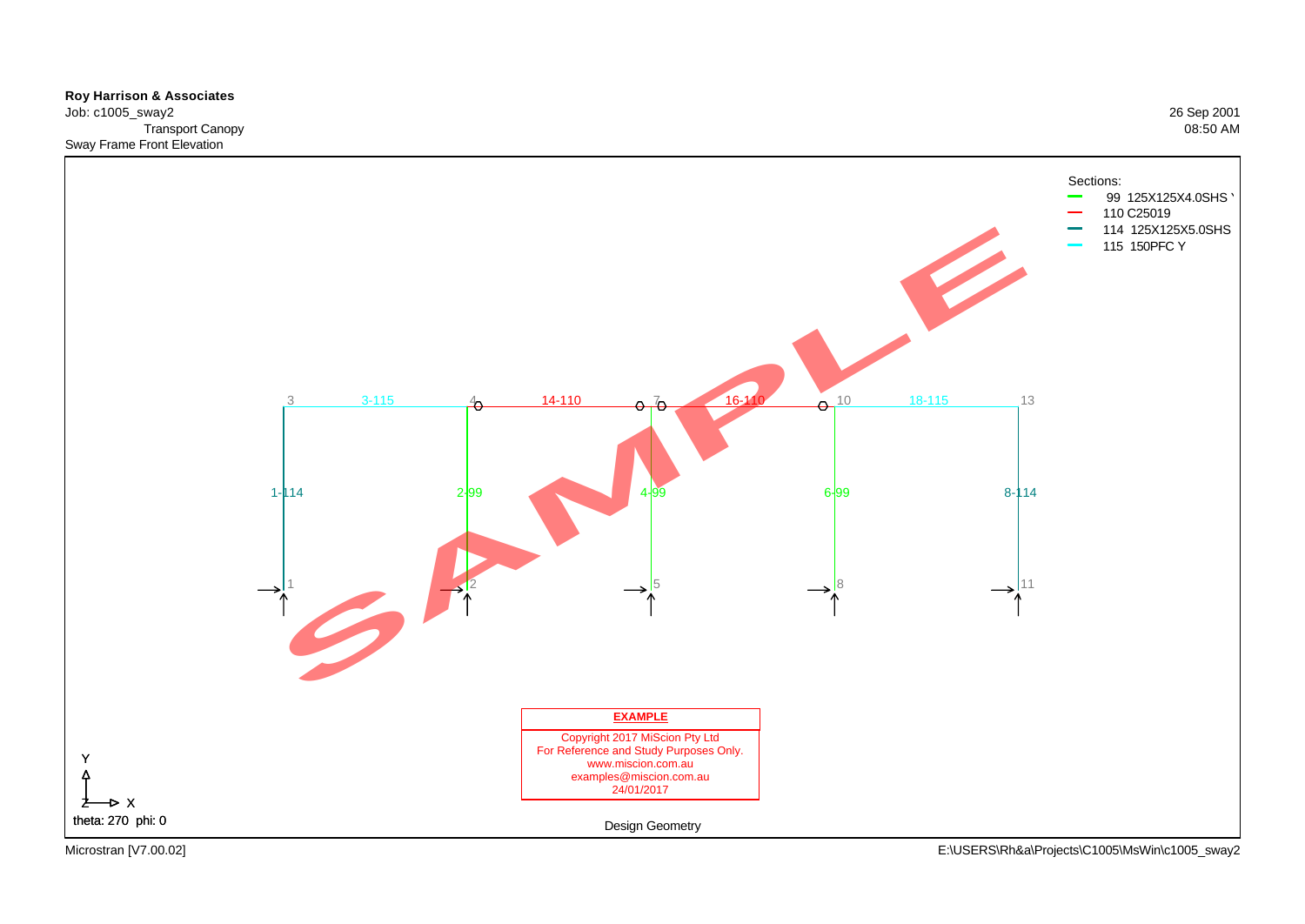**Roy Harrison & Associates**
Job: c1005_sway2
Transport Canopy
Sway Frame Front Elevation

26 Sep 2001
08:50 AM

Sections:
- 99 125X125X4.0SHS
- 110 C25019
- 114 125X125X5.0SHS
- 115 150PFC Y

3 | 3-115 | 4 | 14-110 | 7 | 16-110 | 10 | 18-115 | 13

1-114 | 2-99 | 4-99 | 6-99 | 8-114

1 | 2 | 5 | 8 | 11

SAMPLE

**EXAMPLE**

Copyright 2017 MiScion Pty Ltd
For Reference and Study Purposes Only.
www.miscion.com.au
examples@miscion.com.au
24/01/2017

Y
Z X
theta: 270 phi: 0

Design Geometry

Microstran [V7.00.02]

E:\USERS\Rh&a\Projects\C1005\MsWin\c1005_sway2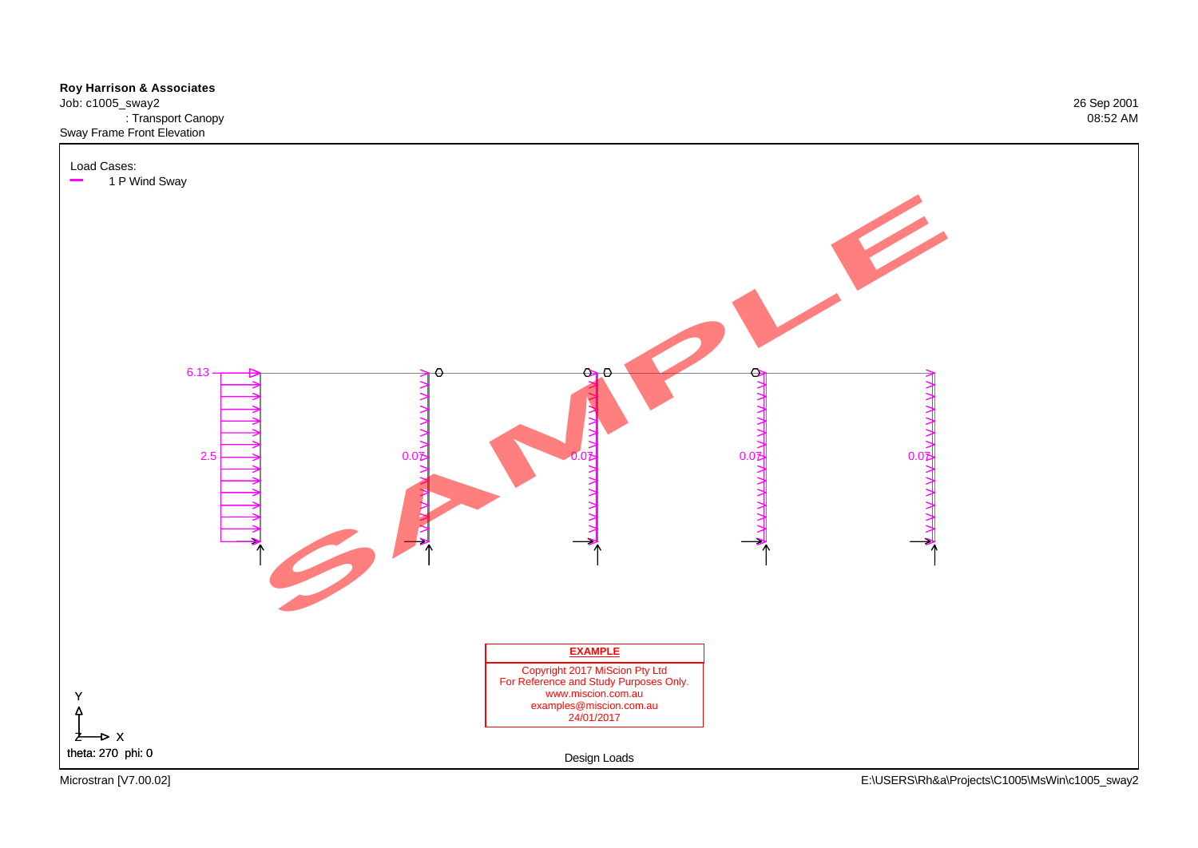**Roy Harrison & Associates**
Job: c1005_sway2
: Transport Canopy
Sway Frame Front Elevation

26 Sep 2001
08:52 AM

Load Cases:
1 P Wind Sway

6.13

2.5

0.07

0.07

0.07

0.07

SAMPLE

**EXAMPLE**

Copyright 2017 MiScion Pty Ltd
For Reference and Study Purposes Only.
www.miscion.com.au
examples@miscion.com.au
24/01/2017

Y

Z X

theta: 270 phi: 0

Design Loads

Microstran [V7.00.02]

E:\USERS\Rh&a\Projects\C1005\MsWin\c1005_sway2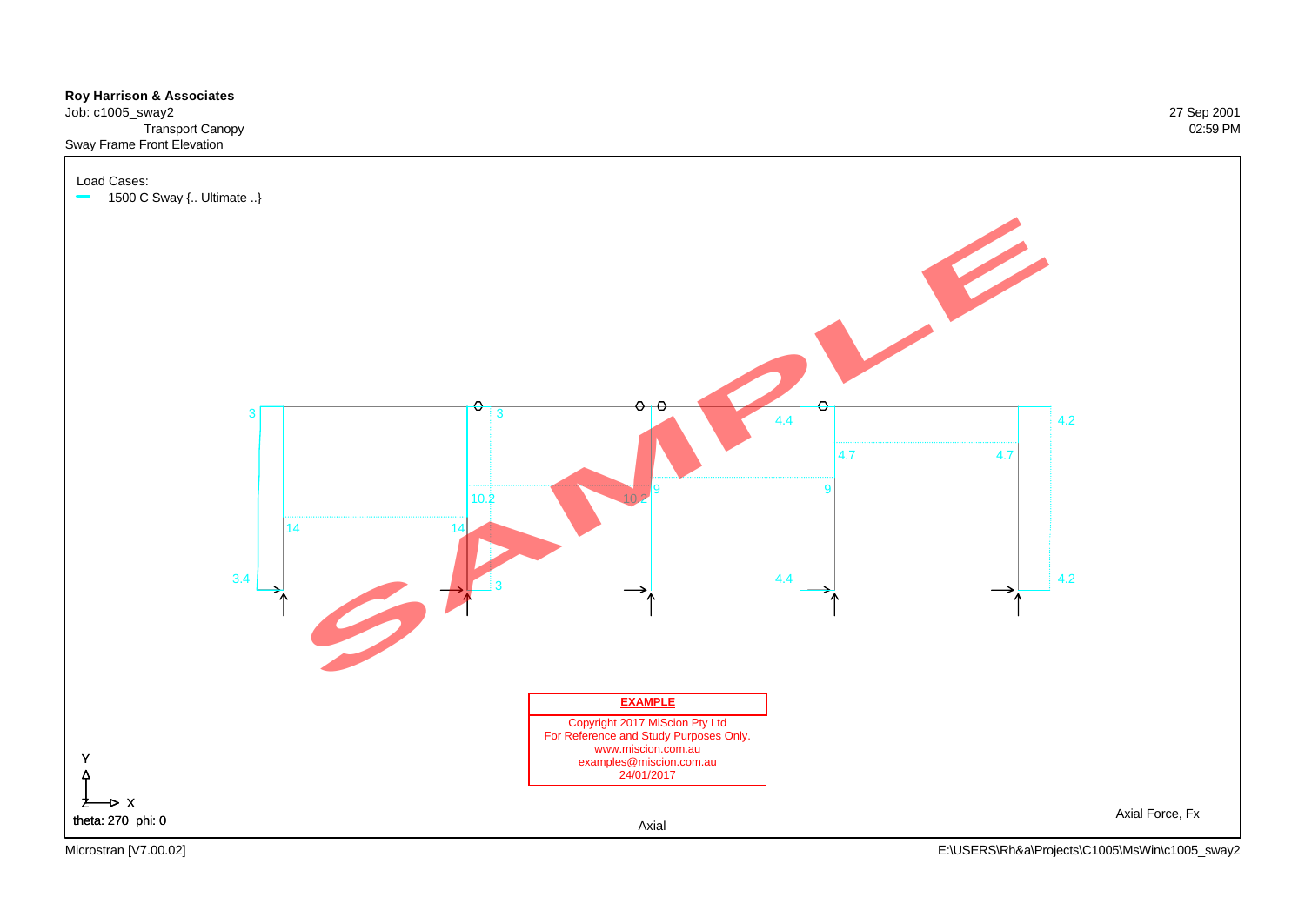**Roy Harrison & Associates**

Job: c1005_sway2

Transport Canopy

Sway Frame Front Elevation

27 Sep 2001

02:59 PM

Load Cases:

1500 C Sway {.. Ultimate ..}

3 3 4.4 4.2

4.7 4.7

10.2 10.2 9 9

14 14

3.4 3 4.4 4.2

SAMPLE

**EXAMPLE**

Copyright 2017 MiScion Pty Ltd
For Reference and Study Purposes Only.
www.miscion.com.au
examples@miscion.com.au
24/01/2017

Y

Z X

theta: 270 phi: 0

Axial

Axial Force, Fx

Microstran [V7.00.02]

E:\USERS\Rh&a\Projects\C1005\MsWin\c1005_sway2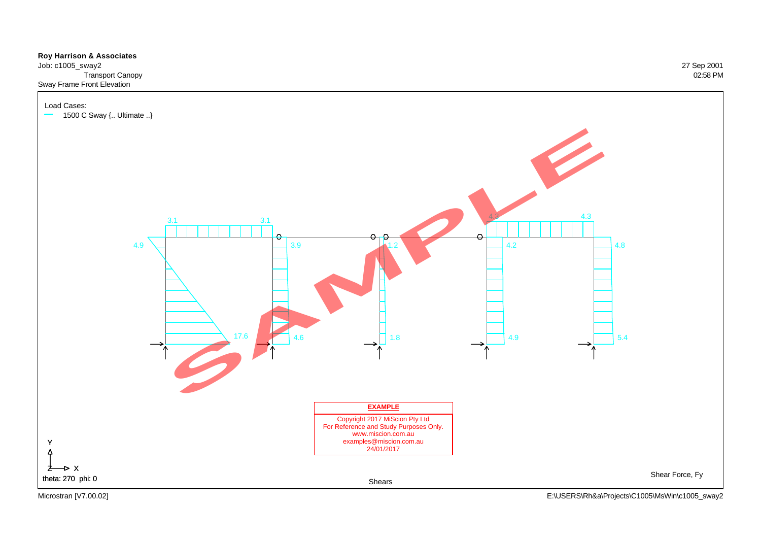**Roy Harrison & Associates**

Job: c1005_sway2

Transport Canopy

Sway Frame Front Elevation

27 Sep 2001

02:58 PM

Load Cases:

1500 C Sway {.. Ultimate ..}

3.1 3.1 4.3 4.3

4.9 3.9 1.2 4.2 4.8

17.6 4.6 1.8 4.9 5.4

SAMPLE

**EXAMPLE**

Copyright 2017 MiScion Pty Ltd

For Reference and Study Purposes Only.

www.miscion.com.au

examples@miscion.com.au

24/01/2017

theta: 270 phi: 0

Shears

Shear Force, Fy

Microstran [V7.00.02]

E:\USERS\Rh&a\Projects\C1005\MsWin\c1005_sway2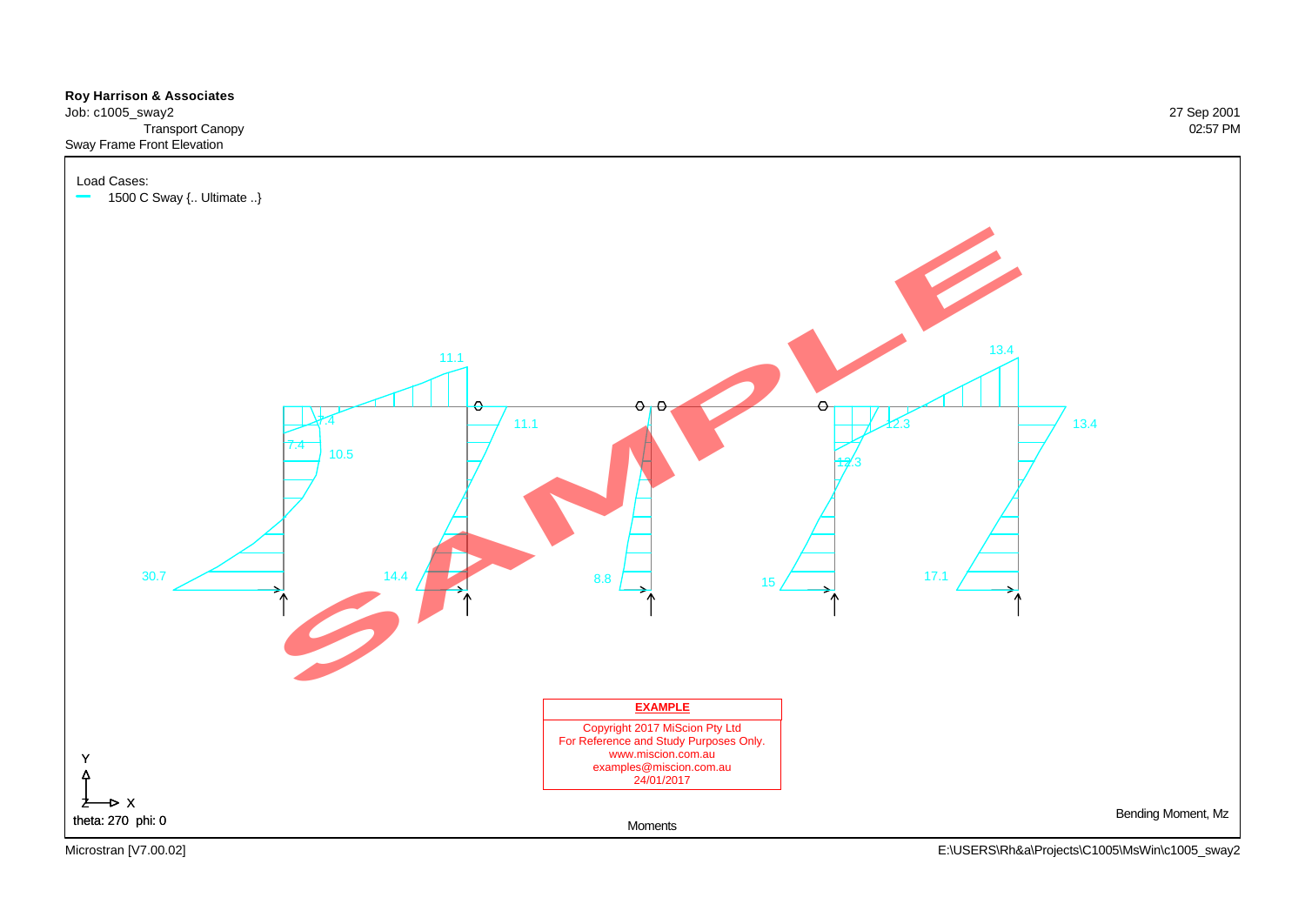**Roy Harrison & Associates**

Job: c1005_sway2

Transport Canopy

Sway Frame Front Elevation

27 Sep 2001

02:57 PM

Load Cases:

1500 C Sway {.. Ultimate ..}

11.1

13.4

7.4

11.1

12.3

13.4

7.4

10.5

12.3

30.7

14.4

8.8

15

17.1

**EXAMPLE**

Copyright 2017 MiScion Pty Ltd
For Reference and Study Purposes Only.
www.miscion.com.au
examples@miscion.com.au
24/01/2017

theta: 270 phi: 0

Moments

Bending Moment, Mz

Microstran [V7.00.02]

E:\USERS\Rh&a\Projects\C1005\MsWin\c1005_sway2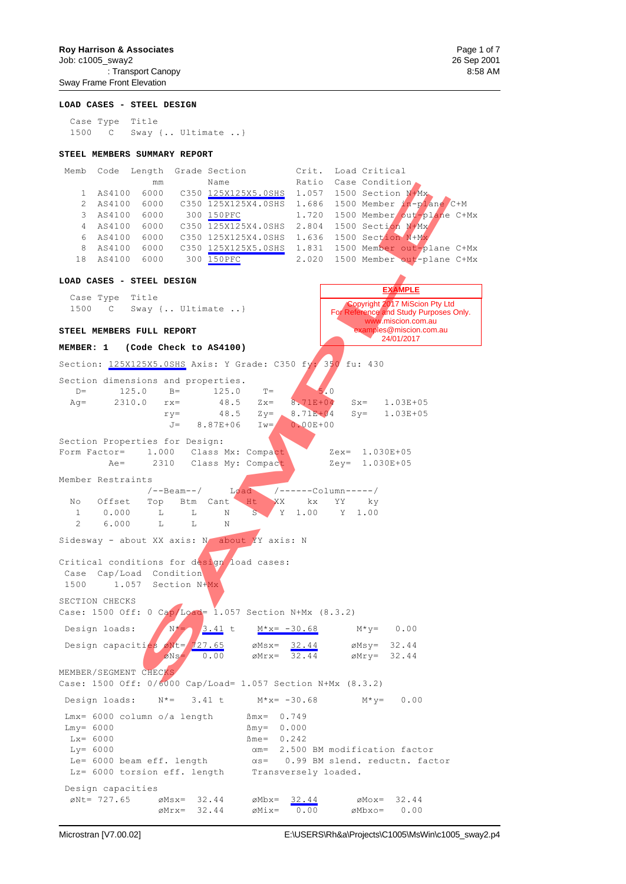**LOAD CASES - STEEL DESIGN**

| Case | Type | Title |
|---|---|---|
| 1500 | C | Sway {.. Ultimate ..} |

**STEEL MEMBERS SUMMARY REPORT**

| Memb | Code | Length mm | Grade | Section Name | Crit. Ratio | Load Case | Critical Condition |
|---|---|---|---|---|---|---|---|
| 1 | AS4100 | 6000 | C350 | 125X125X5.0SHS | 1.057 | 1500 | Section N+Mx |
| 2 | AS4100 | 6000 | C350 | 125X125X4.0SHS | 1.686 | 1500 | Member in-plane C+M |
| 3 | AS4100 | 6000 | 300 | 150PFC | 1.720 | 1500 | Member out-plane C+Mx |
| 4 | AS4100 | 6000 | C350 | 125X125X4.0SHS | 2.804 | 1500 | Section N+Mx |
| 6 | AS4100 | 6000 | C350 | 125X125X4.0SHS | 1.636 | 1500 | Section N+Mx |
| 8 | AS4100 | 6000 | C350 | 125X125X5.0SHS | 1.831 | 1500 | Member out-plane C+Mx |
| 18 | AS4100 | 6000 | 300 | 150PFC | 2.020 | 1500 | Member out-plane C+Mx |

**LOAD CASES - STEEL DESIGN**

| Case | Type | Title |
|---|---|---|
| 1500 | C | Sway {.. Ultimate ..} |

EXAMPLE
Copyright 2017 MiScion Pty Ltd
For Reference and Study Purposes Only.
www.miscion.com.au
examples@miscion.com.au
24/01/2017

**STEEL MEMBERS FULL REPORT**

**MEMBER: 1 (Code Check to AS4100)**

```
Section: 125X125X5.0SHS Axis: Y Grade: C350 fy: 350 fu: 430

Section dimensions and properties.
   D=      125.0     B=       125.0     T=         5.0
  Ag=     2310.0    rx=        48.5    Zx=    8.71E+04    Sx=    1.03E+05
                    ry=        48.5    Zy=    8.71E+04    Sy=    1.03E+05
                     J=    8.87E+06    Iw=    0.00E+00

Section Properties for Design:
Form Factor=    1.000   Class Mx: Compact        Zex=  1.030E+05
         Ae=     2310   Class My: Compact        Zey=  1.030E+05

Member Restraints
               /--Beam--/     Load   /------Column-----/
  No   Offset   Top   Btm  Cant   Ht   XX    kx    YY    ky
   1   0.000     L     L     N     S    Y   1.00    Y   1.00
   2   6.000     L     L     N

Sidesway - about XX axis: N  about YY axis: N

Critical conditions for design load cases:
 Case  Cap/Load  Condition
 1500     1.057  Section N+Mx

SECTION CHECKS
Case: 1500 Off: 0 Cap/Load= 1.057 Section N+Mx (8.3.2)

 Design loads:       N*=   3.41  t     M*x= -30.68        M*y=   0.00

 Design capacities  øNt= 727.65       øMsx=  32.44       øMsy=  32.44
                    øNs=   0.00       øMrx=  32.44       øMry=  32.44

MEMBER/SEGMENT CHECKS
Case: 1500 Off: 0/6000 Cap/Load= 1.057 Section N+Mx (8.3.2)

 Design loads:     N*=    3.41 t      M*x= -30.68         M*y=   0.00

 Lmx= 6000 column o/a length         ßmx=  0.749
 Lmy= 6000                           ßmy=  0.000
  Lx= 6000                           ßme=  0.242
  Ly= 6000                           αm=   2.500 BM modification factor
  Le= 6000 beam eff. length          αs=    0.99 BM slend. reductn. factor
  Lz= 6000 torsion eff. length       Transversely loaded.

 Design capacities
  øNt= 727.65       øMsx=  32.44     øMbx=  32.44       øMox=  32.44
                    øMrx=  32.44     øMix=   0.00       øMbxo=   0.00
```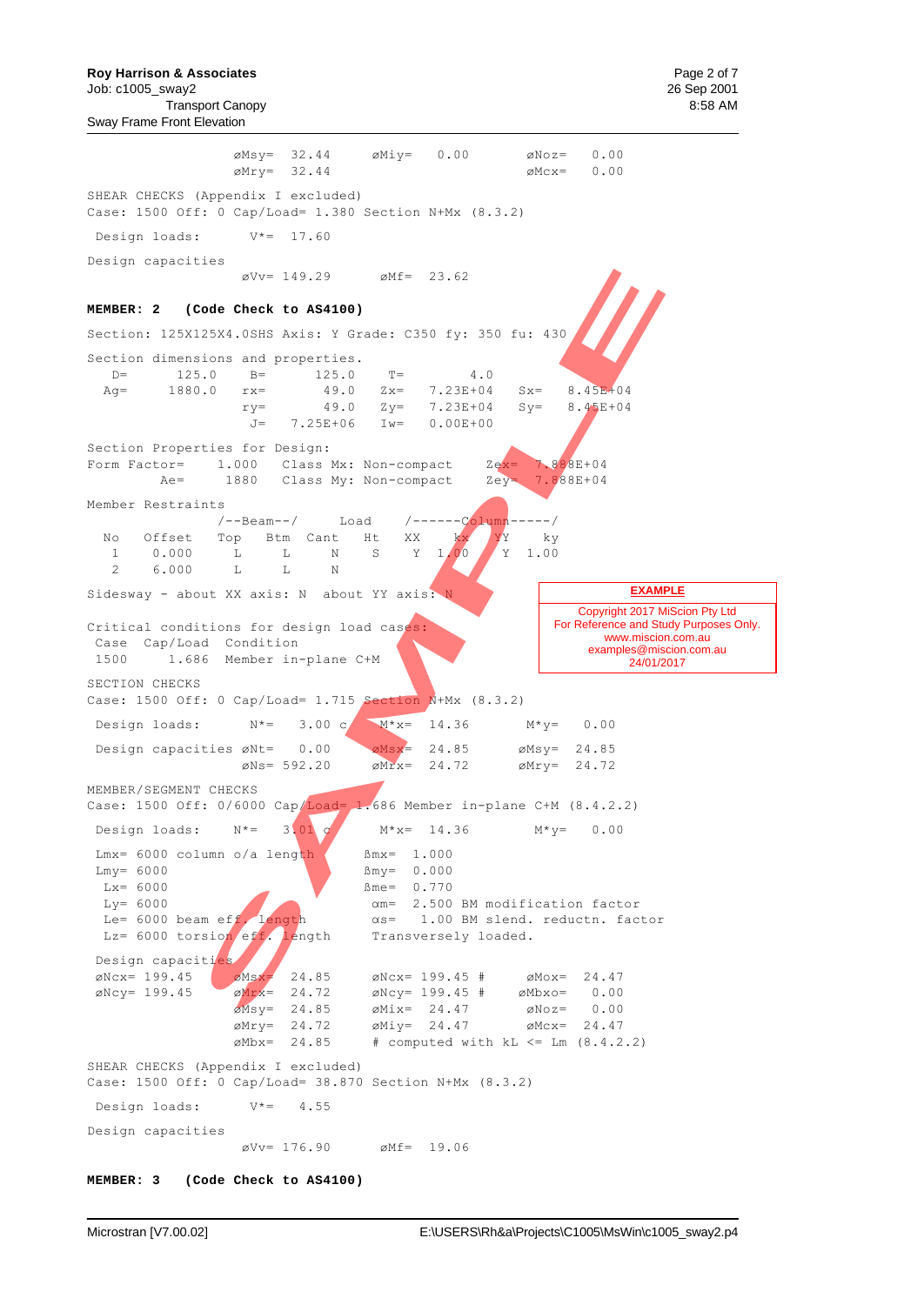```
                 øMsy=  32.44     øMiy=   0.00       øNoz=   0.00
                 øMry=  32.44                        øMcx=   0.00

SHEAR CHECKS (Appendix I excluded)
Case: 1500 Off: 0 Cap/Load= 1.380 Section N+Mx (8.3.2)

 Design loads:       V*=  17.60

Design capacities
                  øVv= 149.29      øMf=  23.62
```

**MEMBER: 2   (Code Check to AS4100)**

```
Section: 125X125X4.0SHS Axis: Y Grade: C350 fy: 350 fu: 430

Section dimensions and properties.
   D=      125.0    B=       125.0    T=        4.0
  Ag=     1880.0   rx=        49.0   Zx=   7.23E+04   Sx=   8.45E+04
                   ry=        49.0   Zy=   7.23E+04   Sy=   8.45E+04
                    J=   7.25E+06   Iw=   0.00E+00

Section Properties for Design:
Form Factor=    1.000   Class Mx: Non-compact    Zex=  7.888E+04
        Ae=     1880   Class My: Non-compact    Zey=  7.888E+04

Member Restraints
               /--Beam--/     Load    /------Column-----/
  No   Offset  Top   Btm  Cant   Ht    XX     kx    YY     ky
   1    0.000   L     L     N     S     Y   1.00    Y   1.00
   2    6.000   L     L     N

Sidesway - about XX axis: N  about YY axis: N

Critical conditions for design load cases:
 Case  Cap/Load  Condition
 1500    1.686  Member in-plane C+M

SECTION CHECKS
Case: 1500 Off: 0 Cap/Load= 1.715 Section N+Mx (8.3.2)

 Design loads:       N*=   3.00 c     M*x=  14.36       M*y=   0.00

 Design capacities øNt=   0.00      øMsx=  24.85      øMsy=  24.85
                   øNs= 592.20      øMrx=  24.72      øMry=  24.72

MEMBER/SEGMENT CHECKS
Case: 1500 Off: 0/6000 Cap/Load= 1.686 Member in-plane C+M (8.4.2.2)

 Design loads:       N*=   3.01 c     M*x=  14.36        M*y=   0.00

 Lmx= 6000 column o/a length       ßmx=  1.000
 Lmy= 6000                         ßmy=  0.000
  Lx= 6000                         ßme=  0.770
  Ly= 6000                         αm=  2.500 BM modification factor
  Le= 6000 beam eff. length        αs=   1.00 BM slend. reductn. factor
  Lz= 6000 torsion eff. length     Transversely loaded.

 Design capacities
 øNcx= 199.45      øMsx=  24.85     øNcx= 199.45 #     øMox=  24.47
 øNcy= 199.45      øMrx=  24.72     øNcy= 199.45 #    øMbxo=   0.00
                   øMsy=  24.85     øMix=  24.47       øNoz=   0.00
                   øMry=  24.72     øMiy=  24.47       øMcx=  24.47
                   øMbx=  24.85     # computed with kL <= Lm (8.4.2.2)

SHEAR CHECKS (Appendix I excluded)
Case: 1500 Off: 0 Cap/Load= 38.870 Section N+Mx (8.3.2)

 Design loads:       V*=   4.55

Design capacities
                  øVv= 176.90      øMf=  19.06
```

**MEMBER: 3   (Code Check to AS4100)**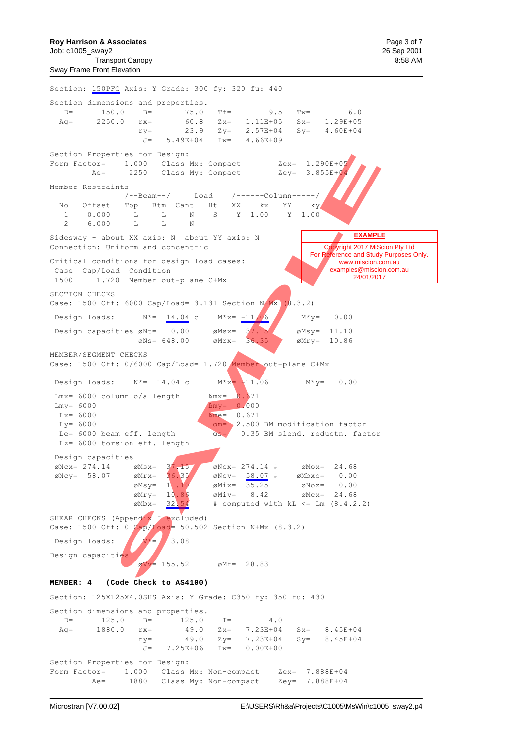```
Section: 150PFC Axis: Y Grade: 300 fy: 320 fu: 440

Section dimensions and properties.
   D=      150.0     B=       75.0    Tf=        9.5    Tw=        6.0
  Ag=     2250.0    rx=       60.8    Zx=   1.11E+05    Sx=   1.29E+05
                    ry=       23.9    Zy=   2.57E+04    Sy=   4.60E+04
                     J=   5.49E+04    Iw=   4.66E+09

Section Properties for Design:
Form Factor=    1.000   Class Mx: Compact        Zex=  1.290E+05
        Ae=     2250   Class My: Compact        Zey=  3.855E+04

Member Restraints
               /--Beam--/     Load    /------Column-----/
  No   Offset   Top   Btm  Cant   Ht    XX    kx    YY    ky
   1    0.000    L     L     N     S     Y   1.00    Y   1.00
   2    6.000    L     L     N

Sidesway - about XX axis: N  about YY axis: N
Connection: Uniform and concentric

Critical conditions for design load cases:
 Case  Cap/Load  Condition
 1500     1.720  Member out-plane C+Mx

SECTION CHECKS
Case: 1500 Off: 6000 Cap/Load= 3.131 Section N+Mx (8.3.2)

 Design loads:      N*=  14.04 c     M*x= -11.06        M*y=   0.00

 Design capacities øNt=   0.00     øMsx=  37.15       øMsy=  11.10
                   øNs= 648.00     øMrx=  36.35       øMry=  10.86

MEMBER/SEGMENT CHECKS
Case: 1500 Off: 0/6000 Cap/Load= 1.720 Member out-plane C+Mx

 Design loads:    N*=  14.04 c      M*x= -11.06         M*y=   0.00

 Lmx= 6000 column o/a length        ßmx=   0.671
 Lmy= 6000                          ßmy=   0.000
  Lx= 6000                          ßme=   0.671
  Ly= 6000                           αm=   2.500 BM modification factor
  Le= 6000 beam eff. length          αs=    0.35 BM slend. reductn. factor
  Lz= 6000 torsion eff. length

 Design capacities
 øNcx= 274.14      øMsx=  37.15     øNcx= 274.14 #     øMox=  24.68
 øNcy=  58.07      øMrx=  36.35     øNcy=  58.07 #     øMbxo=  0.00
                   øMsy=  11.10     øMix=  35.25       øNoz=   0.00
                   øMry=  10.86     øMiy=   8.42       øMcx=  24.68
                   øMbx=  32.54     # computed with kL <= Lm (8.4.2.2)

SHEAR CHECKS (Appendix I excluded)
Case: 1500 Off: 0 Cap/Load= 50.502 Section N+Mx (8.3.2)

 Design loads:            V*=    3.08

Design capacities
                   øVv= 155.52      øMf=  28.83
```

**MEMBER: 4    (Code Check to AS4100)**

```
Section: 125X125X4.0SHS Axis: Y Grade: C350 fy: 350 fu: 430

Section dimensions and properties.
   D=      125.0     B=      125.0     T=        4.0
  Ag=     1880.0    rx=       49.0    Zx=   7.23E+04    Sx=   8.45E+04
                    ry=       49.0    Zy=   7.23E+04    Sy=   8.45E+04
                     J=   7.25E+06    Iw=   0.00E+00

Section Properties for Design:
Form Factor=    1.000   Class Mx: Non-compact    Zex=  7.888E+04
        Ae=     1880   Class My: Non-compact    Zey=  7.888E+04
```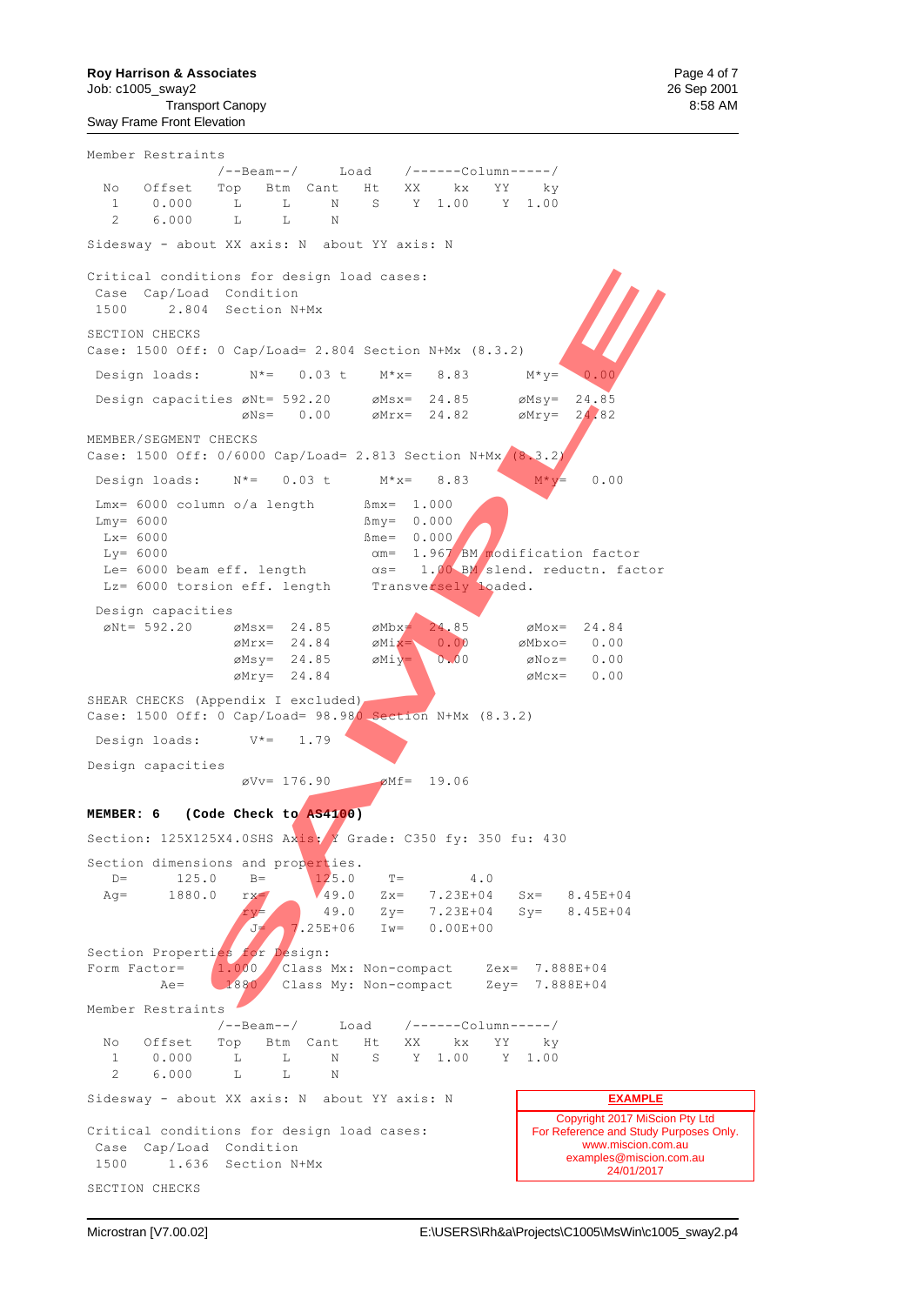```
Member Restraints
              /--Beam--/     Load    /------Column-----/
  No   Offset   Top   Btm  Cant   Ht    XX     kx   YY     ky
   1    0.000     L     L     N    S     Y   1.00    Y   1.00
   2    6.000     L     L     N

Sidesway - about XX axis: N  about YY axis: N

Critical conditions for design load cases:
 Case  Cap/Load  Condition
 1500     2.804  Section N+Mx

SECTION CHECKS
Case: 1500 Off: 0 Cap/Load= 2.804 Section N+Mx (8.3.2)

 Design loads:       N*=    0.03 t     M*x=    8.83       M*y=    0.00

 Design capacities øNt= 592.20      øMsx=  24.85      øMsy=  24.85
                    øNs=   0.00      øMrx=  24.82      øMry=  24.82

MEMBER/SEGMENT CHECKS
Case: 1500 Off: 0/6000 Cap/Load= 2.813 Section N+Mx (8.3.2)

 Design loads:    N*=    0.03 t      M*x=    8.83        M*y=    0.00

 Lmx= 6000 column o/a length      ßmx=  1.000
 Lmy= 6000                        ßmy=  0.000
  Lx= 6000                        ßme=  0.000
  Ly= 6000                        αm=  1.967 BM modification factor
  Le= 6000 beam eff. length       αs=   1.00 BM slend. reductn. factor
  Lz= 6000 torsion eff. length     Transversely loaded.

 Design capacities
  øNt= 592.20       øMsx=  24.85     øMbx=  24.85        øMox=  24.84
                    øMrx=  24.84     øMix=   0.00       øMbxo=   0.00
                    øMsy=  24.85     øMiy=   0.00        øNoz=   0.00
                    øMry=  24.84                         øMcx=   0.00

SHEAR CHECKS (Appendix I excluded)
Case: 1500 Off: 0 Cap/Load= 98.980 Section N+Mx (8.3.2)

 Design loads:       V*=    1.79

Design capacities
                   øVv= 176.90        øMf=  19.06
```

**MEMBER: 6 (Code Check to AS4100)**

```
Section: 125X125X4.0SHS Axis: Y Grade: C350 fy: 350 fu: 430

Section dimensions and properties.
   D=      125.0      B=      125.0     T=         4.0
  Ag=     1880.0     rx=       49.0    Zx=    7.23E+04    Sx=    8.45E+04
                     ry=       49.0    Zy=    7.23E+04    Sy=    8.45E+04
                      J=   7.25E+06    Iw=    0.00E+00

Section Properties for Design:
Form Factor=      1.000   Class Mx: Non-compact     Zex=  7.888E+04
         Ae=       1880   Class My: Non-compact     Zey=  7.888E+04

Member Restraints
              /--Beam--/     Load    /------Column-----/
  No   Offset   Top   Btm  Cant   Ht    XX     kx   YY     ky
   1    0.000     L     L     N    S     Y   1.00    Y   1.00
   2    6.000     L     L     N

Sidesway - about XX axis: N  about YY axis: N

Critical conditions for design load cases:
 Case  Cap/Load  Condition
 1500     1.636  Section N+Mx

SECTION CHECKS
```

**EXAMPLE**

Copyright 2017 MiScion Pty Ltd
For Reference and Study Purposes Only.
www.miscion.com.au
examples@miscion.com.au
24/01/2017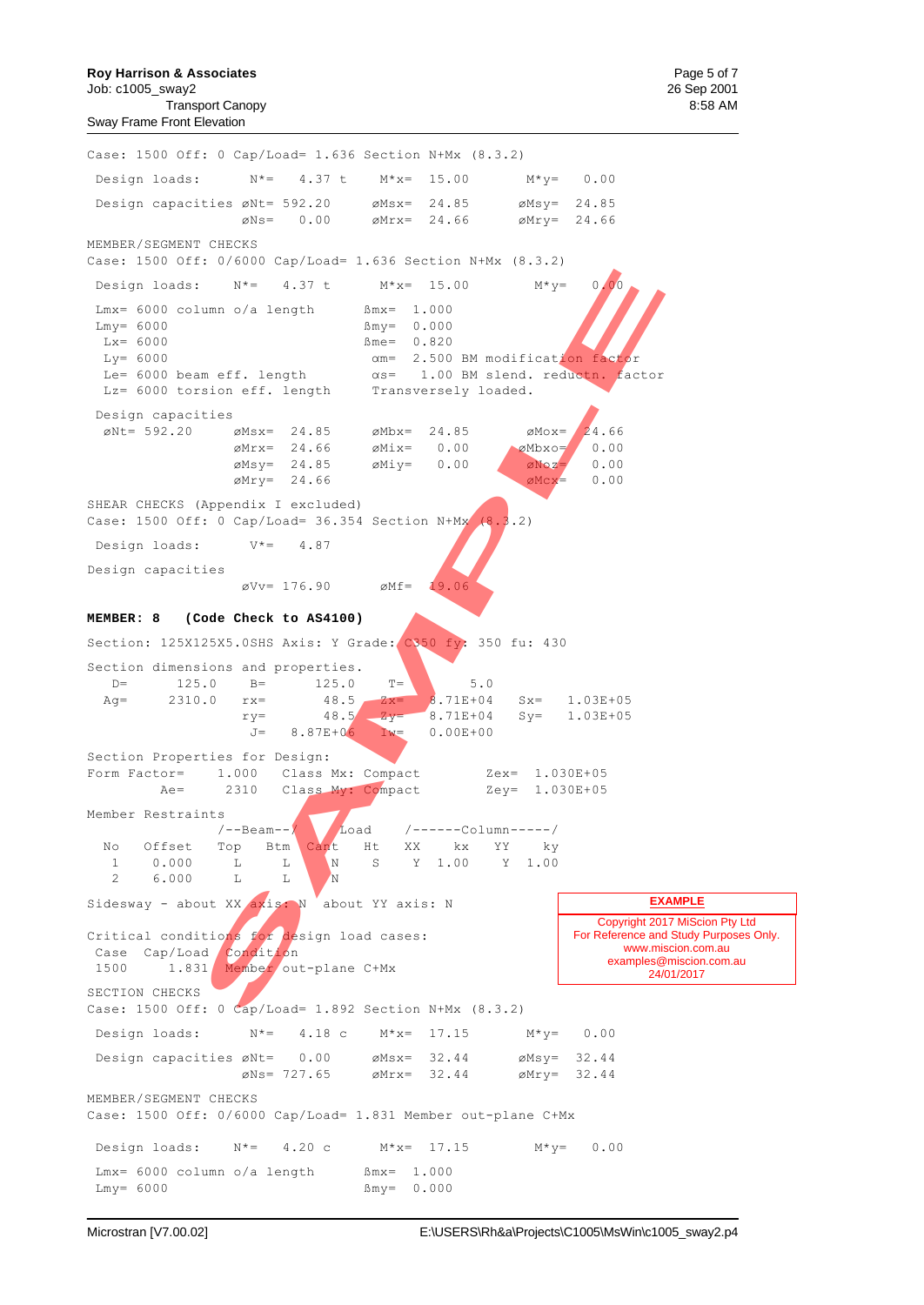```
Case: 1500 Off: 0 Cap/Load= 1.636 Section N+Mx (8.3.2)

 Design loads:       N*=    4.37 t      M*x=  15.00        M*y=   0.00

 Design capacities øNt= 592.20      øMsx=  24.85       øMsy=  24.85
                   øNs=   0.00      øMrx=  24.66       øMry=  24.66

MEMBER/SEGMENT CHECKS
Case: 1500 Off: 0/6000 Cap/Load= 1.636 Section N+Mx (8.3.2)

 Design loads:     N*=    4.37 t      M*x=  15.00        M*y=   0.00

 Lmx= 6000 column o/a length       ßmx=  1.000
 Lmy= 6000                         ßmy=  0.000
  Lx= 6000                         ßme=  0.820
  Ly= 6000                         αm=  2.500 BM modification factor
  Le= 6000 beam eff. length         αs=   1.00 BM slend. reductn. factor
  Lz= 6000 torsion eff. length      Transversely loaded.

 Design capacities
  øNt= 592.20     øMsx=  24.85      øMbx=  24.85        øMox=  24.66
                  øMrx=  24.66      øMix=   0.00       øMbxo=   0.00
                  øMsy=  24.85      øMiy=   0.00        øNoz=   0.00
                  øMry=  24.66                          øMcx=   0.00

SHEAR CHECKS (Appendix I excluded)
Case: 1500 Off: 0 Cap/Load= 36.354 Section N+Mx (8.3.2)

 Design loads:       V*=    4.87

Design capacities
                   øVv= 176.90       øMf=  19.06
```

**MEMBER: 8 (Code Check to AS4100)**

```
Section: 125X125X5.0SHS Axis: Y Grade: C350 fy: 350 fu: 430

Section dimensions and properties.
   D=      125.0     B=       125.0     T=          5.0
  Ag=     2310.0    rx=        48.5    Zx=    8.71E+04    Sx=    1.03E+05
                    ry=        48.5    Zy=    8.71E+04    Sy=    1.03E+05
                     J=    8.87E+06    Iw=    0.00E+00

Section Properties for Design:
Form Factor=     1.000    Class Mx: Compact        Zex=  1.030E+05
        Ae=      2310    Class My: Compact        Zey=  1.030E+05

Member Restraints
                 /--Beam--/    Load    /------Column-----/
  No    Offset    Top   Btm   Cant   Ht    XX     kx    YY    ky
   1     0.000     L     L     N     S     Y   1.00     Y   1.00
   2     6.000     L     L     N

Sidesway - about XX axis: N  about YY axis: N

Critical conditions for design load cases:
 Case  Cap/Load  Condition
 1500     1.831  Member out-plane C+Mx

SECTION CHECKS
Case: 1500 Off: 0 Cap/Load= 1.892 Section N+Mx (8.3.2)

 Design loads:       N*=    4.18 c      M*x=  17.15        M*y=   0.00

 Design capacities øNt=   0.00      øMsx=  32.44       øMsy=  32.44
                   øNs= 727.65      øMrx=  32.44       øMry=  32.44

MEMBER/SEGMENT CHECKS
Case: 1500 Off: 0/6000 Cap/Load= 1.831 Member out-plane C+Mx

 Design loads:     N*=    4.20 c      M*x=  17.15        M*y=   0.00

 Lmx= 6000 column o/a length       ßmx=  1.000
 Lmy= 6000                         ßmy=  0.000
```

**EXAMPLE**

Copyright 2017 MiScion Pty Ltd
For Reference and Study Purposes Only.
www.miscion.com.au
examples@miscion.com.au
24/01/2017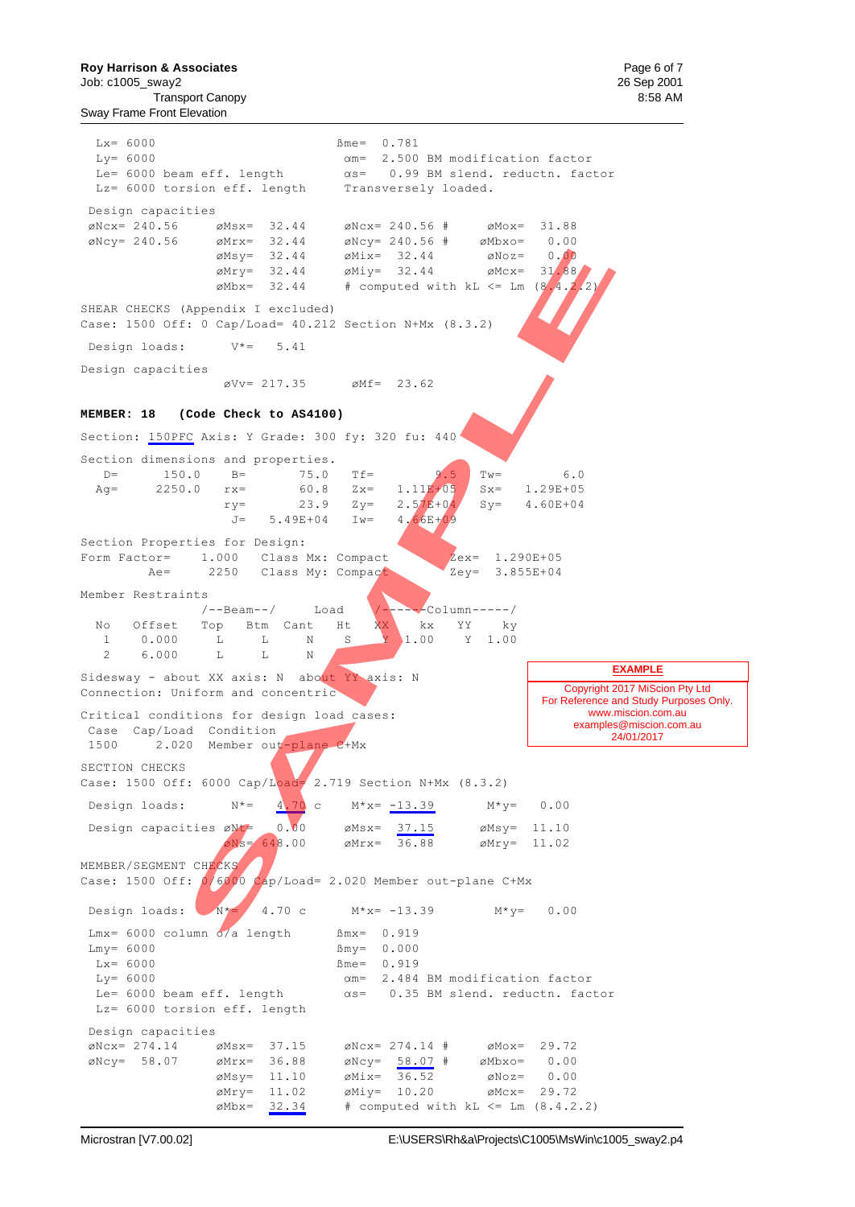```
  Lx= 6000                        ßme=  0.781
  Ly= 6000                         αm=  2.500 BM modification factor
  Le= 6000 beam eff. length        αs=   0.99 BM slend. reductn. factor
  Lz= 6000 torsion eff. length     Transversely loaded.

 Design capacities
 øNcx= 240.56     øMsx=  32.44     øNcx= 240.56 #     øMox=  31.88
 øNcy= 240.56     øMrx=  32.44     øNcy= 240.56 #    øMbxo=   0.00
                  øMsy=  32.44     øMix=  32.44       øNoz=   0.00
                  øMry=  32.44     øMiy=  32.44       øMcx=  31.88
                  øMbx=  32.44     # computed with kL <= Lm (8.4.2.2)

SHEAR CHECKS (Appendix I excluded)
Case: 1500 Off: 0 Cap/Load= 40.212 Section N+Mx (8.3.2)

 Design loads:       V*=   5.41

Design capacities
                  øVv= 217.35      øMf=  23.62
```

**MEMBER: 18   (Code Check to AS4100)**

```
Section: 150PFC Axis: Y Grade: 300 fy: 320 fu: 440

Section dimensions and properties.
   D=      150.0    B=       75.0    Tf=        9.5    Tw=        6.0
  Ag=     2250.0   rx=       60.8    Zx=   1.11E+05    Sx=   1.29E+05
                   ry=       23.9    Zy=   2.57E+04    Sy=   4.60E+04
                    J=   5.49E+04    Iw=   4.66E+09

Section Properties for Design:
Form Factor=     1.000   Class Mx: Compact          Zex=  1.290E+05
        Ae=      2250   Class My: Compact          Zey=  3.855E+04

Member Restraints
                /--Beam--/      Load    /-----Column-----/
  No   Offset   Top   Btm  Cant   Ht    XX     kx    YY     ky
   1    0.000    L     L     N     S     Y   1.00     Y   1.00
   2    6.000    L     L     N

Sidesway - about XX axis: N  about YY axis: N
Connection: Uniform and concentric

Critical conditions for design load cases:
 Case   Cap/Load  Condition
 1500      2.020  Member out-plane C+Mx

SECTION CHECKS
Case: 1500 Off: 6000 Cap/Load= 2.719 Section N+Mx (8.3.2)

 Design loads:       N*=    4.70 c     M*x= -13.39        M*y=   0.00

 Design capacities øNt=    0.00      øMsx=  37.15       øMsy=  11.10
                   øNs= 648.00       øMrx=  36.88       øMry=  11.02

MEMBER/SEGMENT CHECKS
Case: 1500 Off: 0/6000 Cap/Load= 2.020 Member out-plane C+Mx

 Design loads:     N*=    4.70 c     M*x= -13.39         M*y=   0.00

 Lmx= 6000 column o/a length      ßmx=  0.919
 Lmy= 6000                        ßmy=  0.000
  Lx= 6000                        ßme=  0.919
  Ly= 6000                         αm=  2.484 BM modification factor
  Le= 6000 beam eff. length        αs=   0.35 BM slend. reductn. factor
  Lz= 6000 torsion eff. length

 Design capacities
 øNcx= 274.14     øMsx=  37.15     øNcx= 274.14 #     øMox=  29.72
 øNcy=  58.07     øMrx=  36.88     øNcy=  58.07 #    øMbxo=   0.00
                  øMsy=  11.10     øMix=  36.52       øNoz=   0.00
                  øMry=  11.02     øMiy=  10.20       øMcx=  29.72
                  øMbx=  32.34     # computed with kL <= Lm (8.4.2.2)
```

EXAMPLE
Copyright 2017 MiScion Pty Ltd
For Reference and Study Purposes Only.
www.miscion.com.au
examples@miscion.com.au
24/01/2017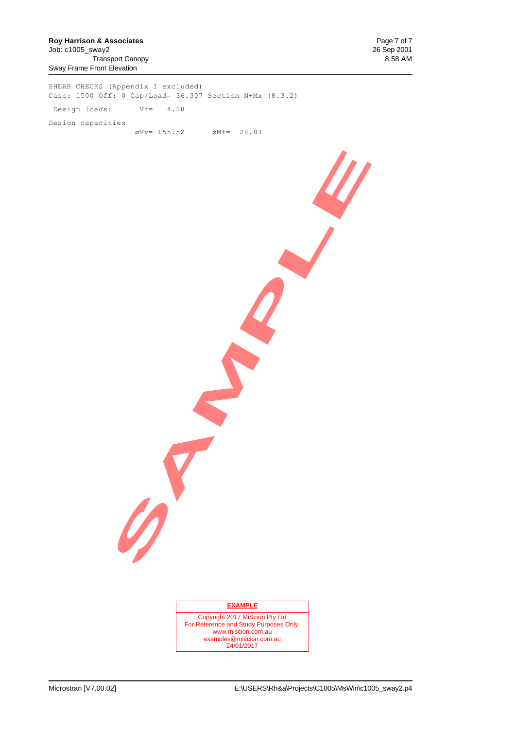```
SHEAR CHECKS (Appendix I excluded)
Case: 1500 Off: 0 Cap/Load= 36.307 Section N+Mx (8.3.2)

 Design loads:       V*=    4.28

Design capacities
                   øVv= 155.52       øMf=  28.83
```

SAMPLE

**EXAMPLE**

Copyright 2017 MiScion Pty Ltd
For Reference and Study Purposes Only.
www.miscion.com.au
examples@miscion.com.au
24/01/2017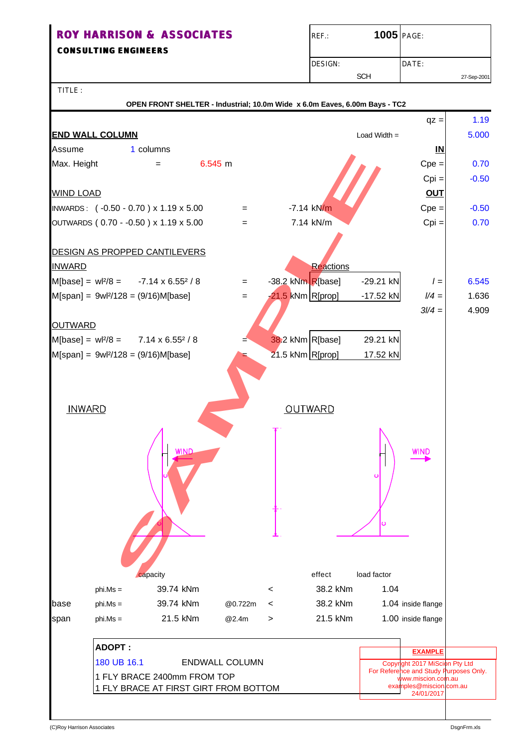**ROY HARRISON & ASSOCIATES**
**CONSULTING ENGINEERS**

| REF.: | 1005 | PAGE: |
|---|---|---|
| DESIGN: | SCH | DATE: 27-Sep-2001 |

TITLE :

**OPEN FRONT SHELTER - Industrial; 10.0m Wide x 6.0m Eaves, 6.00m Bays - TC2**

qz = 1.19

## END WALL COLUMN

Load Width = 5.000

Assume 1 columns

**IN**

Max. Height = 6.545 m

Cpe = 0.70

Cpi = -0.50

### WIND LOAD

**OUT**

INWARDS : ( -0.50 - 0.70 ) x 1.19 x 5.00 = -7.14 kN/m

Cpe = -0.50

OUTWARDS ( 0.70 - -0.50 ) x 1.19 x 5.00 = 7.14 kN/m

Cpi = 0.70

### DESIGN AS PROPPED CANTILEVERS

**INWARD**

Reactions

| | | | | | |
|---|---|---|---|---|---|
| M[base] = $wl^2/8$ = -7.14 x 6.55² / 8 | = | -38.2 kNm | R[base] | -29.21 kN | $l$ = 6.545 |
| M[span] = $9wl^2/128$ = (9/16)M[base] | = | -21.5 kNm | R[prop] | -17.52 kN | $l/4$ = 1.636 |
| | | | | | $3l/4$ = 4.909 |

**OUTWARD**

| | | | | |
|---|---|---|---|---|
| M[base] = $wl^2/8$ = 7.14 x 6.55² / 8 | = | 38.2 kNm | R[base] | 29.21 kN |
| M[span] = $9wl^2/128$ = (9/16)M[base] | = | 21.5 kNm | R[prop] | 17.52 kN |

INWARD OUTWARD

| | | capacity | | | effect | load factor |
|---|---|---|---|---|---|---|
| | phi.Ms = | 39.74 kNm | | < | 38.2 kNm | 1.04 |
| base | phi.Ms = | 39.74 kNm | @0.722m | < | 38.2 kNm | 1.04 inside flange |
| span | phi.Ms = | 21.5 kNm | @2.4m | > | 21.5 kNm | 1.00 inside flange |

**ADOPT :**

180 UB 16.1 ENDWALL COLUMN

1 FLY BRACE 2400mm FROM TOP

1 FLY BRACE AT FIRST GIRT FROM BOTTOM

**EXAMPLE**
Copyright 2017 MiScion Pty Ltd
For Reference and Study Purposes Only.
www.miscion.com.au
examples@miscion.com.au
24/01/2017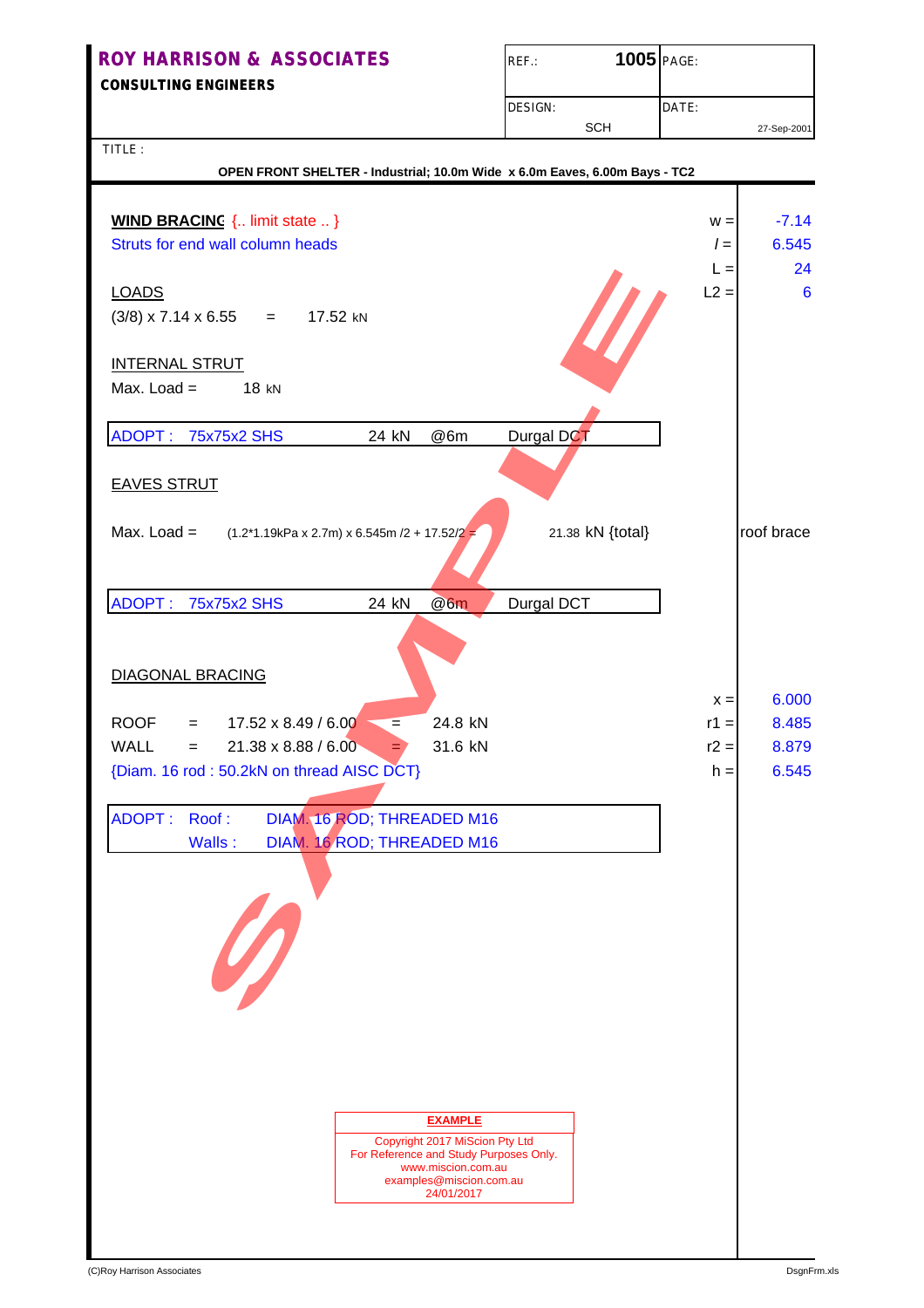**ROY HARRISON & ASSOCIATES**
**CONSULTING ENGINEERS**

| REF.: | 1005 | PAGE: |
|---|---|---|
| DESIGN: | SCH | DATE: 27-Sep-2001 |

TITLE :

**OPEN FRONT SHELTER - Industrial; 10.0m Wide x 6.0m Eaves, 6.00m Bays - TC2**

**WIND BRACING** {.. limit state .. }

Struts for end wall column heads

w = -7.14
$l$ = 6.545
L = 24
L2 = 6

LOADS

(3/8) x 7.14 x 6.55 = 17.52 kN

INTERNAL STRUT

Max. Load = 18 kN

| ADOPT : 75x75x2 SHS | 24 kN | @6m | Durgal DCT |
|---|---|---|---|

EAVES STRUT

Max. Load = (1.2*1.19kPa x 2.7m) x 6.545m /2 + 17.52/2 = 21.38 kN {total}

roof brace

| ADOPT : 75x75x2 SHS | 24 kN | @6m | Durgal DCT |
|---|---|---|---|

DIAGONAL BRACING

x = 6.000
r1 = 8.485
r2 = 8.879
h = 6.545

ROOF = 17.52 x 8.49 / 6.00 = 24.8 kN

WALL = 21.38 x 8.88 / 6.00 = 31.6 kN

{Diam. 16 rod : 50.2kN on thread AISC DCT}

| ADOPT : | Roof : | DIAM. 16 ROD; THREADED M16 |
|---|---|---|
| | Walls : | DIAM. 16 ROD; THREADED M16 |

**EXAMPLE**

Copyright 2017 MiScion Pty Ltd
For Reference and Study Purposes Only.
www.miscion.com.au
examples@miscion.com.au
24/01/2017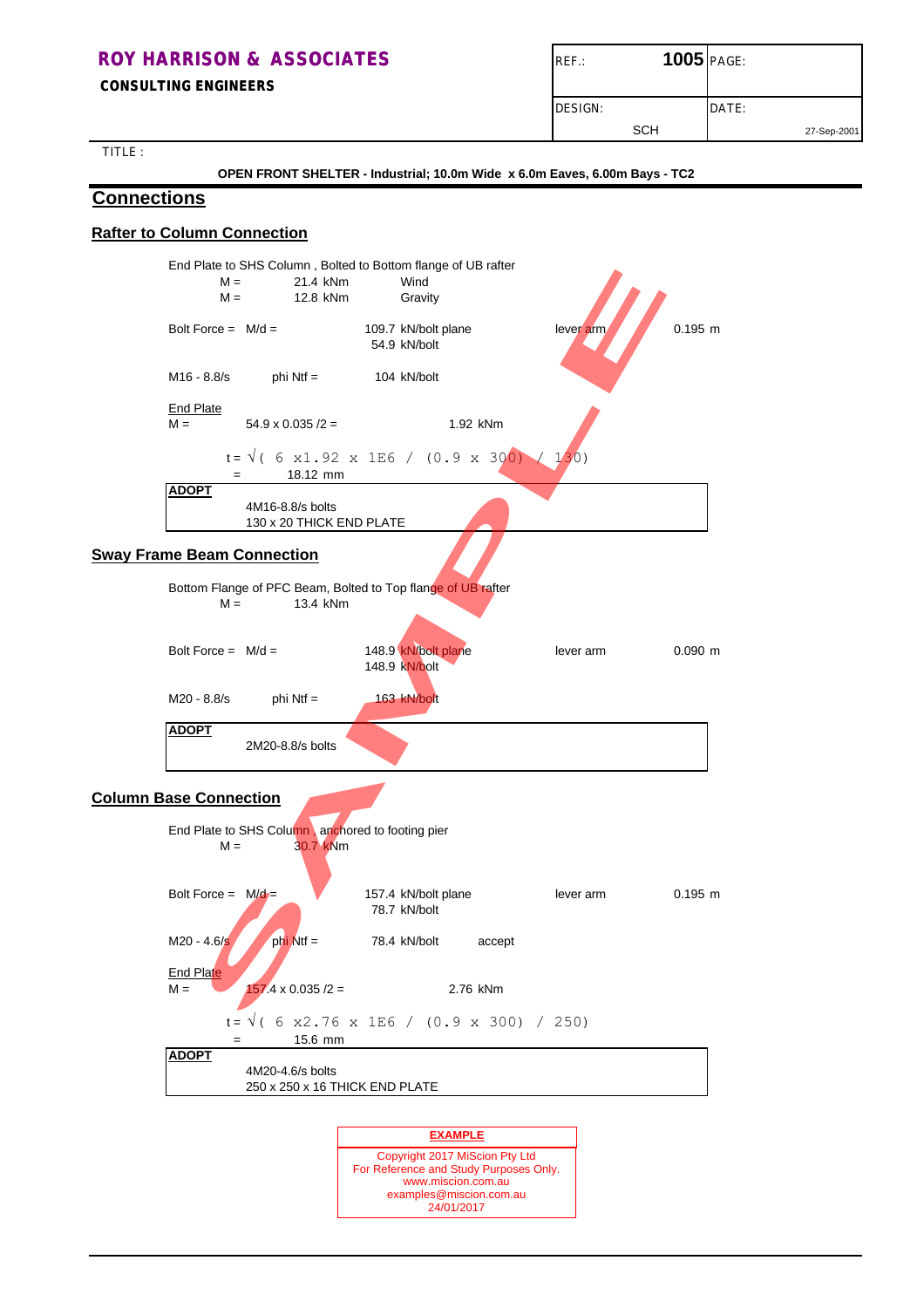**ROY HARRISON & ASSOCIATES**
**CONSULTING ENGINEERS**

| REF.: | 1005 | PAGE: |
|---|---|---|
| DESIGN: | SCH | DATE: 27-Sep-2001 |

TITLE :

**OPEN FRONT SHELTER - Industrial; 10.0m Wide x 6.0m Eaves, 6.00m Bays - TC2**

# Connections

## Rafter to Column Connection

End Plate to SHS Column , Bolted to Bottom flange of UB rafter

M = 21.4 kNm Wind
M = 12.8 kNm Gravity

Bolt Force = M/d = 109.7 kN/bolt plane — lever arm 0.195 m
54.9 kN/bolt

M16 - 8.8/s phi Ntf = 104 kN/bolt

End Plate
M = 54.9 x 0.035 /2 = 1.92 kNm

$t = \sqrt{(6 \times 1.92 \times 1E6 / (0.9 \times 300) / 130)}$
= 18.12 mm

**ADOPT**
4M16-8.8/s bolts
130 x 20 THICK END PLATE

## Sway Frame Beam Connection

Bottom Flange of PFC Beam, Bolted to Top flange of UB rafter

M = 13.4 kNm

Bolt Force = M/d = 148.9 kN/bolt plane — lever arm 0.090 m
148.9 kN/bolt

M20 - 8.8/s phi Ntf = 163 kN/bolt

**ADOPT**
2M20-8.8/s bolts

## Column Base Connection

End Plate to SHS Column , anchored to footing pier

M = 30.7 kNm

Bolt Force = M/d = 157.4 kN/bolt plane — lever arm 0.195 m
78.7 kN/bolt

M20 - 4.6/s phi Ntf = 78.4 kN/bolt accept

End Plate
M = 157.4 x 0.035 /2 = 2.76 kNm

$t = \sqrt{(6 \times 2.76 \times 1E6 / (0.9 \times 300) / 250)}$
= 15.6 mm

**ADOPT**
4M20-4.6/s bolts
250 x 250 x 16 THICK END PLATE

**EXAMPLE**
Copyright 2017 MiScion Pty Ltd
For Reference and Study Purposes Only.
www.miscion.com.au
examples@miscion.com.au
24/01/2017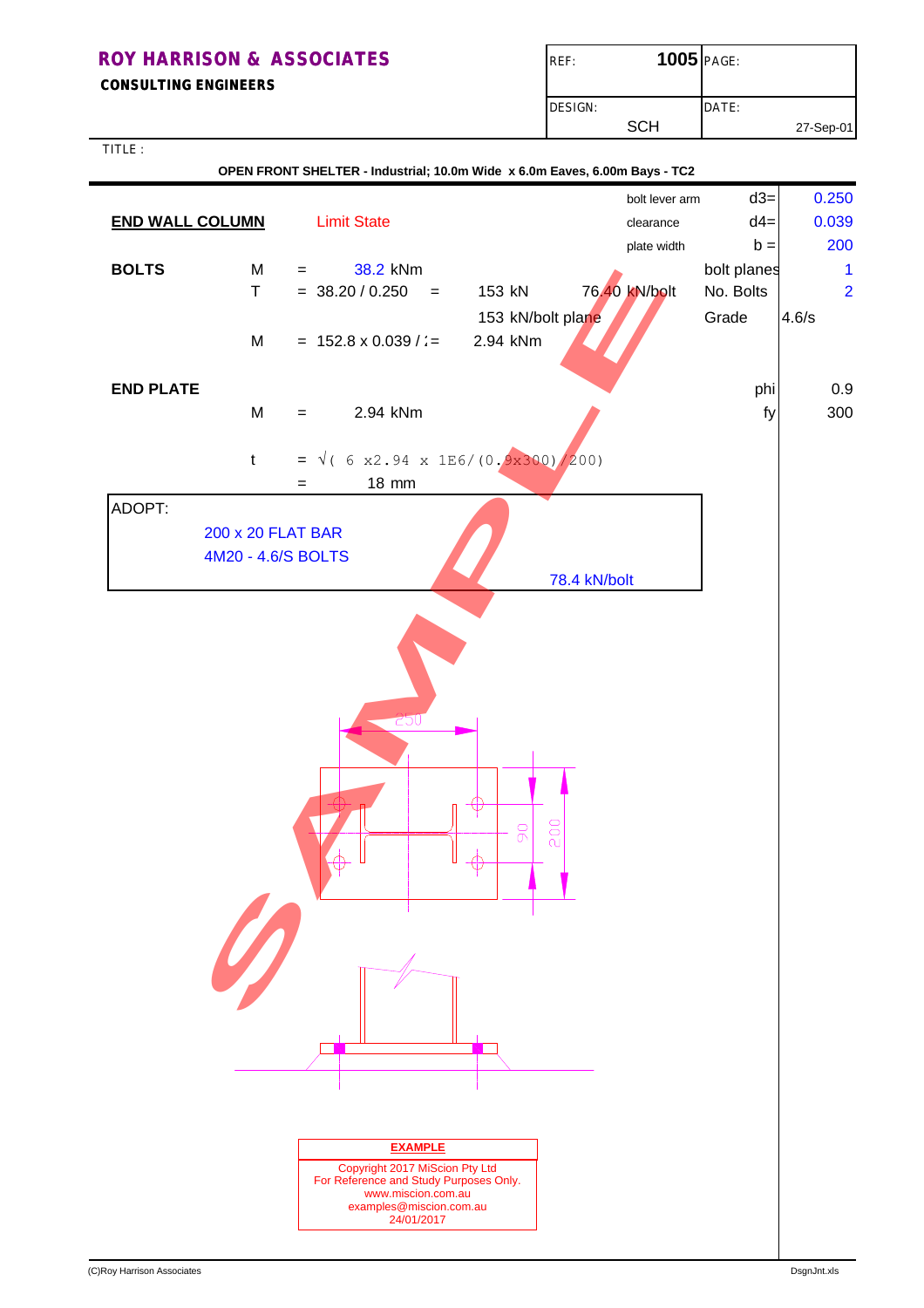**ROY HARRISON & ASSOCIATES**
**CONSULTING ENGINEERS**

| REF: | 1005 | PAGE: |
|---|---|---|
| DESIGN: | SCH | DATE: 27-Sep-01 |

TITLE :

**OPEN FRONT SHELTER - Industrial; 10.0m Wide x 6.0m Eaves, 6.00m Bays - TC2**

## END WALL COLUMN

Limit State

| | | |
|---|---|---|
| bolt lever arm | d3= | 0.250 |
| clearance | d4= | 0.039 |
| plate width | b = | 200 |
| bolt planes | | 1 |
| No. Bolts | | 2 |
| Grade | | 4.6/s |

### BOLTS

M = 38.2 kNm

T = 38.20 / 0.250 = 153 kN 76.40 kN/bolt

153 kN/bolt plane

M = 152.8 x 0.039 / := 2.94 kNm

### END PLATE

| | |
|---|---|
| phi | 0.9 |
| fy | 300 |

M = 2.94 kNm

t = √( 6 x2.94 x 1E6/(0.9x300)/200)

= 18 mm

ADOPT:

200 x 20 FLAT BAR

4M20 - 4.6/S BOLTS

78.4 kN/bolt

250

90

200

**EXAMPLE**

Copyright 2017 MiScion Pty Ltd
For Reference and Study Purposes Only.
www.miscion.com.au
examples@miscion.com.au
24/01/2017

(C)Roy Harrison Associates DsgnJnt.xls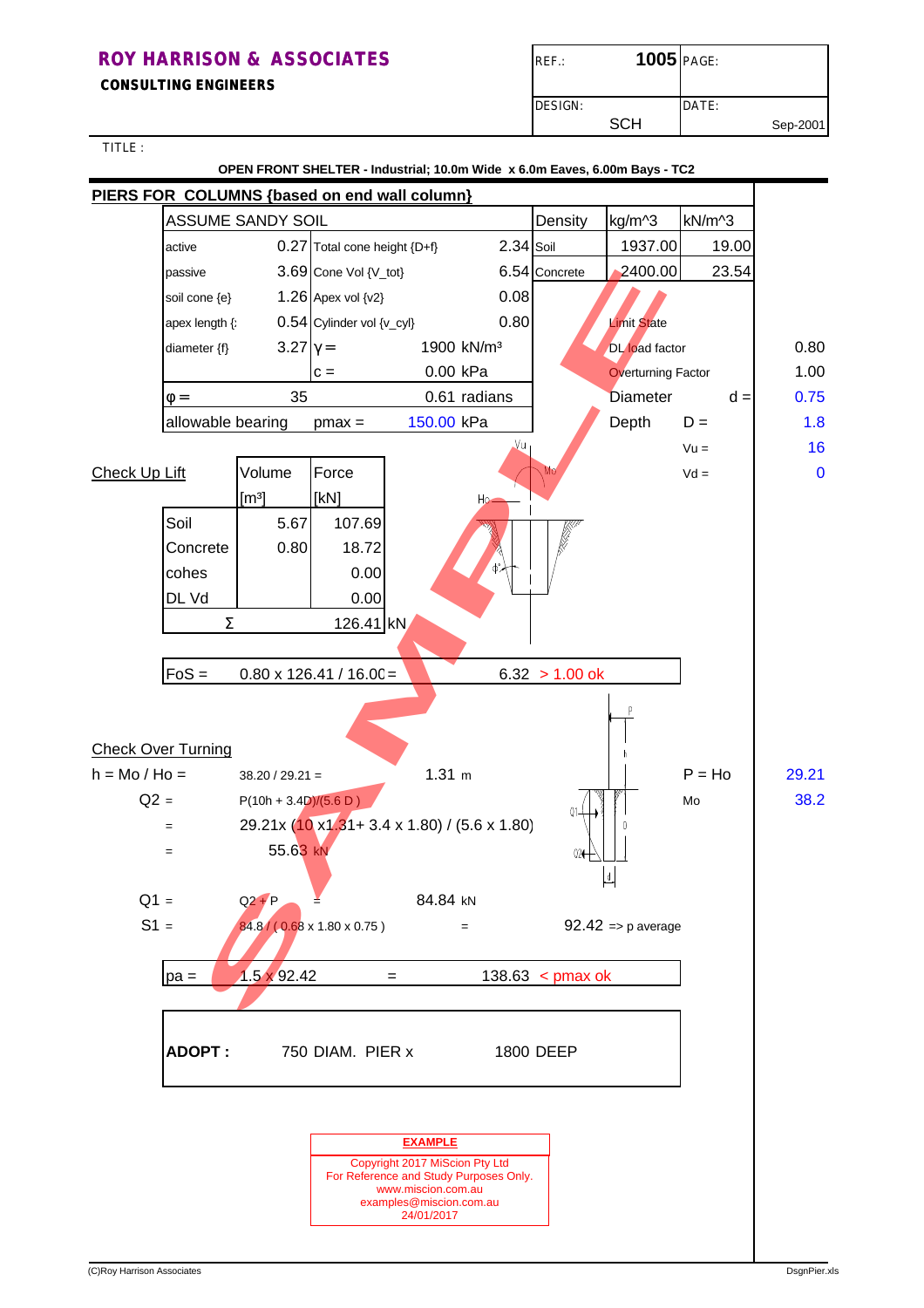# ROY HARRISON & ASSOCIATES

**CONSULTING ENGINEERS**

| REF.: | 1005 | PAGE: |
|---|---|---|
| DESIGN: | SCH | DATE: Sep-2001 |

TITLE :

**OPEN FRONT SHELTER - Industrial; 10.0m Wide x 6.0m Eaves, 6.00m Bays - TC2**

## PIERS FOR COLUMNS {based on end wall column}

| ASSUME SANDY SOIL | | | | Density | kg/m^3 | kN/m^3 |
|---|---|---|---|---|---|---|
| active | 0.27 | Total cone height {D+f} | 2.34 | Soil | 1937.00 | 19.00 |
| passive | 3.69 | Cone Vol {V_tot} | 6.54 | Concrete | 2400.00 | 23.54 |
| soil cone {e} | 1.26 | Apex vol {v2} | 0.08 | | | |
| apex length {: | 0.54 | Cylinder vol {v_cyl} | 0.80 | | | |
| diameter {f} | 3.27 | $\gamma$ = | 1900 kN/m³ | | | |
| | | c = | 0.00 kPa | | | |
| $\varphi$ = | 35 | | 0.61 radians | | | |
| allowable bearing | | pmax = | 150.00 kPa | | | |

| | | |
|---|---|---|
| Limit State | | |
| DL load factor | | 0.80 |
| Overturning Factor | | 1.00 |
| Diameter | d = | 0.75 |
| Depth | D = | 1.8 |
| | Vu = | 16 |
| | Vd = | 0 |

### Check Up Lift

| | Volume [m³] | Force [kN] |
|---|---|---|
| Soil | 5.67 | 107.69 |
| Concrete | 0.80 | 18.72 |
| cohes | | 0.00 |
| DL Vd | | 0.00 |
| Σ | | 126.41 kN |

FoS = 0.80 x 126.41 / 16.00 = 6.32 > 1.00 ok

### Check Over Turning

| | | | |
|---|---|---|---|
| h = Mo / Ho = | 38.20 / 29.21 = | 1.31 m | |
| | | P = Ho | 29.21 |
| | | Mo | 38.2 |

Q2 = P(10h + 3.4D)/(5.6 D )

= 29.21x (10 x1.31+ 3.4 x 1.80) / (5.6 x 1.80)

= 55.63 kN

Q1 = Q2 + P = 84.84 kN

S1 = 84.8 / ( 0.68 x 1.80 x 0.75 ) = 92.42 => p average

pa = 1.5 x 92.42 = 138.63 < pmax ok

**ADOPT :** 750 DIAM. PIER x 1800 DEEP

**EXAMPLE**

Copyright 2017 MiScion Pty Ltd
For Reference and Study Purposes Only.
www.miscion.com.au
examples@miscion.com.au
24/01/2017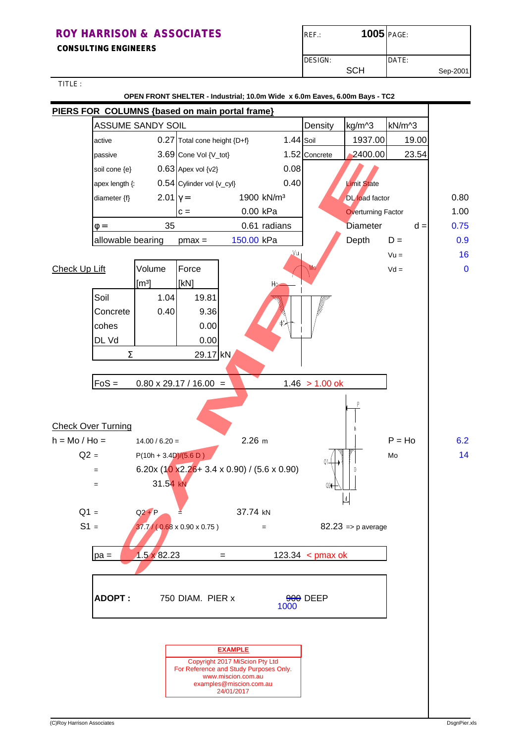**ROY HARRISON & ASSOCIATES**
**CONSULTING ENGINEERS**

| REF.: | 1005 | PAGE: |
|---|---|---|
| DESIGN: | SCH | DATE: Sep-2001 |

TITLE :

**OPEN FRONT SHELTER - Industrial; 10.0m Wide x 6.0m Eaves, 6.00m Bays - TC2**

## PIERS FOR COLUMNS {based on main portal frame}

| ASSUME SANDY SOIL | | | | Density | kg/m^3 | kN/m^3 |
|---|---|---|---|---|---|---|
| active | 0.27 | Total cone height {D+f} | 1.44 | Soil | 1937.00 | 19.00 |
| passive | 3.69 | Cone Vol {V_tot} | 1.52 | Concrete | 2400.00 | 23.54 |
| soil cone {e} | 0.63 | Apex vol {v2} | 0.08 | | | |
| apex length {: | 0.54 | Cylinder vol {v_cyl} | 0.40 | | | |
| diameter {f} | 2.01 | $\gamma$ = | 1900 kN/m³ | | | |
| | | c = | 0.00 kPa | | | |
| $\varphi$ = | 35 | | 0.61 radians | | | |
| allowable bearing | | pmax = | 150.00 kPa | | | |

| | | |
|---|---|---|
| Limit State | | |
| DL load factor | | 0.80 |
| Overturning Factor | | 1.00 |
| Diameter | d = | 0.75 |
| Depth | D = | 0.9 |
| | Vu = | 16 |
| | Vd = | 0 |

### Check Up Lift

| | Volume [m³] | Force [kN] |
|---|---|---|
| Soil | 1.04 | 19.81 |
| Concrete | 0.40 | 9.36 |
| cohes | | 0.00 |
| DL Vd | | 0.00 |
| Σ | | 29.17 kN |

FoS = 0.80 x 29.17 / 16.00 = 1.46 > 1.00 ok

### Check Over Turning

h = Mo / Ho = 14.00 / 6.20 = 2.26 m

P = Ho: 6.2
Mo: 14

Q2 = P(10h + 3.4D)/(5.6 D )
= 6.20x (10 x2.26+ 3.4 x 0.90) / (5.6 x 0.90)
= 31.54 kN

Q1 = Q2 + P = 37.74 kN

S1 = 37.7 / ( 0.68 x 0.90 x 0.75 ) = 82.23 => p average

pa = 1.5 x 82.23 = 123.34 < pmax ok

**ADOPT :** 750 DIAM. PIER x ~~900~~ 1000 DEEP

**EXAMPLE**
Copyright 2017 MiScion Pty Ltd
For Reference and Study Purposes Only.
www.miscion.com.au
examples@miscion.com.au
24/01/2017

(C)Roy Harrison Associates DsgnPier.xls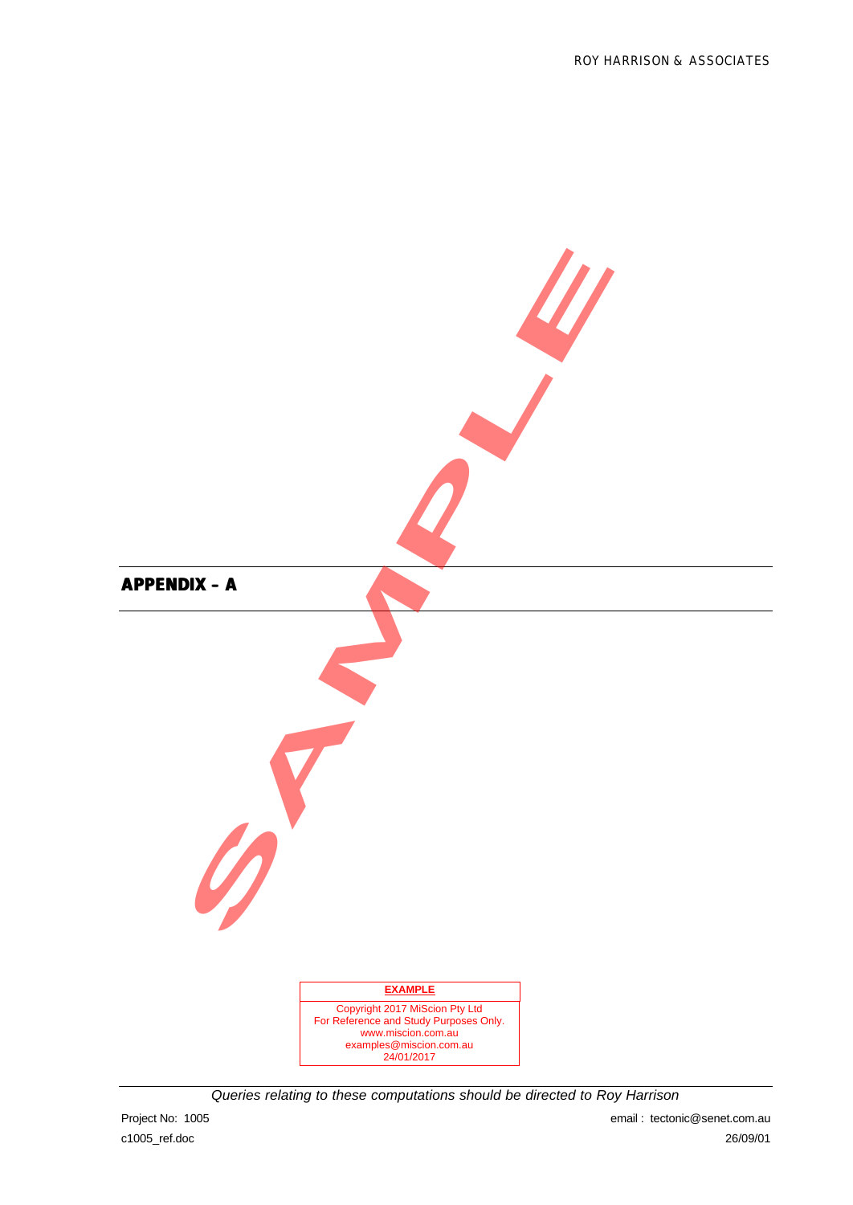# APPENDIX – A

**EXAMPLE**

Copyright 2017 MiScion Pty Ltd
For Reference and Study Purposes Only.
www.miscion.com.au
examples@miscion.com.au
24/01/2017

*Queries relating to these computations should be directed to Roy Harrison*

Project No: 1005

email : tectonic@senet.com.au

c1005_ref.doc

26/09/01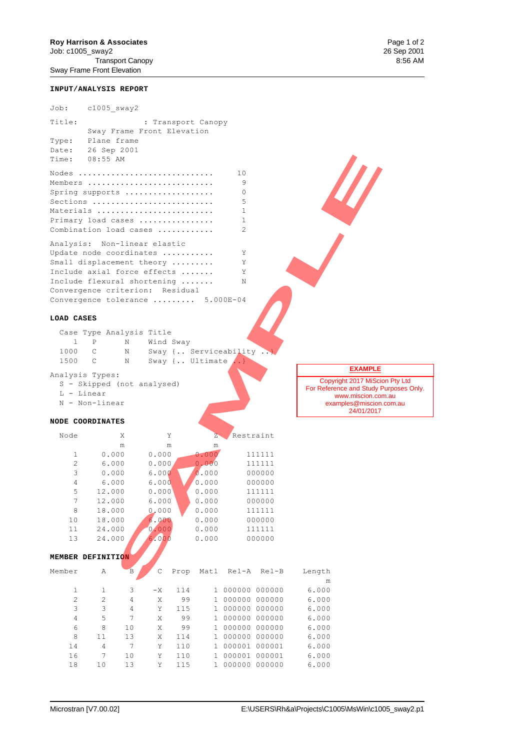**Roy Harrison & Associates**
Job: c1005_sway2
Transport Canopy
Sway Frame Front Elevation

## INPUT/ANALYSIS REPORT

```
Job:     c1005_sway2

Title:                 : Transport Canopy
         Sway Frame Front Elevation
Type:    Plane frame
Date:    26 Sep 2001
Time:    08:55 AM

Nodes ............................      10
Members ..........................       9
Spring supports ..................       0
Sections .........................       5
Materials ........................       1
Primary load cases ...............       1
Combination load cases ...........       2

Analysis:  Non-linear elastic
Update node coordinates ..........       Y
Small displacement theory ........       Y
Include axial force effects ......       Y
Include flexural shortening ......       N
Convergence criterion:  Residual
Convergence tolerance .........  5.000E-04
```

## LOAD CASES

| Case | Type | Analysis | Title |
|---|---|---|---|
| 1 | P | N | Wind Sway |
| 1000 | C | N | Sway {.. Serviceability ..} |
| 1500 | C | N | Sway {.. Ultimate ..} |

Analysis Types:
- S - Skipped (not analysed)
- L - Linear
- N - Non-linear

**EXAMPLE**

Copyright 2017 MiScion Pty Ltd
For Reference and Study Purposes Only.
www.miscion.com.au
examples@miscion.com.au
24/01/2017

## NODE COORDINATES

| Node | X m | Y m | Z m | Restraint |
|---|---|---|---|---|
| 1 | 0.000 | 0.000 | 0.000 | 111111 |
| 2 | 6.000 | 0.000 | 0.000 | 111111 |
| 3 | 0.000 | 6.000 | 0.000 | 000000 |
| 4 | 6.000 | 6.000 | 0.000 | 000000 |
| 5 | 12.000 | 0.000 | 0.000 | 111111 |
| 7 | 12.000 | 6.000 | 0.000 | 000000 |
| 8 | 18.000 | 0.000 | 0.000 | 111111 |
| 10 | 18.000 | 6.000 | 0.000 | 000000 |
| 11 | 24.000 | 0.000 | 0.000 | 111111 |
| 13 | 24.000 | 6.000 | 0.000 | 000000 |

## MEMBER DEFINITION

| Member | A | B | C | Prop | Matl | Rel-A | Rel-B | Length m |
|---|---|---|---|---|---|---|---|---|
| 1 | 1 | 3 | -X | 114 | 1 | 000000 | 000000 | 6.000 |
| 2 | 2 | 4 | X | 99 | 1 | 000000 | 000000 | 6.000 |
| 3 | 3 | 4 | Y | 115 | 1 | 000000 | 000000 | 6.000 |
| 4 | 5 | 7 | X | 99 | 1 | 000000 | 000000 | 6.000 |
| 6 | 8 | 10 | X | 99 | 1 | 000000 | 000000 | 6.000 |
| 8 | 11 | 13 | X | 114 | 1 | 000000 | 000000 | 6.000 |
| 14 | 4 | 7 | Y | 110 | 1 | 000001 | 000001 | 6.000 |
| 16 | 7 | 10 | Y | 110 | 1 | 000001 | 000001 | 6.000 |
| 18 | 10 | 13 | Y | 115 | 1 | 000000 | 000000 | 6.000 |

Microstran [V7.00.02] E:\USERS\Rh&a\Projects\C1005\MsWin\c1005_sway2.p1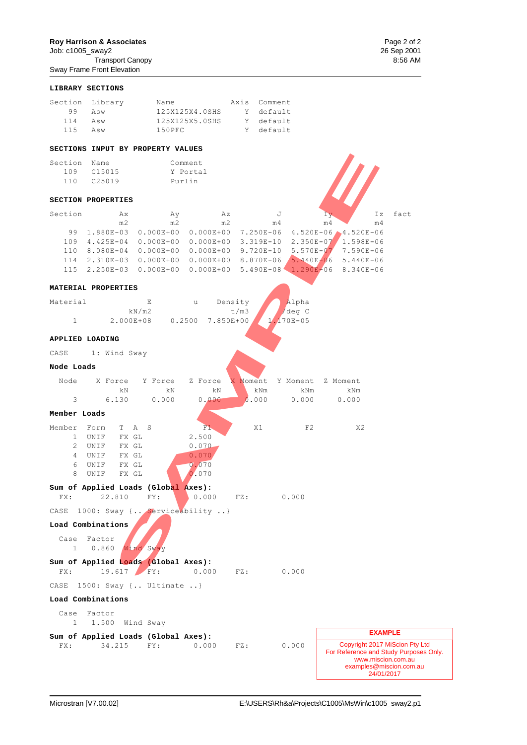Roy Harrison & Associates
Job: c1005_sway2
Transport Canopy
Sway Frame Front Elevation

26 Sep 2001
8:56 AM

## LIBRARY SECTIONS

| Section | Library | Name | Axis | Comment |
|---|---|---|---|---|
| 99 | Asw | 125X125X4.0SHS | Y | default |
| 114 | Asw | 125X125X5.0SHS | Y | default |
| 115 | Asw | 150PFC | Y | default |

## SECTIONS INPUT BY PROPERTY VALUES

| Section | Name | Comment |
|---|---|---|
| 109 | C15015 | Y Portal |
| 110 | C25019 | Purlin |

## SECTION PROPERTIES

| Section | Ax | Ay | Az | J | Iy | Iz | fact |
|---|---|---|---|---|---|---|---|
| | m2 | m2 | m2 | m4 | m4 | m4 | |
| 99 | 1.880E-03 | 0.000E+00 | 0.000E+00 | 7.250E-06 | 4.520E-06 | 4.520E-06 | |
| 109 | 4.425E-04 | 0.000E+00 | 0.000E+00 | 3.319E-10 | 2.350E-07 | 1.598E-06 | |
| 110 | 8.080E-04 | 0.000E+00 | 0.000E+00 | 9.720E-10 | 5.570E-07 | 7.590E-06 | |
| 114 | 2.310E-03 | 0.000E+00 | 0.000E+00 | 8.870E-06 | 5.440E-06 | 5.440E-06 | |
| 115 | 2.250E-03 | 0.000E+00 | 0.000E+00 | 5.490E-08 | 1.290E-06 | 8.340E-06 | |

## MATERIAL PROPERTIES

| Material | E | u | Density | Alpha |
|---|---|---|---|---|
| | kN/m2 | | t/m3 | /deg C |
| 1 | 2.000E+08 | 0.2500 | 7.850E+00 | 1.170E-05 |

## APPLIED LOADING

CASE 1: Wind Sway

### Node Loads

| Node | X Force | Y Force | Z Force | X Moment | Y Moment | Z Moment |
|---|---|---|---|---|---|---|
| | kN | kN | kN | kNm | kNm | kNm |
| 3 | 6.130 | 0.000 | 0.000 | 0.000 | 0.000 | 0.000 |

### Member Loads

| Member | Form | T | A | S | F1 | X1 | F2 | X2 |
|---|---|---|---|---|---|---|---|---|
| 1 | UNIF | FX | GL | | 2.500 | | | |
| 2 | UNIF | FX | GL | | 0.070 | | | |
| 4 | UNIF | FX | GL | | 0.070 | | | |
| 6 | UNIF | FX | GL | | 0.070 | | | |
| 8 | UNIF | FX | GL | | 0.070 | | | |

### Sum of Applied Loads (Global Axes):

FX: 22.810 FY: 0.000 FZ: 0.000

CASE 1000: Sway {.. Serviceability ..}

### Load Combinations

| Case | Factor | |
|---|---|---|
| 1 | 0.860 | Wind Sway |

### Sum of Applied Loads (Global Axes):

FX: 19.617 FY: 0.000 FZ: 0.000

CASE 1500: Sway {.. Ultimate ..}

### Load Combinations

| Case | Factor | |
|---|---|---|
| 1 | 1.500 | Wind Sway |

### Sum of Applied Loads (Global Axes):

FX: 34.215 FY: 0.000 FZ: 0.000

**EXAMPLE**
Copyright 2017 MiScion Pty Ltd
For Reference and Study Purposes Only.
www.miscion.com.au
examples@miscion.com.au
24/01/2017

Microstran [V7.00.02] E:\USERS\Rh&a\Projects\C1005\MsWin\c1005_sway2.p1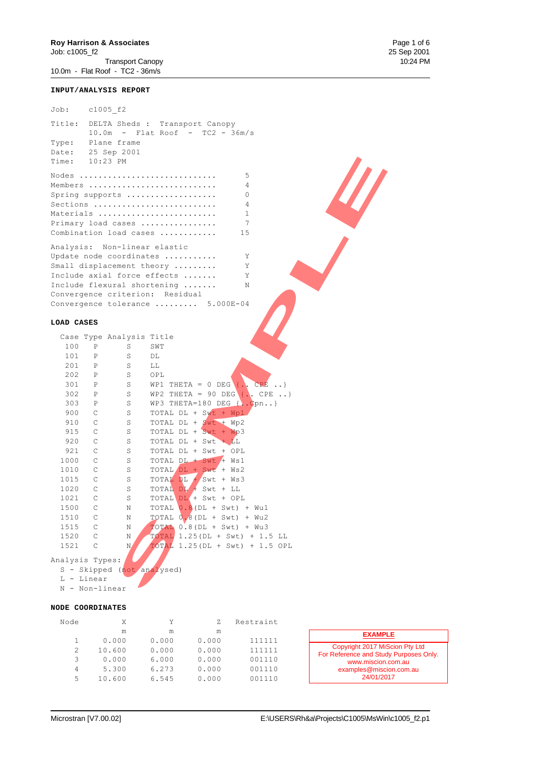Roy Harrison & Associates
Job: c1005_f2
Transport Canopy
10.0m - Flat Roof - TC2 - 36m/s

**INPUT/ANALYSIS REPORT**

```
Job:     c1005_f2

Title:   DELTA Sheds :  Transport Canopy
         10.0m  -  Flat Roof  -  TC2 - 36m/s
Type:    Plane frame
Date:    25 Sep 2001
Time:    10:23 PM

Nodes ............................         5
Members ..........................         4
Spring supports ..................         0
Sections .........................         4
Materials ........................         1
Primary load cases ...............         7
Combination load cases ...........        15

Analysis:  Non-linear elastic
Update node coordinates ..........         Y
Small displacement theory ........         Y
Include axial force effects ......         Y
Include flexural shortening ......         N
Convergence criterion:  Residual
Convergence tolerance .........   5.000E-04
```

**LOAD CASES**

| Case | Type | Analysis | Title |
|---|---|---|---|
| 100 | P | S | SWT |
| 101 | P | S | DL |
| 201 | P | S | LL |
| 202 | P | S | OPL |
| 301 | P | S | WP1 THETA = 0 DEG {.. CPE ..} |
| 302 | P | S | WP2 THETA = 90 DEG {.. CPE ..} |
| 303 | P | S | WP3 THETA=180 DEG {..Cpn..} |
| 900 | C | S | TOTAL DL + Swt + Wp1 |
| 910 | C | S | TOTAL DL + Swt + Wp2 |
| 915 | C | S | TOTAL DL + Swt + Wp3 |
| 920 | C | S | TOTAL DL + Swt + LL |
| 921 | C | S | TOTAL DL + Swt + OPL |
| 1000 | C | S | TOTAL DL + Swt + Ws1 |
| 1010 | C | S | TOTAL DL + Swt + Ws2 |
| 1015 | C | S | TOTAL DL + Swt + Ws3 |
| 1020 | C | S | TOTAL DL + Swt + LL |
| 1021 | C | S | TOTAL DL + Swt + OPL |
| 1500 | C | N | TOTAL 0.8(DL + Swt) + Wu1 |
| 1510 | C | N | TOTAL 0.8(DL + Swt) + Wu2 |
| 1515 | C | N | TOTAL 0.8(DL + Swt) + Wu3 |
| 1520 | C | N | TOTAL 1.25(DL + Swt) + 1.5 LL |
| 1521 | C | N | TOTAL 1.25(DL + Swt) + 1.5 OPL |

Analysis Types:
- S - Skipped (not analysed)
- L - Linear
- N - Non-linear

**NODE COORDINATES**

| Node | X (m) | Y (m) | Z (m) | Restraint |
|---|---|---|---|---|
| 1 | 0.000 | 0.000 | 0.000 | 111111 |
| 2 | 10.600 | 0.000 | 0.000 | 111111 |
| 3 | 0.000 | 6.000 | 0.000 | 001110 |
| 4 | 5.300 | 6.273 | 0.000 | 001110 |
| 5 | 10.600 | 6.545 | 0.000 | 001110 |

**EXAMPLE**

Copyright 2017 MiScion Pty Ltd
For Reference and Study Purposes Only.
www.miscion.com.au
examples@miscion.com.au
24/01/2017

Microstran [V7.00.02] E:\USERS\Rh&a\Projects\C1005\MsWin\c1005_f2.p1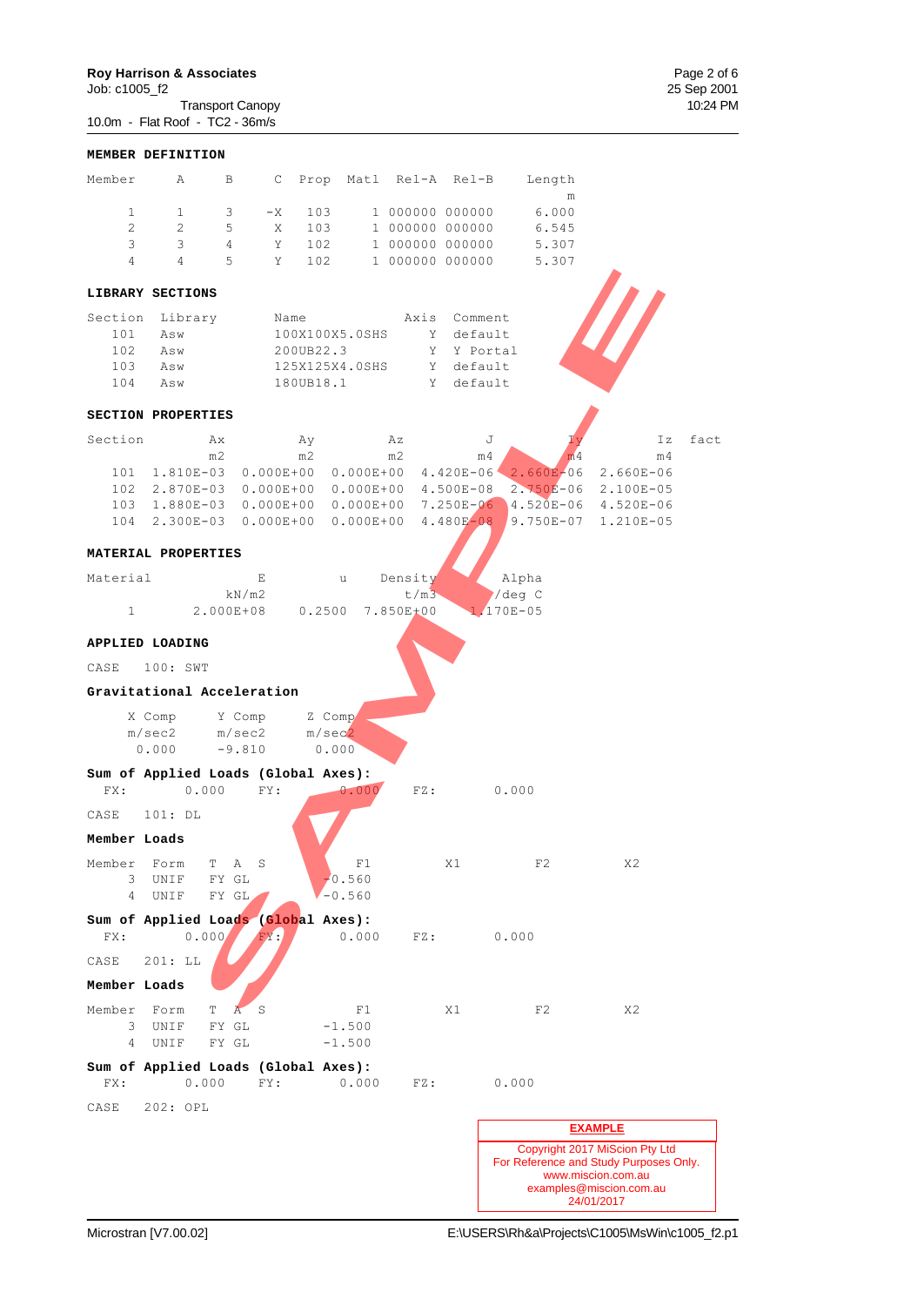**Roy Harrison & Associates**
Job: c1005_f2
Transport Canopy
10.0m - Flat Roof - TC2 - 36m/s

## MEMBER DEFINITION

| Member | A | B | C | Prop | Matl | Rel-A | Rel-B | Length m |
|---|---|---|---|---|---|---|---|---|
| 1 | 1 | 3 | -X | 103 | 1 | 000000 | 000000 | 6.000 |
| 2 | 2 | 5 | X | 103 | 1 | 000000 | 000000 | 6.545 |
| 3 | 3 | 4 | Y | 102 | 1 | 000000 | 000000 | 5.307 |
| 4 | 4 | 5 | Y | 102 | 1 | 000000 | 000000 | 5.307 |

## LIBRARY SECTIONS

| Section | Library | Name | Axis | Comment |
|---|---|---|---|---|
| 101 | Asw | 100X100X5.0SHS | Y | default |
| 102 | Asw | 200UB22.3 | Y | Y Portal |
| 103 | Asw | 125X125X4.0SHS | Y | default |
| 104 | Asw | 180UB18.1 | Y | default |

## SECTION PROPERTIES

| Section | Ax m2 | Ay m2 | Az m2 | J m4 | Iy m4 | Iz m4 | fact |
|---|---|---|---|---|---|---|---|
| 101 | 1.810E-03 | 0.000E+00 | 0.000E+00 | 4.420E-06 | 2.660E-06 | 2.660E-06 | |
| 102 | 2.870E-03 | 0.000E+00 | 0.000E+00 | 4.500E-08 | 2.750E-06 | 2.100E-05 | |
| 103 | 1.880E-03 | 0.000E+00 | 0.000E+00 | 7.250E-06 | 4.520E-06 | 4.520E-06 | |
| 104 | 2.300E-03 | 0.000E+00 | 0.000E+00 | 4.480E-08 | 9.750E-07 | 1.210E-05 | |

## MATERIAL PROPERTIES

| Material | E kN/m2 | u | Density t/m3 | Alpha /deg C |
|---|---|---|---|---|
| 1 | 2.000E+08 | 0.2500 | 7.850E+00 | 1.170E-05 |

## APPLIED LOADING

CASE 100: SWT

**Gravitational Acceleration**

| X Comp m/sec2 | Y Comp m/sec2 | Z Comp m/sec2 |
|---|---|---|
| 0.000 | -9.810 | 0.000 |

**Sum of Applied Loads (Global Axes):**
FX: 0.000 FY: 0.000 FZ: 0.000

CASE 101: DL

**Member Loads**

| Member | Form | T | A | S | F1 | X1 | F2 | X2 |
|---|---|---|---|---|---|---|---|---|
| 3 | UNIF | FY | GL | | -0.560 | | | |
| 4 | UNIF | FY | GL | | -0.560 | | | |

**Sum of Applied Loads (Global Axes):**
FX: 0.000 FY: 0.000 FZ: 0.000

CASE 201: LL

**Member Loads**

| Member | Form | T | A | S | F1 | X1 | F2 | X2 |
|---|---|---|---|---|---|---|---|---|
| 3 | UNIF | FY | GL | | -1.500 | | | |
| 4 | UNIF | FY | GL | | -1.500 | | | |

**Sum of Applied Loads (Global Axes):**
FX: 0.000 FY: 0.000 FZ: 0.000

CASE 202: OPL

**EXAMPLE**
Copyright 2017 MiScion Pty Ltd
For Reference and Study Purposes Only.
www.miscion.com.au
examples@miscion.com.au
24/01/2017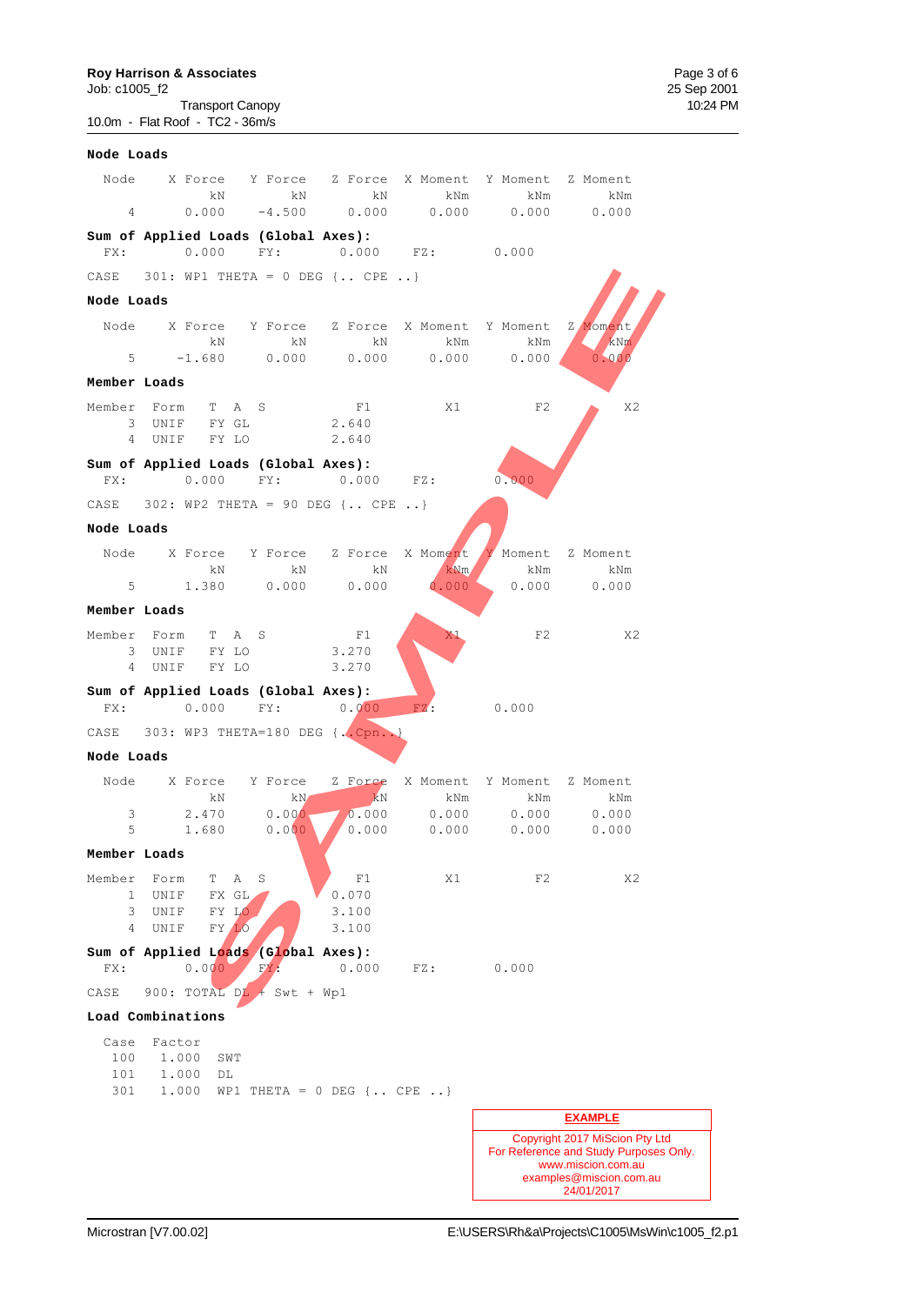**Node Loads**

| Node | X Force kN | Y Force kN | Z Force kN | X Moment kNm | Y Moment kNm | Z Moment kNm |
|---|---|---|---|---|---|---|
| 4 | 0.000 | -4.500 | 0.000 | 0.000 | 0.000 | 0.000 |

**Sum of Applied Loads (Global Axes):**
FX: 0.000 FY: 0.000 FZ: 0.000

CASE 301: WP1 THETA = 0 DEG {.. CPE ..}

**Node Loads**

| Node | X Force kN | Y Force kN | Z Force kN | X Moment kNm | Y Moment kNm | Z Moment kNm |
|---|---|---|---|---|---|---|
| 5 | -1.680 | 0.000 | 0.000 | 0.000 | 0.000 | 0.000 |

**Member Loads**

| Member | Form | T A S | F1 | X1 | F2 | X2 |
|---|---|---|---|---|---|---|
| 3 | UNIF | FY GL | 2.640 | | | |
| 4 | UNIF | FY LO | 2.640 | | | |

**Sum of Applied Loads (Global Axes):**
FX: 0.000 FY: 0.000 FZ: 0.000

CASE 302: WP2 THETA = 90 DEG {.. CPE ..}

**Node Loads**

| Node | X Force kN | Y Force kN | Z Force kN | X Moment kNm | Y Moment kNm | Z Moment kNm |
|---|---|---|---|---|---|---|
| 5 | 1.380 | 0.000 | 0.000 | 0.000 | 0.000 | 0.000 |

**Member Loads**

| Member | Form | T A S | F1 | X1 | F2 | X2 |
|---|---|---|---|---|---|---|
| 3 | UNIF | FY LO | 3.270 | | | |
| 4 | UNIF | FY LO | 3.270 | | | |

**Sum of Applied Loads (Global Axes):**
FX: 0.000 FY: 0.000 FZ: 0.000

CASE 303: WP3 THETA=180 DEG {..Cpn..}

**Node Loads**

| Node | X Force kN | Y Force kN | Z Force kN | X Moment kNm | Y Moment kNm | Z Moment kNm |
|---|---|---|---|---|---|---|
| 3 | 2.470 | 0.000 | 0.000 | 0.000 | 0.000 | 0.000 |
| 5 | 1.680 | 0.000 | 0.000 | 0.000 | 0.000 | 0.000 |

**Member Loads**

| Member | Form | T A S | F1 | X1 | F2 | X2 |
|---|---|---|---|---|---|---|
| 1 | UNIF | FX GL | 0.070 | | | |
| 3 | UNIF | FY LO | 3.100 | | | |
| 4 | UNIF | FY LO | 3.100 | | | |

**Sum of Applied Loads (Global Axes):**
FX: 0.000 FY: 0.000 FZ: 0.000

CASE 900: TOTAL DL + Swt + Wp1

**Load Combinations**

| Case | Factor | |
|---|---|---|
| 100 | 1.000 | SWT |
| 101 | 1.000 | DL |
| 301 | 1.000 | WP1 THETA = 0 DEG {.. CPE ..} |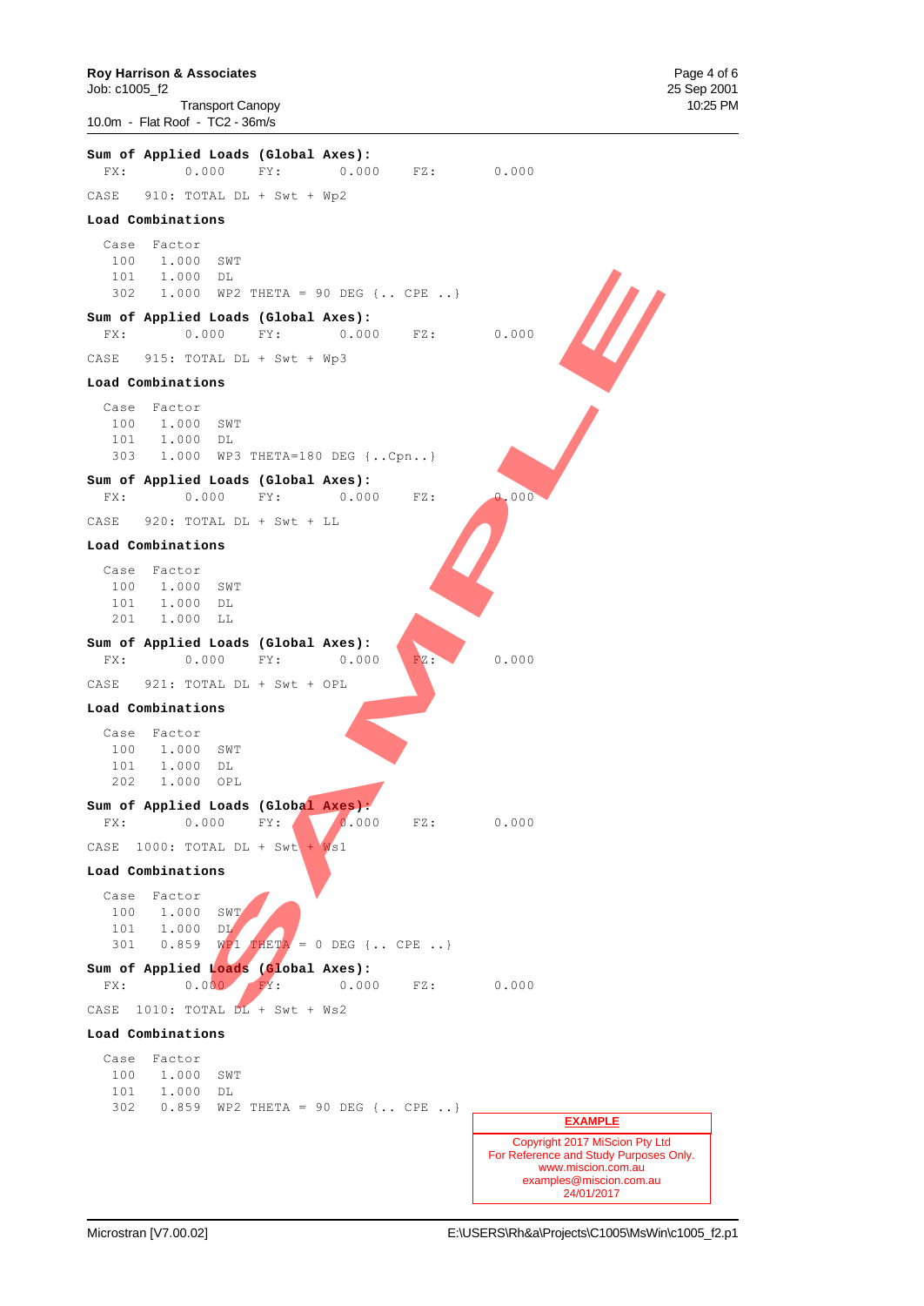**Sum of Applied Loads (Global Axes):**

```
  FX:       0.000    FY:       0.000    FZ:       0.000
```

CASE   910: TOTAL DL + Swt + Wp2

**Load Combinations**

```
  Case  Factor
   100   1.000  SWT
   101   1.000  DL
   302   1.000  WP2 THETA = 90 DEG {.. CPE ..}
```

**Sum of Applied Loads (Global Axes):**

```
  FX:       0.000    FY:       0.000    FZ:       0.000
```

CASE   915: TOTAL DL + Swt + Wp3

**Load Combinations**

```
  Case  Factor
   100   1.000  SWT
   101   1.000  DL
   303   1.000  WP3 THETA=180 DEG {..Cpn..}
```

**Sum of Applied Loads (Global Axes):**

```
  FX:       0.000    FY:       0.000    FZ:       0.000
```

CASE   920: TOTAL DL + Swt + LL

**Load Combinations**

```
  Case  Factor
   100   1.000  SWT
   101   1.000  DL
   201   1.000  LL
```

**Sum of Applied Loads (Global Axes):**

```
  FX:       0.000    FY:       0.000    FZ:       0.000
```

CASE   921: TOTAL DL + Swt + OPL

**Load Combinations**

```
  Case  Factor
   100   1.000  SWT
   101   1.000  DL
   202   1.000  OPL
```

**Sum of Applied Loads (Global Axes):**

```
  FX:       0.000    FY:       0.000    FZ:       0.000
```

CASE  1000: TOTAL DL + Swt + Ws1

**Load Combinations**

```
  Case  Factor
   100   1.000  SWT
   101   1.000  DL
   301   0.859  WP1 THETA = 0 DEG {.. CPE ..}
```

**Sum of Applied Loads (Global Axes):**

```
  FX:       0.000    FY:       0.000    FZ:       0.000
```

CASE  1010: TOTAL DL + Swt + Ws2

**Load Combinations**

```
  Case  Factor
   100   1.000  SWT
   101   1.000  DL
   302   0.859  WP2 THETA = 90 DEG {.. CPE ..}
```

**EXAMPLE**

Copyright 2017 MiScion Pty Ltd
For Reference and Study Purposes Only.
www.miscion.com.au
examples@miscion.com.au
24/01/2017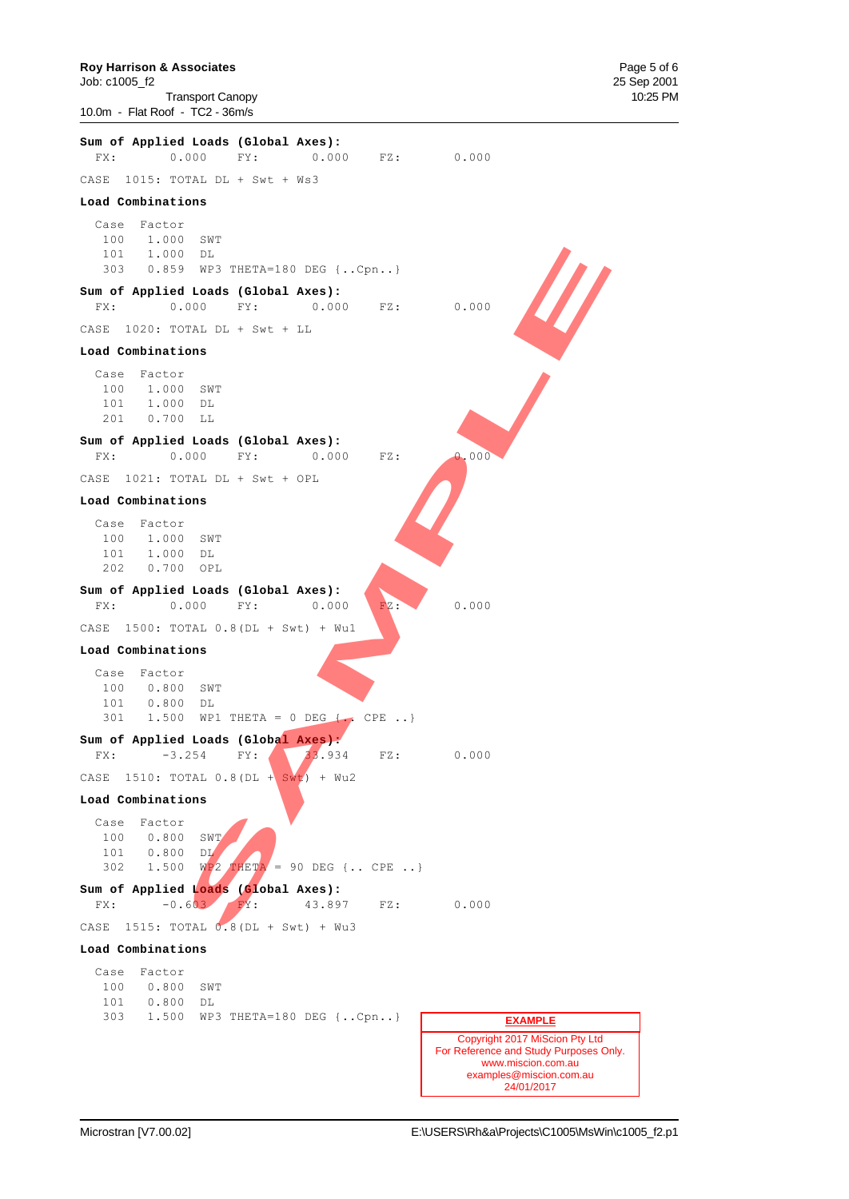**Sum of Applied Loads (Global Axes):**

```
  FX:        0.000     FY:        0.000     FZ:        0.000
```

CASE 1015: TOTAL DL + Swt + Ws3

**Load Combinations**

| Case | Factor | |
|---|---|---|
| 100 | 1.000 | SWT |
| 101 | 1.000 | DL |
| 303 | 0.859 | WP3 THETA=180 DEG {..Cpn..} |

**Sum of Applied Loads (Global Axes):**

```
  FX:        0.000     FY:        0.000     FZ:        0.000
```

CASE 1020: TOTAL DL + Swt + LL

**Load Combinations**

| Case | Factor | |
|---|---|---|
| 100 | 1.000 | SWT |
| 101 | 1.000 | DL |
| 201 | 0.700 | LL |

**Sum of Applied Loads (Global Axes):**

```
  FX:        0.000     FY:        0.000     FZ:        0.000
```

CASE 1021: TOTAL DL + Swt + OPL

**Load Combinations**

| Case | Factor | |
|---|---|---|
| 100 | 1.000 | SWT |
| 101 | 1.000 | DL |
| 202 | 0.700 | OPL |

**Sum of Applied Loads (Global Axes):**

```
  FX:        0.000     FY:        0.000     FZ:        0.000
```

CASE 1500: TOTAL 0.8(DL + Swt) + Wu1

**Load Combinations**

| Case | Factor | |
|---|---|---|
| 100 | 0.800 | SWT |
| 101 | 0.800 | DL |
| 301 | 1.500 | WP1 THETA = 0 DEG {.. CPE ..} |

**Sum of Applied Loads (Global Axes):**

```
  FX:       -3.254     FY:       33.934     FZ:        0.000
```

CASE 1510: TOTAL 0.8(DL + Swt) + Wu2

**Load Combinations**

| Case | Factor | |
|---|---|---|
| 100 | 0.800 | SWT |
| 101 | 0.800 | DL |
| 302 | 1.500 | WP2 THETA = 90 DEG {.. CPE ..} |

**Sum of Applied Loads (Global Axes):**

```
  FX:       -0.603     FY:       43.897     FZ:        0.000
```

CASE 1515: TOTAL 0.8(DL + Swt) + Wu3

**Load Combinations**

| Case | Factor | |
|---|---|---|
| 100 | 0.800 | SWT |
| 101 | 0.800 | DL |
| 303 | 1.500 | WP3 THETA=180 DEG {..Cpn..} |

**EXAMPLE**

Copyright 2017 MiScion Pty Ltd
For Reference and Study Purposes Only.
www.miscion.com.au
examples@miscion.com.au
24/01/2017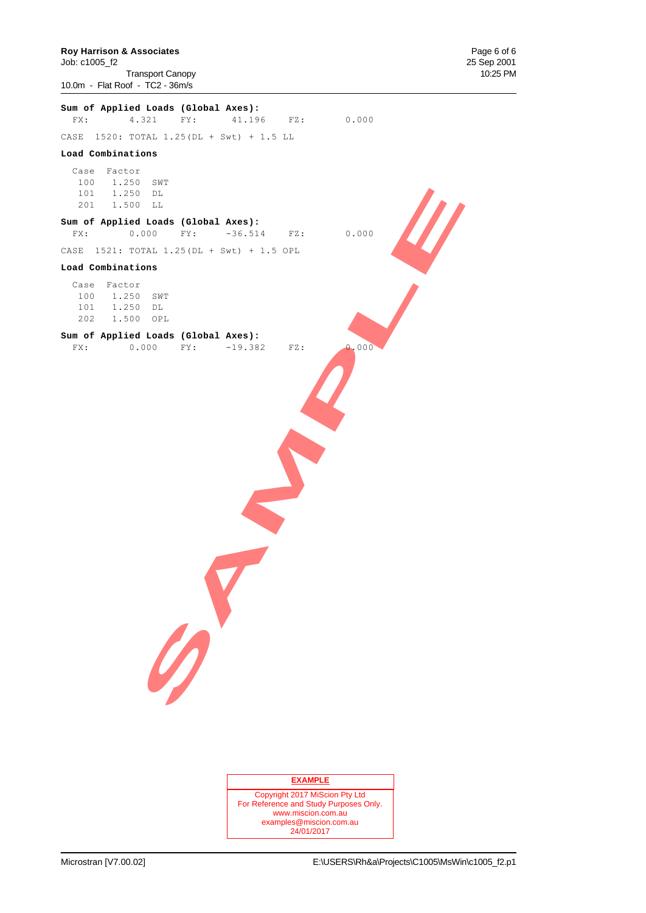**Sum of Applied Loads (Global Axes):**

```
  FX:        4.321     FY:      41.196     FZ:        0.000
```

```
CASE  1520: TOTAL 1.25(DL + Swt) + 1.5 LL
```

**Load Combinations**

| Case | Factor | |
|---|---|---|
| 100 | 1.250 | SWT |
| 101 | 1.250 | DL |
| 201 | 1.500 | LL |

**Sum of Applied Loads (Global Axes):**

```
  FX:        0.000     FY:     -36.514     FZ:        0.000
```

```
CASE  1521: TOTAL 1.25(DL + Swt) + 1.5 OPL
```

**Load Combinations**

| Case | Factor | |
|---|---|---|
| 100 | 1.250 | SWT |
| 101 | 1.250 | DL |
| 202 | 1.500 | OPL |

**Sum of Applied Loads (Global Axes):**

```
  FX:        0.000     FY:     -19.382     FZ:        0.000
```

SAMPLE

**EXAMPLE**

Copyright 2017 MiScion Pty Ltd
For Reference and Study Purposes Only.
www.miscion.com.au
examples@miscion.com.au
24/01/2017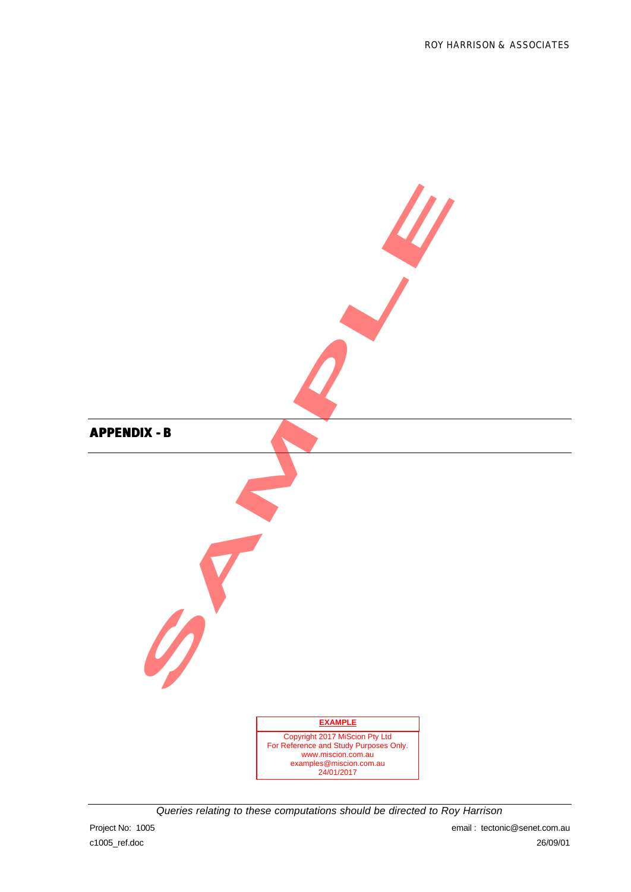# APPENDIX - B

**EXAMPLE**

Copyright 2017 MiScion Pty Ltd
For Reference and Study Purposes Only.
www.miscion.com.au
examples@miscion.com.au
24/01/2017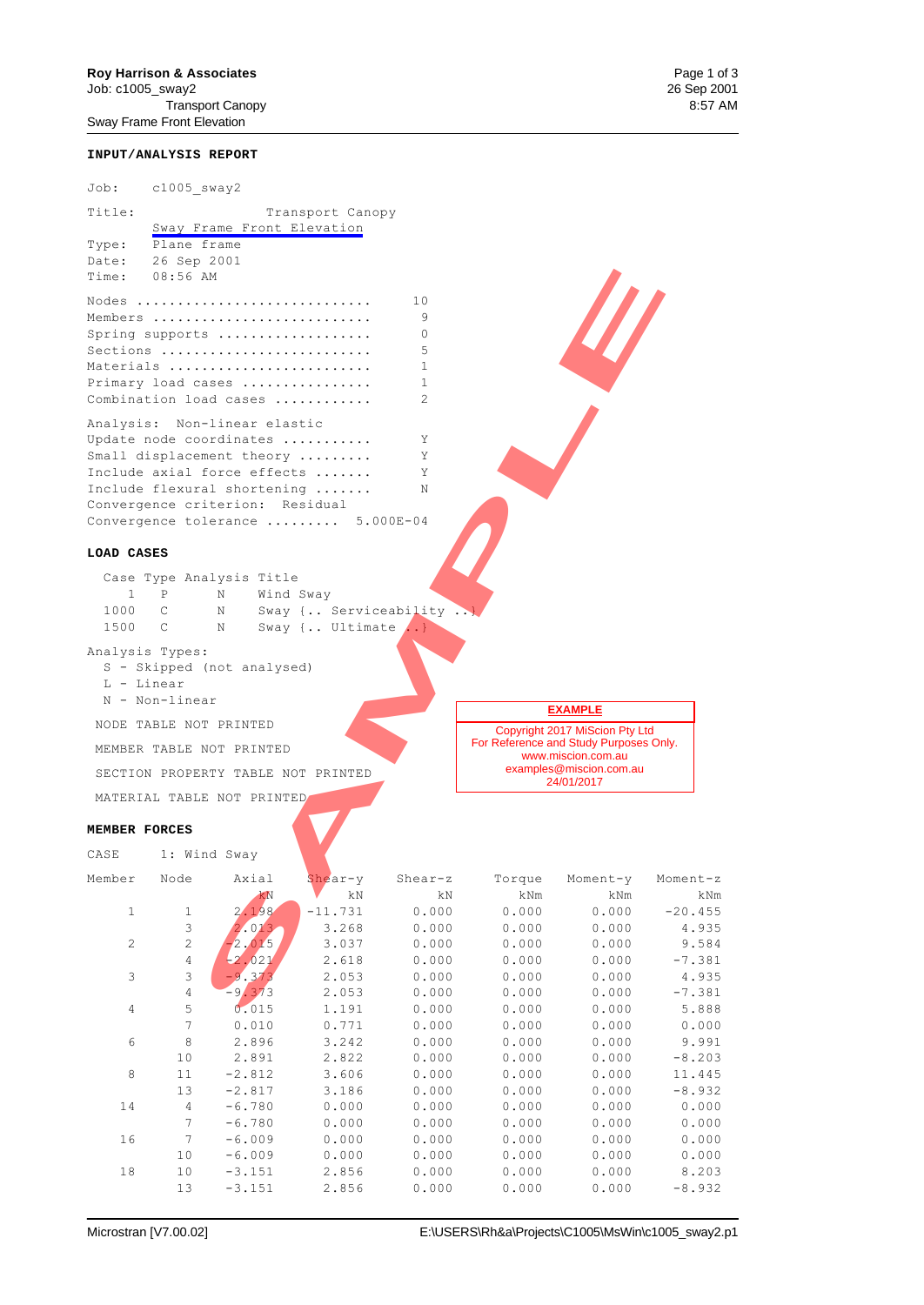Roy Harrison & Associates
Job: c1005_sway2
Transport Canopy
Sway Frame Front Elevation

26 Sep 2001
8:57 AM

## INPUT/ANALYSIS REPORT

```
Job:     c1005_sway2

Title:              Transport Canopy
         Sway Frame Front Elevation
Type:    Plane frame
Date:    26 Sep 2001
Time:    08:56 AM

Nodes ............................     10
Members ..........................      9
Spring supports ..................      0
Sections .........................      5
Materials ........................      1
Primary load cases ...............      1
Combination load cases ...........      2

Analysis:  Non-linear elastic
Update node coordinates ..........      Y
Small displacement theory ........      Y
Include axial force effects ......      Y
Include flexural shortening ......      N
Convergence criterion:  Residual
Convergence tolerance .........  5.000E-04
```

## LOAD CASES

```
  Case Type Analysis Title
     1   P      N     Wind Sway
  1000   C      N     Sway {.. Serviceability ..}
  1500   C      N     Sway {.. Ultimate ..}

Analysis Types:
  S - Skipped (not analysed)
  L - Linear
  N - Non-linear

 NODE TABLE NOT PRINTED

 MEMBER TABLE NOT PRINTED

 SECTION PROPERTY TABLE NOT PRINTED

 MATERIAL TABLE NOT PRINTED
```

**EXAMPLE**

Copyright 2017 MiScion Pty Ltd
For Reference and Study Purposes Only.
www.miscion.com.au
examples@miscion.com.au
24/01/2017

## MEMBER FORCES

CASE 1: Wind Sway

| Member | Node | Axial | Shear-y | Shear-z | Torque | Moment-y | Moment-z |
|---|---|---|---|---|---|---|---|
| | | kN | kN | kN | kNm | kNm | kNm |
| 1 | 1 | 2.198 | -11.731 | 0.000 | 0.000 | 0.000 | -20.455 |
| | 3 | 2.013 | 3.268 | 0.000 | 0.000 | 0.000 | 4.935 |
| 2 | 2 | -2.015 | 3.037 | 0.000 | 0.000 | 0.000 | 9.584 |
| | 4 | -2.021 | 2.618 | 0.000 | 0.000 | 0.000 | -7.381 |
| 3 | 3 | -9.373 | 2.053 | 0.000 | 0.000 | 0.000 | 4.935 |
| | 4 | -9.373 | 2.053 | 0.000 | 0.000 | 0.000 | -7.381 |
| 4 | 5 | 0.015 | 1.191 | 0.000 | 0.000 | 0.000 | 5.888 |
| | 7 | 0.010 | 0.771 | 0.000 | 0.000 | 0.000 | 0.000 |
| 6 | 8 | 2.896 | 3.242 | 0.000 | 0.000 | 0.000 | 9.991 |
| | 10 | 2.891 | 2.822 | 0.000 | 0.000 | 0.000 | -8.203 |
| 8 | 11 | -2.812 | 3.606 | 0.000 | 0.000 | 0.000 | 11.445 |
| | 13 | -2.817 | 3.186 | 0.000 | 0.000 | 0.000 | -8.932 |
| 14 | 4 | -6.780 | 0.000 | 0.000 | 0.000 | 0.000 | 0.000 |
| | 7 | -6.780 | 0.000 | 0.000 | 0.000 | 0.000 | 0.000 |
| 16 | 7 | -6.009 | 0.000 | 0.000 | 0.000 | 0.000 | 0.000 |
| | 10 | -6.009 | 0.000 | 0.000 | 0.000 | 0.000 | 0.000 |
| 18 | 10 | -3.151 | 2.856 | 0.000 | 0.000 | 0.000 | 8.203 |
| | 13 | -3.151 | 2.856 | 0.000 | 0.000 | 0.000 | -8.932 |

Microstran [V7.00.02]    E:\USERS\Rh&a\Projects\C1005\MsWin\c1005_sway2.p1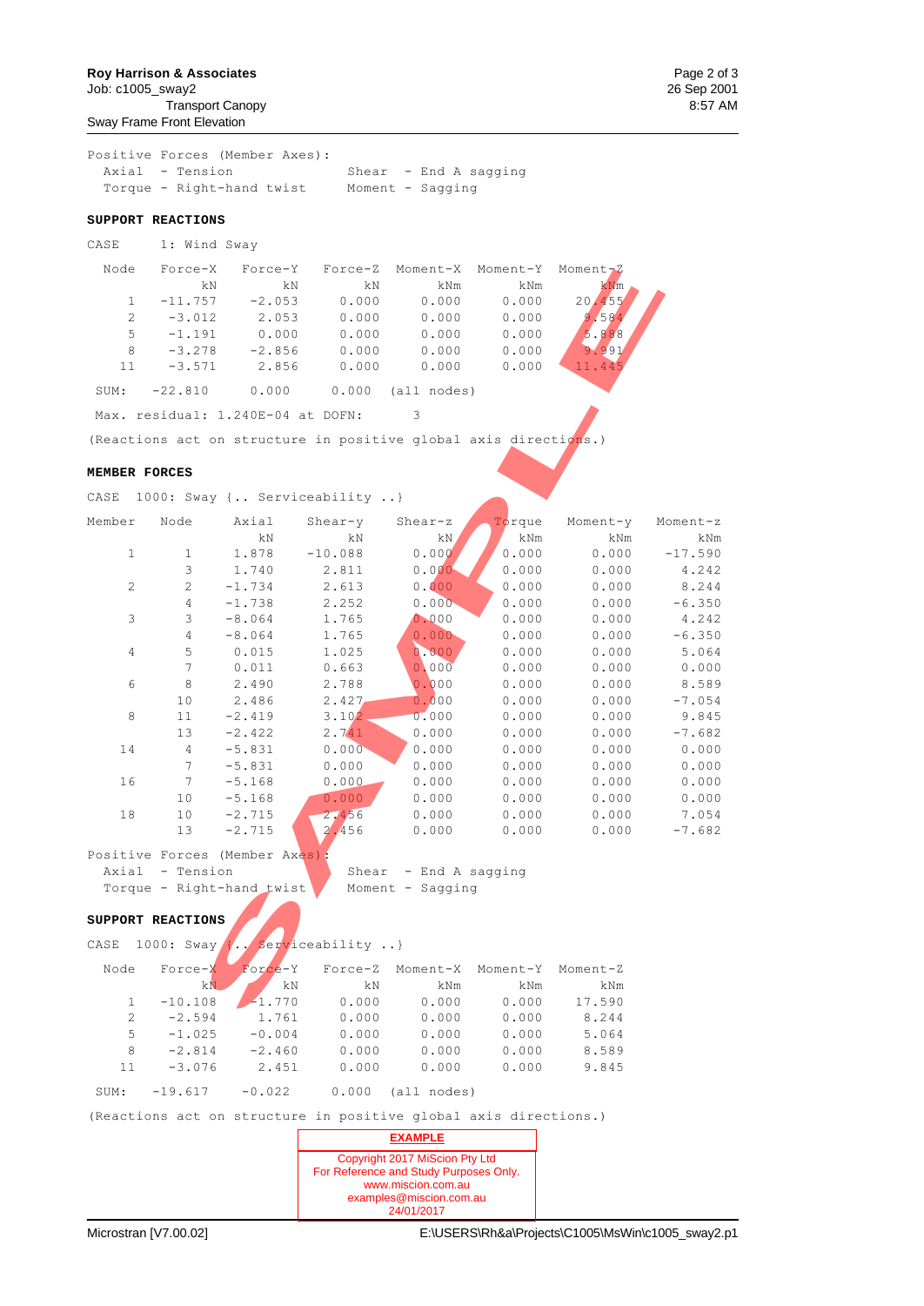Positive Forces (Member Axes):
Axial - Tension  Shear - End A sagging
Torque - Right-hand twist  Moment - Sagging

**SUPPORT REACTIONS**

CASE 1: Wind Sway

| Node | Force-X kN | Force-Y kN | Force-Z kN | Moment-X kNm | Moment-Y kNm | Moment-Z kNm |
|---|---|---|---|---|---|---|
| 1 | -11.757 | -2.053 | 0.000 | 0.000 | 0.000 | 20.455 |
| 2 | -3.012 | 2.053 | 0.000 | 0.000 | 0.000 | 9.584 |
| 5 | -1.191 | 0.000 | 0.000 | 0.000 | 0.000 | 5.888 |
| 8 | -3.278 | -2.856 | 0.000 | 0.000 | 0.000 | 9.991 |
| 11 | -3.571 | 2.856 | 0.000 | 0.000 | 0.000 | 11.445 |
| SUM: | -22.810 | 0.000 | 0.000 | (all nodes) | | |

Max. residual: 1.240E-04 at DOFN: 3

(Reactions act on structure in positive global axis directions.)

**MEMBER FORCES**

CASE 1000: Sway {.. Serviceability ..}

| Member | Node | Axial kN | Shear-y kN | Shear-z kN | Torque kNm | Moment-y kNm | Moment-z kNm |
|---|---|---|---|---|---|---|---|
| 1 | 1 | 1.878 | -10.088 | 0.000 | 0.000 | 0.000 | -17.590 |
| | 3 | 1.740 | 2.811 | 0.000 | 0.000 | 0.000 | 4.242 |
| 2 | 2 | -1.734 | 2.613 | 0.000 | 0.000 | 0.000 | 8.244 |
| | 4 | -1.738 | 2.252 | 0.000 | 0.000 | 0.000 | -6.350 |
| 3 | 3 | -8.064 | 1.765 | 0.000 | 0.000 | 0.000 | 4.242 |
| | 4 | -8.064 | 1.765 | 0.000 | 0.000 | 0.000 | -6.350 |
| 4 | 5 | 0.015 | 1.025 | 0.000 | 0.000 | 0.000 | 5.064 |
| | 7 | 0.011 | 0.663 | 0.000 | 0.000 | 0.000 | 0.000 |
| 6 | 8 | 2.490 | 2.788 | 0.000 | 0.000 | 0.000 | 8.589 |
| | 10 | 2.486 | 2.427 | 0.000 | 0.000 | 0.000 | -7.054 |
| 8 | 11 | -2.419 | 3.102 | 0.000 | 0.000 | 0.000 | 9.845 |
| | 13 | -2.422 | 2.741 | 0.000 | 0.000 | 0.000 | -7.682 |
| 14 | 4 | -5.831 | 0.000 | 0.000 | 0.000 | 0.000 | 0.000 |
| | 7 | -5.831 | 0.000 | 0.000 | 0.000 | 0.000 | 0.000 |
| 16 | 7 | -5.168 | 0.000 | 0.000 | 0.000 | 0.000 | 0.000 |
| | 10 | -5.168 | 0.000 | 0.000 | 0.000 | 0.000 | 0.000 |
| 18 | 10 | -2.715 | 2.456 | 0.000 | 0.000 | 0.000 | 7.054 |
| | 13 | -2.715 | 2.456 | 0.000 | 0.000 | 0.000 | -7.682 |

Positive Forces (Member Axes):
Axial - Tension  Shear - End A sagging
Torque - Right-hand twist  Moment - Sagging

**SUPPORT REACTIONS**

CASE 1000: Sway {.. Serviceability ..}

| Node | Force-X kN | Force-Y kN | Force-Z kN | Moment-X kNm | Moment-Y kNm | Moment-Z kNm |
|---|---|---|---|---|---|---|
| 1 | -10.108 | -1.770 | 0.000 | 0.000 | 0.000 | 17.590 |
| 2 | -2.594 | 1.761 | 0.000 | 0.000 | 0.000 | 8.244 |
| 5 | -1.025 | -0.004 | 0.000 | 0.000 | 0.000 | 5.064 |
| 8 | -2.814 | -2.460 | 0.000 | 0.000 | 0.000 | 8.589 |
| 11 | -3.076 | 2.451 | 0.000 | 0.000 | 0.000 | 9.845 |
| SUM: | -19.617 | -0.022 | 0.000 | (all nodes) | | |

(Reactions act on structure in positive global axis directions.)

**EXAMPLE**
Copyright 2017 MiScion Pty Ltd
For Reference and Study Purposes Only.
www.miscion.com.au
examples@miscion.com.au
24/01/2017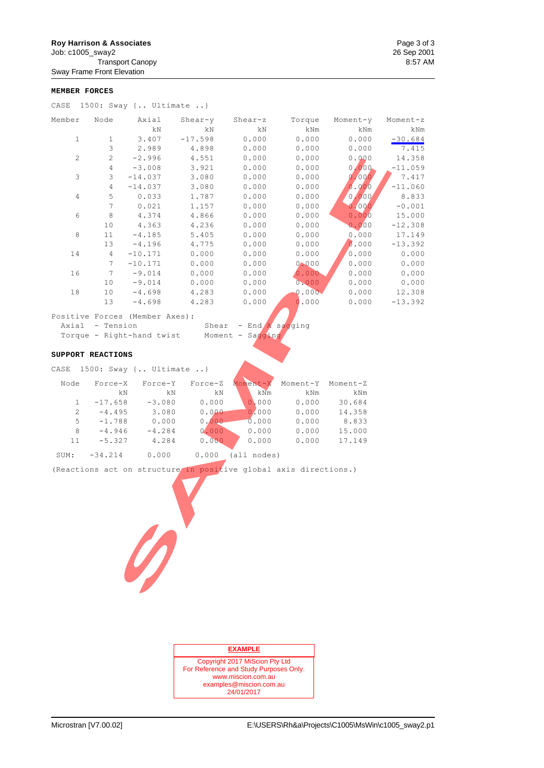Roy Harrison & Associates
Job: c1005_sway2
Transport Canopy
Sway Frame Front Elevation

## MEMBER FORCES

CASE 1500: Sway {.. Ultimate ..}

| Member | Node | Axial kN | Shear-y kN | Shear-z kN | Torque kNm | Moment-y kNm | Moment-z kNm |
|---|---|---|---|---|---|---|---|
| 1 | 1 | 3.407 | -17.598 | 0.000 | 0.000 | 0.000 | -30.684 |
| | 3 | 2.989 | 4.898 | 0.000 | 0.000 | 0.000 | 7.415 |
| 2 | 2 | -2.996 | 4.551 | 0.000 | 0.000 | 0.000 | 14.358 |
| | 4 | -3.008 | 3.921 | 0.000 | 0.000 | 0.000 | -11.059 |
| 3 | 3 | -14.037 | 3.080 | 0.000 | 0.000 | 0.000 | 7.417 |
| | 4 | -14.037 | 3.080 | 0.000 | 0.000 | 0.000 | -11.060 |
| 4 | 5 | 0.033 | 1.787 | 0.000 | 0.000 | 0.000 | 8.833 |
| | 7 | 0.021 | 1.157 | 0.000 | 0.000 | 0.000 | -0.001 |
| 6 | 8 | 4.374 | 4.866 | 0.000 | 0.000 | 0.000 | 15.000 |
| | 10 | 4.363 | 4.236 | 0.000 | 0.000 | 0.000 | -12.308 |
| 8 | 11 | -4.185 | 5.405 | 0.000 | 0.000 | 0.000 | 17.149 |
| | 13 | -4.196 | 4.775 | 0.000 | 0.000 | 0.000 | -13.392 |
| 14 | 4 | -10.171 | 0.000 | 0.000 | 0.000 | 0.000 | 0.000 |
| | 7 | -10.171 | 0.000 | 0.000 | 0.000 | 0.000 | 0.000 |
| 16 | 7 | -9.014 | 0.000 | 0.000 | 0.000 | 0.000 | 0.000 |
| | 10 | -9.014 | 0.000 | 0.000 | 0.000 | 0.000 | 0.000 |
| 18 | 10 | -4.698 | 4.283 | 0.000 | 0.000 | 0.000 | 12.308 |
| | 13 | -4.698 | 4.283 | 0.000 | 0.000 | 0.000 | -13.392 |

Positive Forces (Member Axes):
Axial - Tension    Shear - End A sagging
Torque - Right-hand twist    Moment - Sagging

## SUPPORT REACTIONS

CASE 1500: Sway {.. Ultimate ..}

| Node | Force-X kN | Force-Y kN | Force-Z kN | Moment-X kNm | Moment-Y kNm | Moment-Z kNm |
|---|---|---|---|---|---|---|
| 1 | -17.658 | -3.080 | 0.000 | 0.000 | 0.000 | 30.684 |
| 2 | -4.495 | 3.080 | 0.000 | 0.000 | 0.000 | 14.358 |
| 5 | -1.788 | 0.000 | 0.000 | 0.000 | 0.000 | 8.833 |
| 8 | -4.946 | -4.284 | 0.000 | 0.000 | 0.000 | 15.000 |
| 11 | -5.327 | 4.284 | 0.000 | 0.000 | 0.000 | 17.149 |
| SUM: | -34.214 | 0.000 | 0.000 | (all nodes) | | |

(Reactions act on structure in positive global axis directions.)

**EXAMPLE**
Copyright 2017 MiScion Pty Ltd
For Reference and Study Purposes Only.
www.miscion.com.au
examples@miscion.com.au
24/01/2017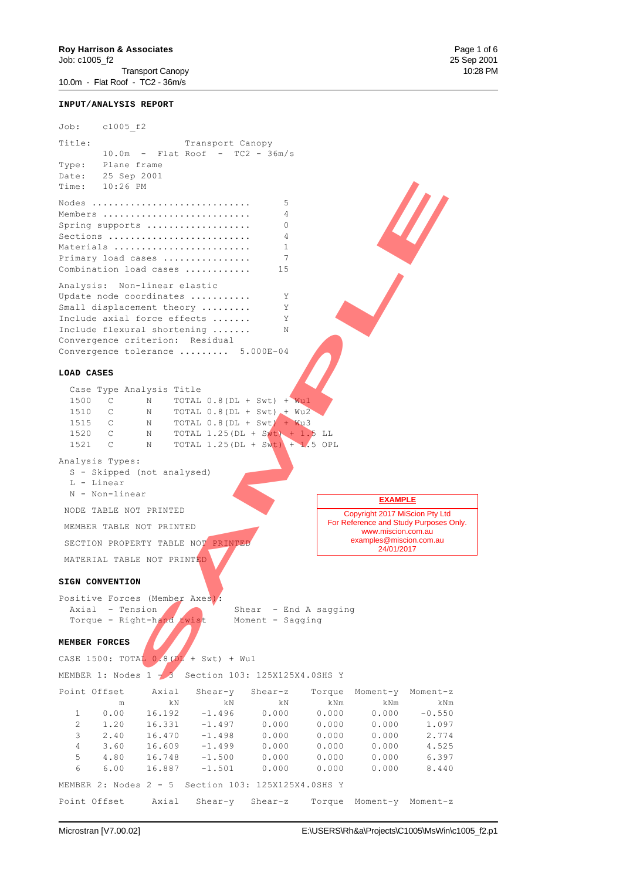Roy Harrison & Associates
Job: c1005_f2
Transport Canopy
10.0m - Flat Roof - TC2 - 36m/s

Page 1 of 6
25 Sep 2001
10:28 PM

## INPUT/ANALYSIS REPORT

```
Job:     c1005_f2

Title:                  Transport Canopy
         10.0m  -  Flat Roof  -  TC2 - 36m/s
Type:    Plane frame
Date:    25 Sep 2001
Time:    10:26 PM

Nodes ...........................     5
Members .........................     4
Spring supports .................     0
Sections ........................     4
Materials .......................     1
Primary load cases ..............     7
Combination load cases ..........    15

Analysis:  Non-linear elastic
Update node coordinates .........     Y
Small displacement theory .......     Y
Include axial force effects .....     Y
Include flexural shortening .....     N
Convergence criterion:  Residual
Convergence tolerance ......... 5.000E-04
```

## LOAD CASES

```
  Case Type Analysis Title
  1500   C       N      TOTAL 0.8(DL + Swt) + Wu1
  1510   C       N      TOTAL 0.8(DL + Swt) + Wu2
  1515   C       N      TOTAL 0.8(DL + Swt) + Wu3
  1520   C       N      TOTAL 1.25(DL + Swt) + 1.5 LL
  1521   C       N      TOTAL 1.25(DL + Swt) + 1.5 OPL

Analysis Types:
  S - Skipped (not analysed)
  L - Linear
  N - Non-linear

 NODE TABLE NOT PRINTED

 MEMBER TABLE NOT PRINTED

 SECTION PROPERTY TABLE NOT PRINTED

 MATERIAL TABLE NOT PRINTED
```

EXAMPLE

Copyright 2017 MiScion Pty Ltd
For Reference and Study Purposes Only.
www.miscion.com.au
examples@miscion.com.au
24/01/2017

## SIGN CONVENTION

```
Positive Forces (Member Axes):
  Axial  - Tension              Shear  - End A sagging
  Torque - Right-hand twist     Moment - Sagging
```

## MEMBER FORCES

CASE 1500: TOTAL 0.8(DL + Swt) + Wu1

MEMBER 1: Nodes 1 - 3   Section 103: 125X125X4.0SHS Y

| Point | Offset | Axial | Shear-y | Shear-z | Torque | Moment-y | Moment-z |
|---|---|---|---|---|---|---|---|
| | m | kN | kN | kN | kNm | kNm | kNm |
| 1 | 0.00 | 16.192 | -1.496 | 0.000 | 0.000 | 0.000 | -0.550 |
| 2 | 1.20 | 16.331 | -1.497 | 0.000 | 0.000 | 0.000 | 1.097 |
| 3 | 2.40 | 16.470 | -1.498 | 0.000 | 0.000 | 0.000 | 2.774 |
| 4 | 3.60 | 16.609 | -1.499 | 0.000 | 0.000 | 0.000 | 4.525 |
| 5 | 4.80 | 16.748 | -1.500 | 0.000 | 0.000 | 0.000 | 6.397 |
| 6 | 6.00 | 16.887 | -1.501 | 0.000 | 0.000 | 0.000 | 8.440 |

MEMBER 2: Nodes 2 - 5   Section 103: 125X125X4.0SHS Y

| Point | Offset | Axial | Shear-y | Shear-z | Torque | Moment-y | Moment-z |
|---|---|---|---|---|---|---|---|

Microstran [V7.00.02]   E:\USERS\Rh&a\Projects\C1005\MsWin\c1005_f2.p1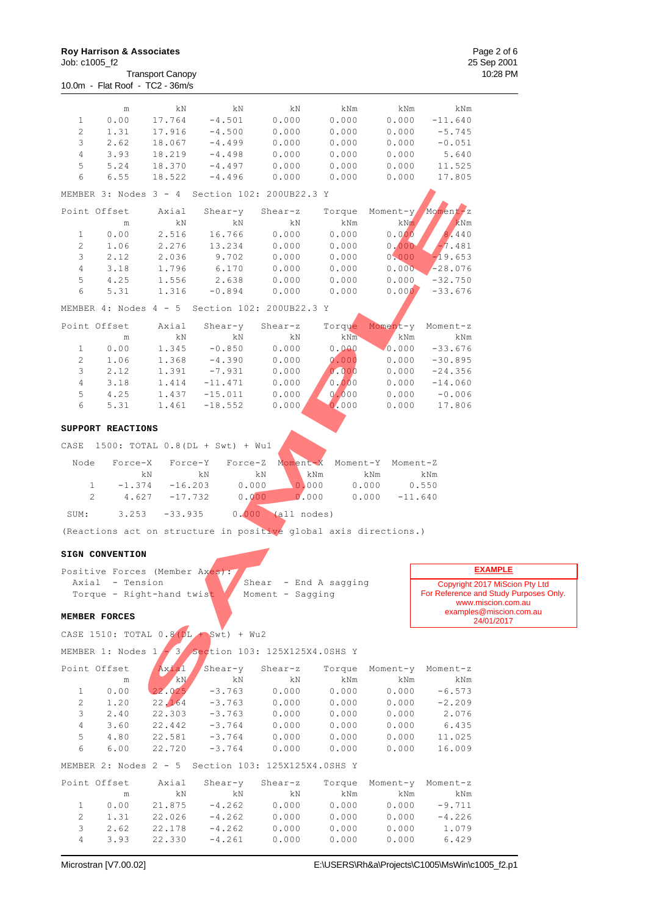| | m | kN | kN | kN | kNm | kNm | kNm |
|---|---|---|---|---|---|---|---|
| 1 | 0.00 | 17.764 | -4.501 | 0.000 | 0.000 | 0.000 | -11.640 |
| 2 | 1.31 | 17.916 | -4.500 | 0.000 | 0.000 | 0.000 | -5.745 |
| 3 | 2.62 | 18.067 | -4.499 | 0.000 | 0.000 | 0.000 | -0.051 |
| 4 | 3.93 | 18.219 | -4.498 | 0.000 | 0.000 | 0.000 | 5.640 |
| 5 | 5.24 | 18.370 | -4.497 | 0.000 | 0.000 | 0.000 | 11.525 |
| 6 | 6.55 | 18.522 | -4.496 | 0.000 | 0.000 | 0.000 | 17.805 |

MEMBER 3: Nodes 3 - 4   Section 102: 200UB22.3 Y

| Point | Offset | Axial | Shear-y | Shear-z | Torque | Moment-y | Moment-z |
|---|---|---|---|---|---|---|---|
| | m | kN | kN | kN | kNm | kNm | kNm |
| 1 | 0.00 | 2.516 | 16.766 | 0.000 | 0.000 | 0.000 | 8.440 |
| 2 | 1.06 | 2.276 | 13.234 | 0.000 | 0.000 | 0.000 | -7.481 |
| 3 | 2.12 | 2.036 | 9.702 | 0.000 | 0.000 | 0.000 | -19.653 |
| 4 | 3.18 | 1.796 | 6.170 | 0.000 | 0.000 | 0.000 | -28.076 |
| 5 | 4.25 | 1.556 | 2.638 | 0.000 | 0.000 | 0.000 | -32.750 |
| 6 | 5.31 | 1.316 | -0.894 | 0.000 | 0.000 | 0.000 | -33.676 |

MEMBER 4: Nodes 4 - 5   Section 102: 200UB22.3 Y

| Point | Offset | Axial | Shear-y | Shear-z | Torque | Moment-y | Moment-z |
|---|---|---|---|---|---|---|---|
| | m | kN | kN | kN | kNm | kNm | kNm |
| 1 | 0.00 | 1.345 | -0.850 | 0.000 | 0.000 | 0.000 | -33.676 |
| 2 | 1.06 | 1.368 | -4.390 | 0.000 | 0.000 | 0.000 | -30.895 |
| 3 | 2.12 | 1.391 | -7.931 | 0.000 | 0.000 | 0.000 | -24.356 |
| 4 | 3.18 | 1.414 | -11.471 | 0.000 | 0.000 | 0.000 | -14.060 |
| 5 | 4.25 | 1.437 | -15.011 | 0.000 | 0.000 | 0.000 | -0.006 |
| 6 | 5.31 | 1.461 | -18.552 | 0.000 | 0.000 | 0.000 | 17.806 |

**SUPPORT REACTIONS**

CASE 1500: TOTAL 0.8(DL + Swt) + Wu1

| Node | Force-X | Force-Y | Force-Z | Moment-X | Moment-Y | Moment-Z |
|---|---|---|---|---|---|---|
| | kN | kN | kN | kNm | kNm | kNm |
| 1 | -1.374 | -16.203 | 0.000 | 0.000 | 0.000 | 0.550 |
| 2 | 4.627 | -17.732 | 0.000 | 0.000 | 0.000 | -11.640 |
| SUM: | 3.253 | -33.935 | 0.000 | (all nodes) | | |

(Reactions act on structure in positive global axis directions.)

**SIGN CONVENTION**

Positive Forces (Member Axes):
- Axial - Tension
- Torque - Right-hand twist
- Shear - End A sagging
- Moment - Sagging

**MEMBER FORCES**

CASE 1510: TOTAL 0.8(DL + Swt) + Wu2

MEMBER 1: Nodes 1 - 3   Section 103: 125X125X4.0SHS Y

| Point | Offset | Axial | Shear-y | Shear-z | Torque | Moment-y | Moment-z |
|---|---|---|---|---|---|---|---|
| | m | kN | kN | kN | kNm | kNm | kNm |
| 1 | 0.00 | 22.025 | -3.763 | 0.000 | 0.000 | 0.000 | -6.573 |
| 2 | 1.20 | 22.164 | -3.763 | 0.000 | 0.000 | 0.000 | -2.209 |
| 3 | 2.40 | 22.303 | -3.763 | 0.000 | 0.000 | 0.000 | 2.076 |
| 4 | 3.60 | 22.442 | -3.764 | 0.000 | 0.000 | 0.000 | 6.435 |
| 5 | 4.80 | 22.581 | -3.764 | 0.000 | 0.000 | 0.000 | 11.025 |
| 6 | 6.00 | 22.720 | -3.764 | 0.000 | 0.000 | 0.000 | 16.009 |

MEMBER 2: Nodes 2 - 5   Section 103: 125X125X4.0SHS Y

| Point | Offset | Axial | Shear-y | Shear-z | Torque | Moment-y | Moment-z |
|---|---|---|---|---|---|---|---|
| | m | kN | kN | kN | kNm | kNm | kNm |
| 1 | 0.00 | 21.875 | -4.262 | 0.000 | 0.000 | 0.000 | -9.711 |
| 2 | 1.31 | 22.026 | -4.262 | 0.000 | 0.000 | 0.000 | -4.226 |
| 3 | 2.62 | 22.178 | -4.262 | 0.000 | 0.000 | 0.000 | 1.079 |
| 4 | 3.93 | 22.330 | -4.261 | 0.000 | 0.000 | 0.000 | 6.429 |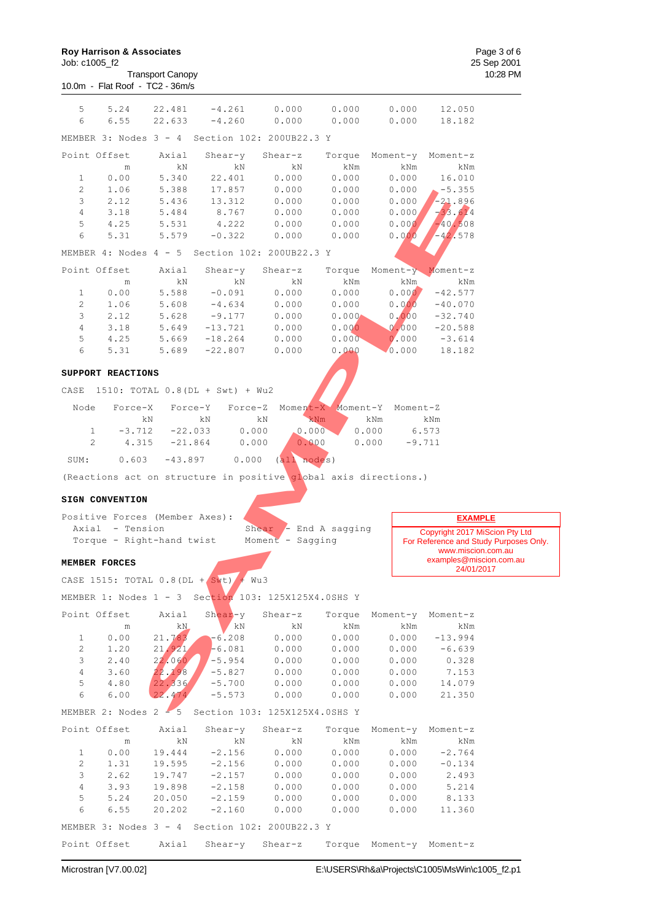| Point | Offset | Axial | Shear-y | Shear-z | Torque | Moment-y | Moment-z |
|---|---|---|---|---|---|---|---|
| 5 | 5.24 | 22.481 | -4.261 | 0.000 | 0.000 | 0.000 | 12.050 |
| 6 | 6.55 | 22.633 | -4.260 | 0.000 | 0.000 | 0.000 | 18.182 |

MEMBER 3: Nodes 3 - 4 Section 102: 200UB22.3 Y

| Point | Offset | Axial | Shear-y | Shear-z | Torque | Moment-y | Moment-z |
|---|---|---|---|---|---|---|---|
| | m | kN | kN | kN | kNm | kNm | kNm |
| 1 | 0.00 | 5.340 | 22.401 | 0.000 | 0.000 | 0.000 | 16.010 |
| 2 | 1.06 | 5.388 | 17.857 | 0.000 | 0.000 | 0.000 | -5.355 |
| 3 | 2.12 | 5.436 | 13.312 | 0.000 | 0.000 | 0.000 | -21.896 |
| 4 | 3.18 | 5.484 | 8.767 | 0.000 | 0.000 | 0.000 | -33.614 |
| 5 | 4.25 | 5.531 | 4.222 | 0.000 | 0.000 | 0.000 | -40.508 |
| 6 | 5.31 | 5.579 | -0.322 | 0.000 | 0.000 | 0.000 | -42.578 |

MEMBER 4: Nodes 4 - 5 Section 102: 200UB22.3 Y

| Point | Offset | Axial | Shear-y | Shear-z | Torque | Moment-y | Moment-z |
|---|---|---|---|---|---|---|---|
| | m | kN | kN | kN | kNm | kNm | kNm |
| 1 | 0.00 | 5.588 | -0.091 | 0.000 | 0.000 | 0.000 | -42.577 |
| 2 | 1.06 | 5.608 | -4.634 | 0.000 | 0.000 | 0.000 | -40.070 |
| 3 | 2.12 | 5.628 | -9.177 | 0.000 | 0.000 | 0.000 | -32.740 |
| 4 | 3.18 | 5.649 | -13.721 | 0.000 | 0.000 | 0.000 | -20.588 |
| 5 | 4.25 | 5.669 | -18.264 | 0.000 | 0.000 | 0.000 | -3.614 |
| 6 | 5.31 | 5.689 | -22.807 | 0.000 | 0.000 | 0.000 | 18.182 |

**SUPPORT REACTIONS**

CASE 1510: TOTAL 0.8(DL + Swt) + Wu2

| Node | Force-X | Force-Y | Force-Z | Moment-X | Moment-Y | Moment-Z |
|---|---|---|---|---|---|---|
| | kN | kN | kN | kNm | kNm | kNm |
| 1 | -3.712 | -22.033 | 0.000 | 0.000 | 0.000 | 6.573 |
| 2 | 4.315 | -21.864 | 0.000 | 0.000 | 0.000 | -9.711 |
| SUM: | 0.603 | -43.897 | 0.000 | (all nodes) | | |

(Reactions act on structure in positive global axis directions.)

**SIGN CONVENTION**

Positive Forces (Member Axes):
- Axial - Tension
- Torque - Right-hand twist
- Shear - End A sagging
- Moment - Sagging

**EXAMPLE**
Copyright 2017 MiScion Pty Ltd
For Reference and Study Purposes Only.
www.miscion.com.au
examples@miscion.com.au
24/01/2017

**MEMBER FORCES**

CASE 1515: TOTAL 0.8(DL + Swt) + Wu3

MEMBER 1: Nodes 1 - 3 Section 103: 125X125X4.0SHS Y

| Point | Offset | Axial | Shear-y | Shear-z | Torque | Moment-y | Moment-z |
|---|---|---|---|---|---|---|---|
| | m | kN | kN | kN | kNm | kNm | kNm |
| 1 | 0.00 | 21.783 | -6.208 | 0.000 | 0.000 | 0.000 | -13.994 |
| 2 | 1.20 | 21.921 | -6.081 | 0.000 | 0.000 | 0.000 | -6.639 |
| 3 | 2.40 | 22.060 | -5.954 | 0.000 | 0.000 | 0.000 | 0.328 |
| 4 | 3.60 | 22.198 | -5.827 | 0.000 | 0.000 | 0.000 | 7.153 |
| 5 | 4.80 | 22.336 | -5.700 | 0.000 | 0.000 | 0.000 | 14.079 |
| 6 | 6.00 | 22.474 | -5.573 | 0.000 | 0.000 | 0.000 | 21.350 |

MEMBER 2: Nodes 2 - 5 Section 103: 125X125X4.0SHS Y

| Point | Offset | Axial | Shear-y | Shear-z | Torque | Moment-y | Moment-z |
|---|---|---|---|---|---|---|---|
| | m | kN | kN | kN | kNm | kNm | kNm |
| 1 | 0.00 | 19.444 | -2.156 | 0.000 | 0.000 | 0.000 | -2.764 |
| 2 | 1.31 | 19.595 | -2.156 | 0.000 | 0.000 | 0.000 | -0.134 |
| 3 | 2.62 | 19.747 | -2.157 | 0.000 | 0.000 | 0.000 | 2.493 |
| 4 | 3.93 | 19.898 | -2.158 | 0.000 | 0.000 | 0.000 | 5.214 |
| 5 | 5.24 | 20.050 | -2.159 | 0.000 | 0.000 | 0.000 | 8.133 |
| 6 | 6.55 | 20.202 | -2.160 | 0.000 | 0.000 | 0.000 | 11.360 |

MEMBER 3: Nodes 3 - 4 Section 102: 200UB22.3 Y

| Point | Offset | Axial | Shear-y | Shear-z | Torque | Moment-y | Moment-z |
|---|---|---|---|---|---|---|---|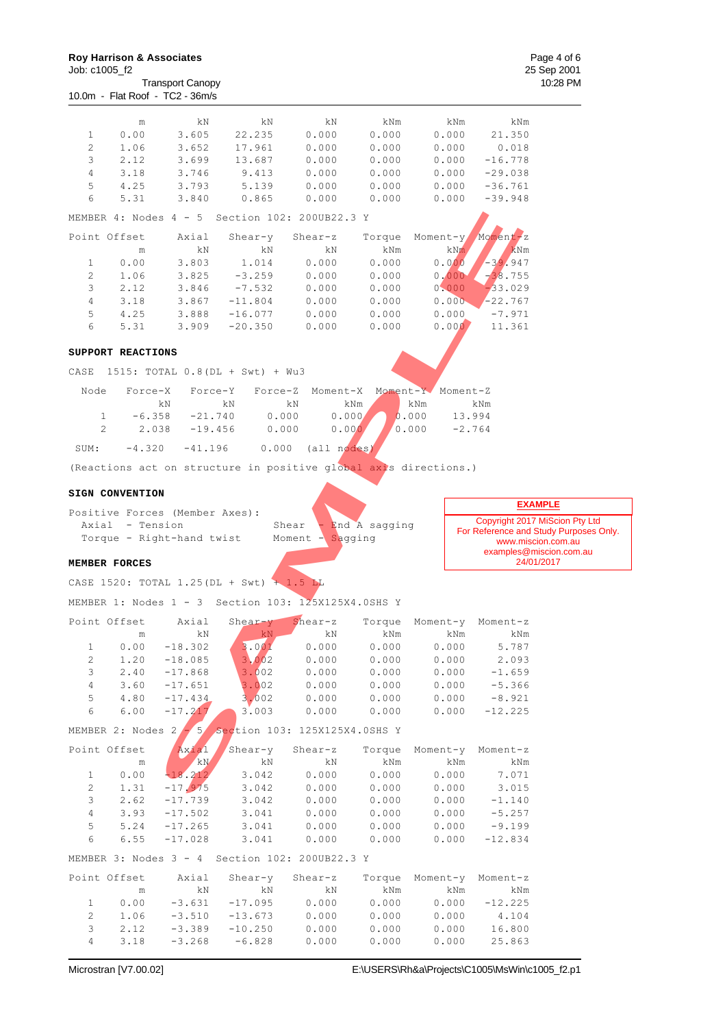| | m | kN | kN | kN | kNm | kNm | kNm |
|---|---|---|---|---|---|---|---|
| 1 | 0.00 | 3.605 | 22.235 | 0.000 | 0.000 | 0.000 | 21.350 |
| 2 | 1.06 | 3.652 | 17.961 | 0.000 | 0.000 | 0.000 | 0.018 |
| 3 | 2.12 | 3.699 | 13.687 | 0.000 | 0.000 | 0.000 | -16.778 |
| 4 | 3.18 | 3.746 | 9.413 | 0.000 | 0.000 | 0.000 | -29.038 |
| 5 | 4.25 | 3.793 | 5.139 | 0.000 | 0.000 | 0.000 | -36.761 |
| 6 | 5.31 | 3.840 | 0.865 | 0.000 | 0.000 | 0.000 | -39.948 |

MEMBER 4: Nodes 4 - 5 Section 102: 200UB22.3 Y

| Point | Offset | Axial | Shear-y | Shear-z | Torque | Moment-y | Moment-z |
|---|---|---|---|---|---|---|---|
| | m | kN | kN | kN | kNm | kNm | kNm |
| 1 | 0.00 | 3.803 | 1.014 | 0.000 | 0.000 | 0.000 | -39.947 |
| 2 | 1.06 | 3.825 | -3.259 | 0.000 | 0.000 | 0.000 | -38.755 |
| 3 | 2.12 | 3.846 | -7.532 | 0.000 | 0.000 | 0.000 | -33.029 |
| 4 | 3.18 | 3.867 | -11.804 | 0.000 | 0.000 | 0.000 | -22.767 |
| 5 | 4.25 | 3.888 | -16.077 | 0.000 | 0.000 | 0.000 | -7.971 |
| 6 | 5.31 | 3.909 | -20.350 | 0.000 | 0.000 | 0.000 | 11.361 |

**SUPPORT REACTIONS**

CASE 1515: TOTAL 0.8(DL + Swt) + Wu3

| Node | Force-X | Force-Y | Force-Z | Moment-X | Moment-Y | Moment-Z |
|---|---|---|---|---|---|---|
| | kN | kN | kN | kNm | kNm | kNm |
| 1 | -6.358 | -21.740 | 0.000 | 0.000 | 0.000 | 13.994 |
| 2 | 2.038 | -19.456 | 0.000 | 0.000 | 0.000 | -2.764 |
| SUM: | -4.320 | -41.196 | 0.000 | (all nodes) | | |

(Reactions act on structure in positive global axis directions.)

**SIGN CONVENTION**

Positive Forces (Member Axes):
Axial - Tension    Shear - End A sagging
Torque - Right-hand twist    Moment - Sagging

**EXAMPLE**
Copyright 2017 MiScion Pty Ltd
For Reference and Study Purposes Only.
www.miscion.com.au
examples@miscion.com.au
24/01/2017

**MEMBER FORCES**

CASE 1520: TOTAL 1.25(DL + Swt) + 1.5 LL

MEMBER 1: Nodes 1 - 3 Section 103: 125X125X4.0SHS Y

| Point | Offset | Axial | Shear-y | Shear-z | Torque | Moment-y | Moment-z |
|---|---|---|---|---|---|---|---|
| | m | kN | kN | kN | kNm | kNm | kNm |
| 1 | 0.00 | -18.302 | 3.001 | 0.000 | 0.000 | 0.000 | 5.787 |
| 2 | 1.20 | -18.085 | 3.002 | 0.000 | 0.000 | 0.000 | 2.093 |
| 3 | 2.40 | -17.868 | 3.002 | 0.000 | 0.000 | 0.000 | -1.659 |
| 4 | 3.60 | -17.651 | 3.002 | 0.000 | 0.000 | 0.000 | -5.366 |
| 5 | 4.80 | -17.434 | 3.002 | 0.000 | 0.000 | 0.000 | -8.921 |
| 6 | 6.00 | -17.217 | 3.003 | 0.000 | 0.000 | 0.000 | -12.225 |

MEMBER 2: Nodes 2 - 5 Section 103: 125X125X4.0SHS Y

| Point | Offset | Axial | Shear-y | Shear-z | Torque | Moment-y | Moment-z |
|---|---|---|---|---|---|---|---|
| | m | kN | kN | kN | kNm | kNm | kNm |
| 1 | 0.00 | -18.212 | 3.042 | 0.000 | 0.000 | 0.000 | 7.071 |
| 2 | 1.31 | -17.975 | 3.042 | 0.000 | 0.000 | 0.000 | 3.015 |
| 3 | 2.62 | -17.739 | 3.042 | 0.000 | 0.000 | 0.000 | -1.140 |
| 4 | 3.93 | -17.502 | 3.041 | 0.000 | 0.000 | 0.000 | -5.257 |
| 5 | 5.24 | -17.265 | 3.041 | 0.000 | 0.000 | 0.000 | -9.199 |
| 6 | 6.55 | -17.028 | 3.041 | 0.000 | 0.000 | 0.000 | -12.834 |

MEMBER 3: Nodes 3 - 4 Section 102: 200UB22.3 Y

| Point | Offset | Axial | Shear-y | Shear-z | Torque | Moment-y | Moment-z |
|---|---|---|---|---|---|---|---|
| | m | kN | kN | kN | kNm | kNm | kNm |
| 1 | 0.00 | -3.631 | -17.095 | 0.000 | 0.000 | 0.000 | -12.225 |
| 2 | 1.06 | -3.510 | -13.673 | 0.000 | 0.000 | 0.000 | 4.104 |
| 3 | 2.12 | -3.389 | -10.250 | 0.000 | 0.000 | 0.000 | 16.800 |
| 4 | 3.18 | -3.268 | -6.828 | 0.000 | 0.000 | 0.000 | 25.863 |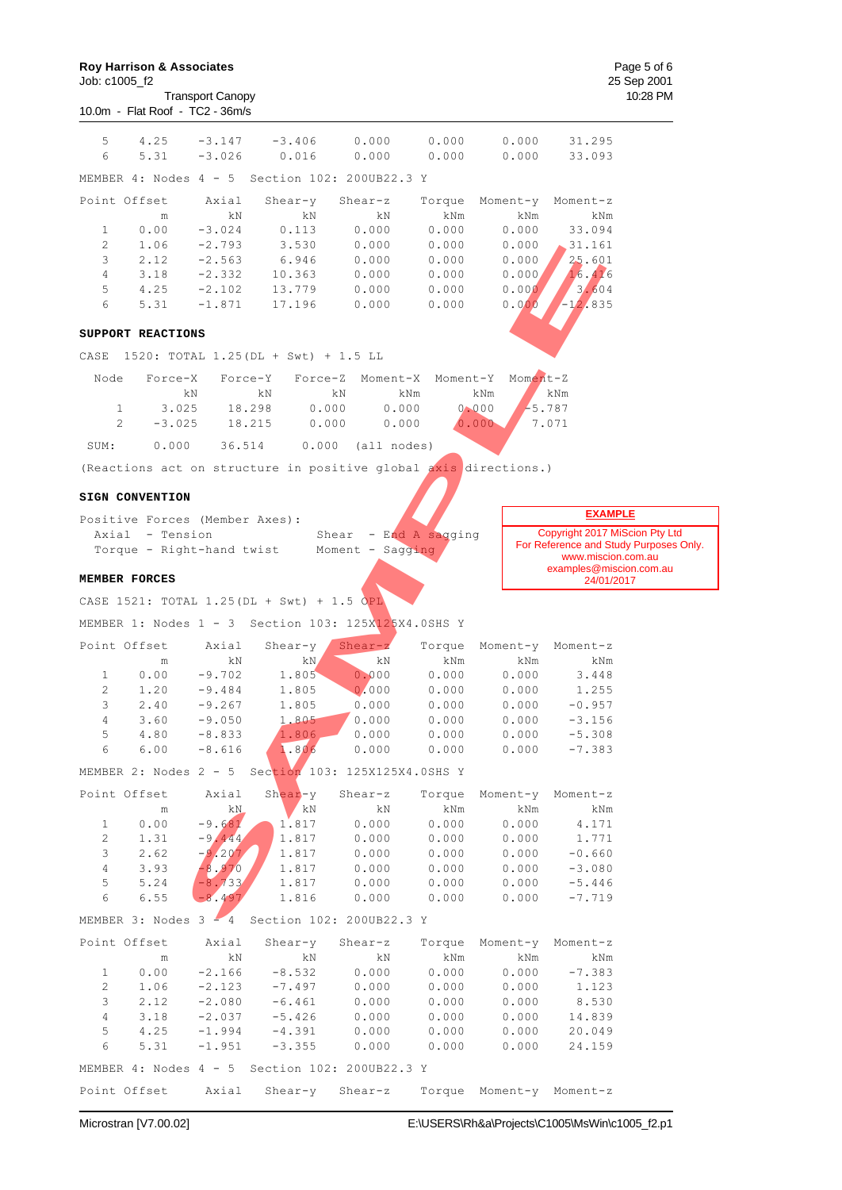| Point | Offset | Axial | Shear-y | Shear-z | Torque | Moment-y | Moment-z |
|---|---|---|---|---|---|---|---|
| 5 | 4.25 | -3.147 | -3.406 | 0.000 | 0.000 | 0.000 | 31.295 |
| 6 | 5.31 | -3.026 | 0.016 | 0.000 | 0.000 | 0.000 | 33.093 |

MEMBER 4: Nodes 4 - 5 Section 102: 200UB22.3 Y

| Point | Offset | Axial | Shear-y | Shear-z | Torque | Moment-y | Moment-z |
|---|---|---|---|---|---|---|---|
| | m | kN | kN | kN | kNm | kNm | kNm |
| 1 | 0.00 | -3.024 | 0.113 | 0.000 | 0.000 | 0.000 | 33.094 |
| 2 | 1.06 | -2.793 | 3.530 | 0.000 | 0.000 | 0.000 | 31.161 |
| 3 | 2.12 | -2.563 | 6.946 | 0.000 | 0.000 | 0.000 | 25.601 |
| 4 | 3.18 | -2.332 | 10.363 | 0.000 | 0.000 | 0.000 | 16.416 |
| 5 | 4.25 | -2.102 | 13.779 | 0.000 | 0.000 | 0.000 | 3.604 |
| 6 | 5.31 | -1.871 | 17.196 | 0.000 | 0.000 | 0.000 | -12.835 |

**SUPPORT REACTIONS**

CASE 1520: TOTAL 1.25(DL + Swt) + 1.5 LL

| Node | Force-X | Force-Y | Force-Z | Moment-X | Moment-Y | Moment-Z |
|---|---|---|---|---|---|---|
| | kN | kN | kN | kNm | kNm | kNm |
| 1 | 3.025 | 18.298 | 0.000 | 0.000 | 0.000 | -5.787 |
| 2 | -3.025 | 18.215 | 0.000 | 0.000 | 0.000 | 7.071 |
| SUM: | 0.000 | 36.514 | 0.000 | (all nodes) | | |

(Reactions act on structure in positive global axis directions.)

**SIGN CONVENTION**

Positive Forces (Member Axes):
Axial - Tension  Shear - End A sagging
Torque - Right-hand twist  Moment - Sagging

**EXAMPLE**
Copyright 2017 MiScion Pty Ltd
For Reference and Study Purposes Only.
www.miscion.com.au
examples@miscion.com.au
24/01/2017

**MEMBER FORCES**

CASE 1521: TOTAL 1.25(DL + Swt) + 1.5 OPL

MEMBER 1: Nodes 1 - 3 Section 103: 125X125X4.0SHS Y

| Point | Offset | Axial | Shear-y | Shear-z | Torque | Moment-y | Moment-z |
|---|---|---|---|---|---|---|---|
| | m | kN | kN | kN | kNm | kNm | kNm |
| 1 | 0.00 | -9.702 | 1.805 | 0.000 | 0.000 | 0.000 | 3.448 |
| 2 | 1.20 | -9.484 | 1.805 | 0.000 | 0.000 | 0.000 | 1.255 |
| 3 | 2.40 | -9.267 | 1.805 | 0.000 | 0.000 | 0.000 | -0.957 |
| 4 | 3.60 | -9.050 | 1.805 | 0.000 | 0.000 | 0.000 | -3.156 |
| 5 | 4.80 | -8.833 | 1.806 | 0.000 | 0.000 | 0.000 | -5.308 |
| 6 | 6.00 | -8.616 | 1.806 | 0.000 | 0.000 | 0.000 | -7.383 |

MEMBER 2: Nodes 2 - 5 Section 103: 125X125X4.0SHS Y

| Point | Offset | Axial | Shear-y | Shear-z | Torque | Moment-y | Moment-z |
|---|---|---|---|---|---|---|---|
| | m | kN | kN | kN | kNm | kNm | kNm |
| 1 | 0.00 | -9.681 | 1.817 | 0.000 | 0.000 | 0.000 | 4.171 |
| 2 | 1.31 | -9.444 | 1.817 | 0.000 | 0.000 | 0.000 | 1.771 |
| 3 | 2.62 | -9.207 | 1.817 | 0.000 | 0.000 | 0.000 | -0.660 |
| 4 | 3.93 | -8.970 | 1.817 | 0.000 | 0.000 | 0.000 | -3.080 |
| 5 | 5.24 | -8.733 | 1.817 | 0.000 | 0.000 | 0.000 | -5.446 |
| 6 | 6.55 | -8.497 | 1.816 | 0.000 | 0.000 | 0.000 | -7.719 |

MEMBER 3: Nodes 3 - 4 Section 102: 200UB22.3 Y

| Point | Offset | Axial | Shear-y | Shear-z | Torque | Moment-y | Moment-z |
|---|---|---|---|---|---|---|---|
| | m | kN | kN | kN | kNm | kNm | kNm |
| 1 | 0.00 | -2.166 | -8.532 | 0.000 | 0.000 | 0.000 | -7.383 |
| 2 | 1.06 | -2.123 | -7.497 | 0.000 | 0.000 | 0.000 | 1.123 |
| 3 | 2.12 | -2.080 | -6.461 | 0.000 | 0.000 | 0.000 | 8.530 |
| 4 | 3.18 | -2.037 | -5.426 | 0.000 | 0.000 | 0.000 | 14.839 |
| 5 | 4.25 | -1.994 | -4.391 | 0.000 | 0.000 | 0.000 | 20.049 |
| 6 | 5.31 | -1.951 | -3.355 | 0.000 | 0.000 | 0.000 | 24.159 |

MEMBER 4: Nodes 4 - 5 Section 102: 200UB22.3 Y

| Point | Offset | Axial | Shear-y | Shear-z | Torque | Moment-y | Moment-z |
|---|---|---|---|---|---|---|---|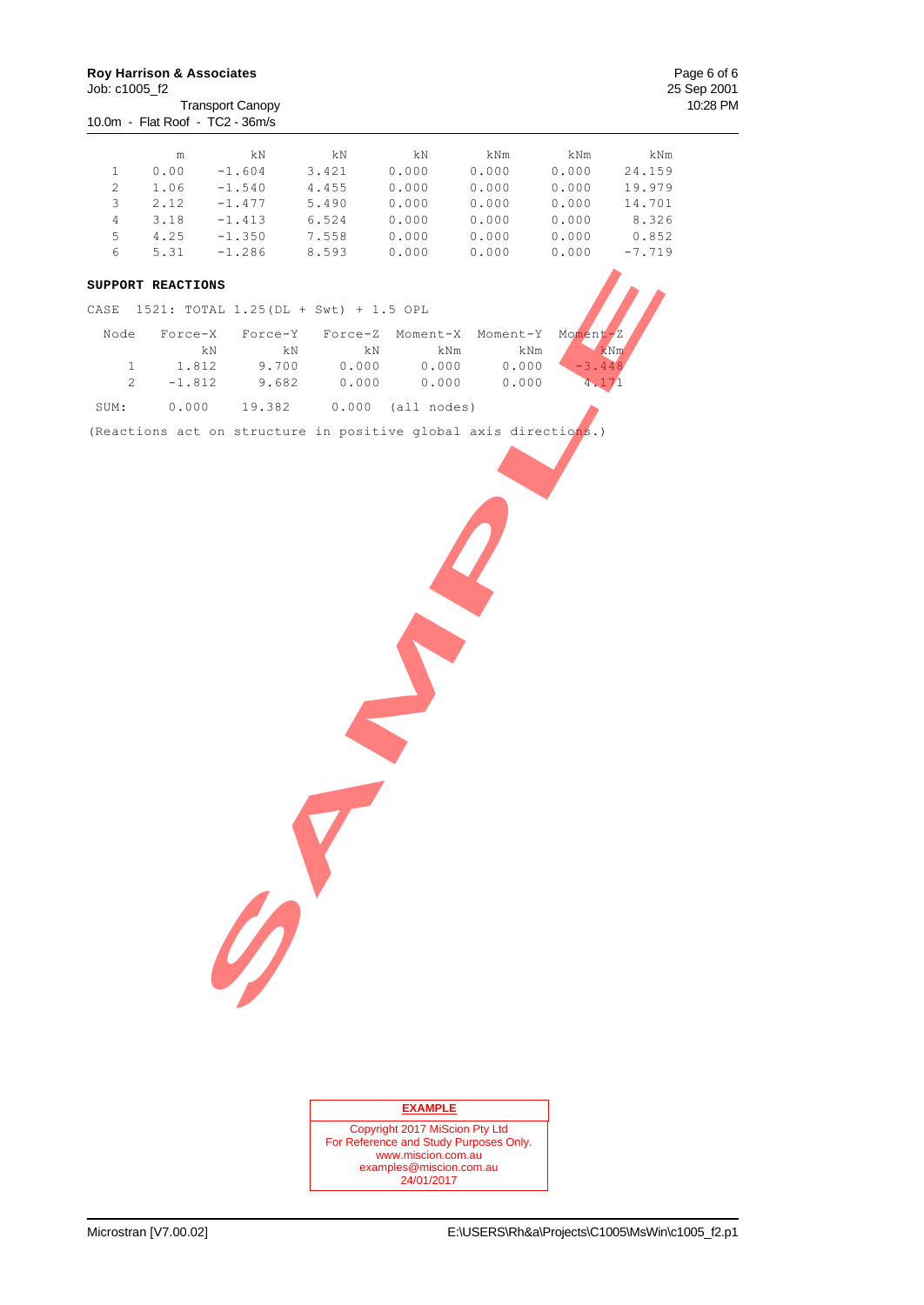| | m | kN | kN | kN | kNm | kNm | kNm |
|---|---|---|---|---|---|---|---|
| 1 | 0.00 | -1.604 | 3.421 | 0.000 | 0.000 | 0.000 | 24.159 |
| 2 | 1.06 | -1.540 | 4.455 | 0.000 | 0.000 | 0.000 | 19.979 |
| 3 | 2.12 | -1.477 | 5.490 | 0.000 | 0.000 | 0.000 | 14.701 |
| 4 | 3.18 | -1.413 | 6.524 | 0.000 | 0.000 | 0.000 | 8.326 |
| 5 | 4.25 | -1.350 | 7.558 | 0.000 | 0.000 | 0.000 | 0.852 |
| 6 | 5.31 | -1.286 | 8.593 | 0.000 | 0.000 | 0.000 | -7.719 |

**SUPPORT REACTIONS**

CASE 1521: TOTAL 1.25(DL + Swt) + 1.5 OPL

| Node | Force-X kN | Force-Y kN | Force-Z kN | Moment-X kNm | Moment-Y kNm | Moment-Z kNm |
|---|---|---|---|---|---|---|
| 1 | 1.812 | 9.700 | 0.000 | 0.000 | 0.000 | -3.448 |
| 2 | -1.812 | 9.682 | 0.000 | 0.000 | 0.000 | 4.171 |
| SUM: | 0.000 | 19.382 | 0.000 | (all nodes) | | |

(Reactions act on structure in positive global axis directions.)

SAMPLE

**EXAMPLE**

Copyright 2017 MiScion Pty Ltd
For Reference and Study Purposes Only.
www.miscion.com.au
examples@miscion.com.au
24/01/2017